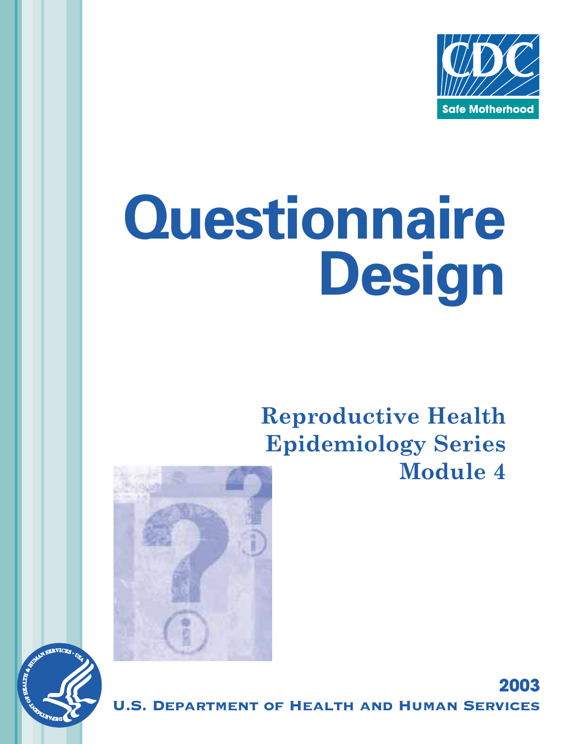CDC

Safe Motherhood

# Questionnaire Design

## Reproductive Health Epidemiology Series Module 4

2003

U.S. Department of Health and Human Services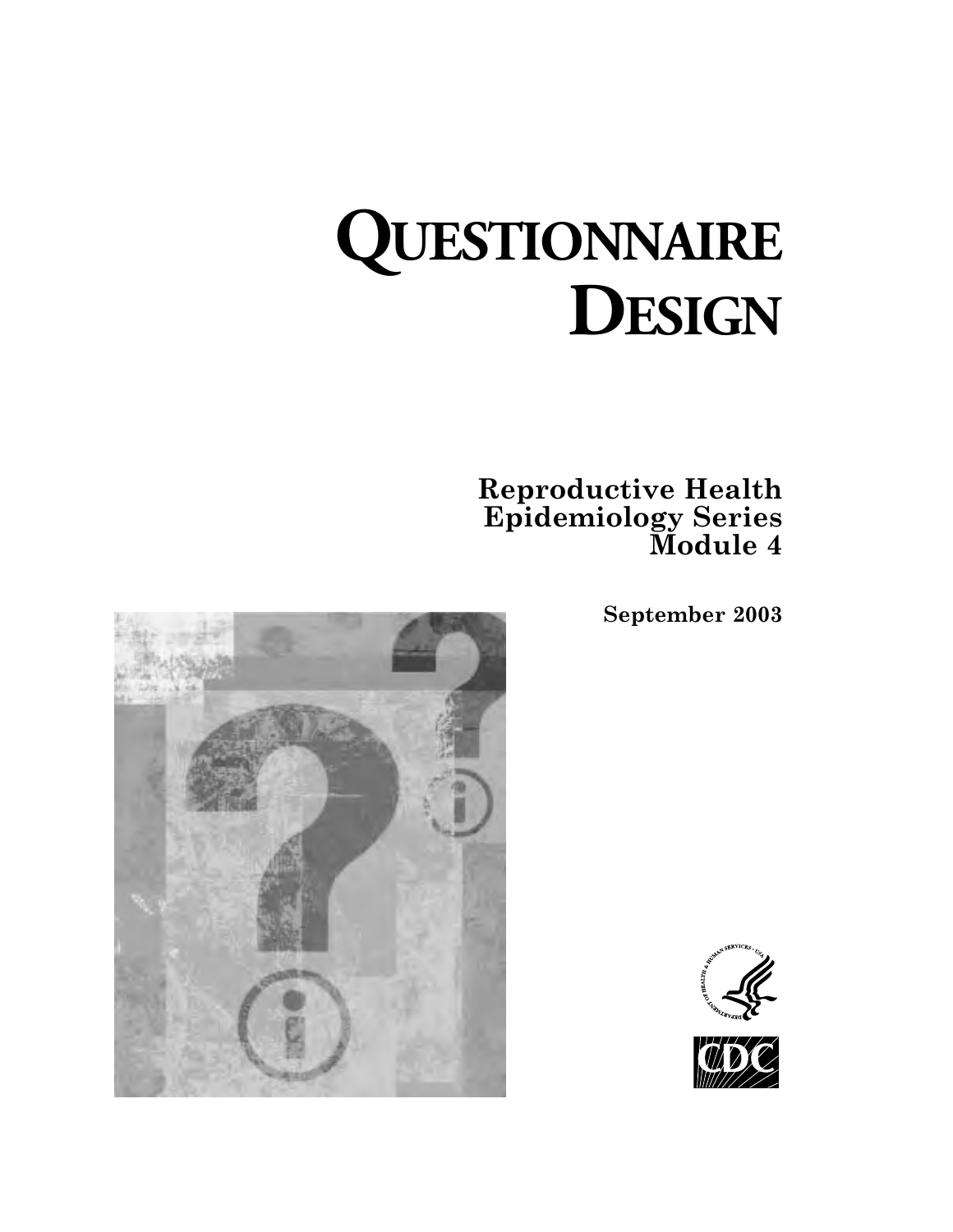# QUESTIONNAIRE DESIGN

**Reproductive Health Epidemiology Series Module 4**

**September 2003**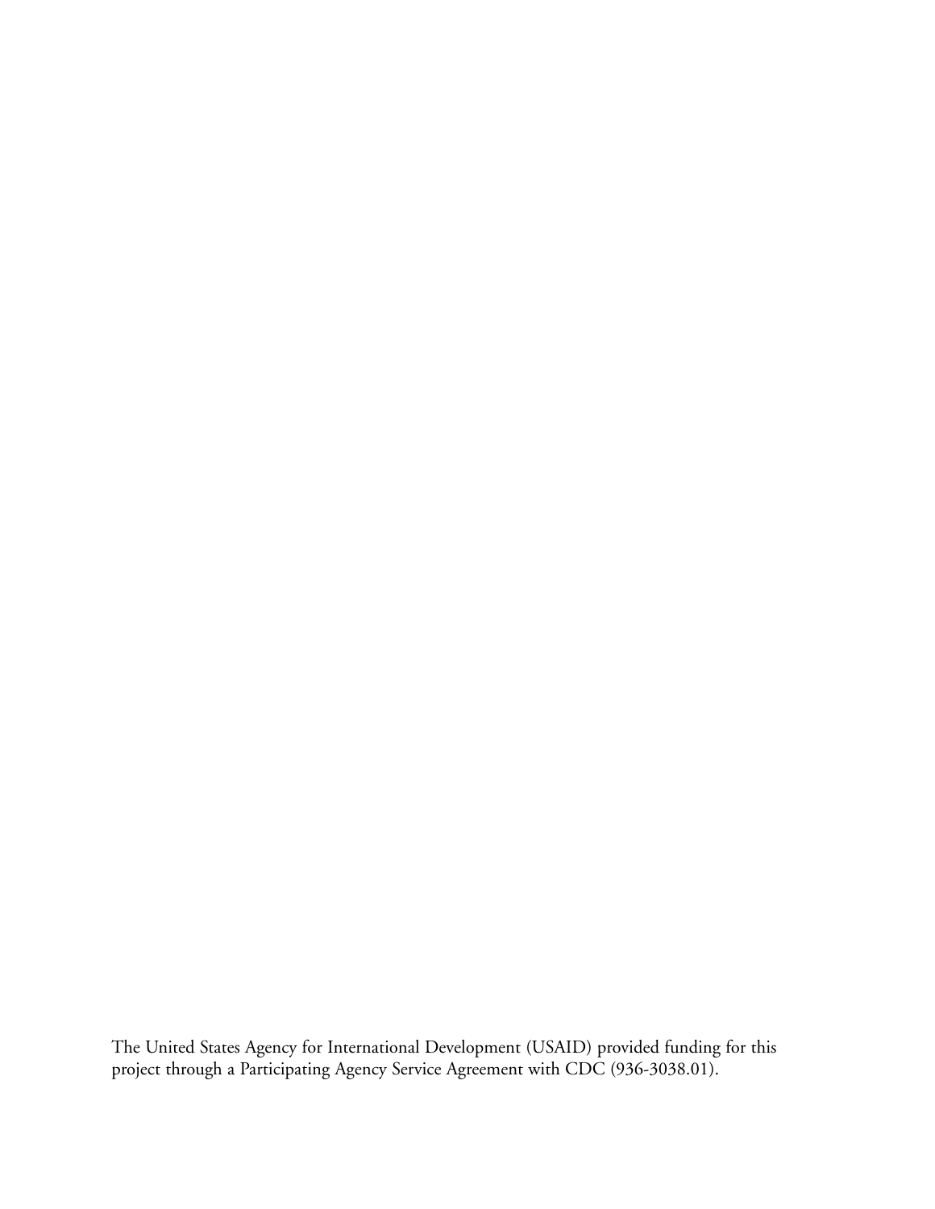The United States Agency for International Development (USAID) provided funding for this project through a Participating Agency Service Agreement with CDC (936-3038.01).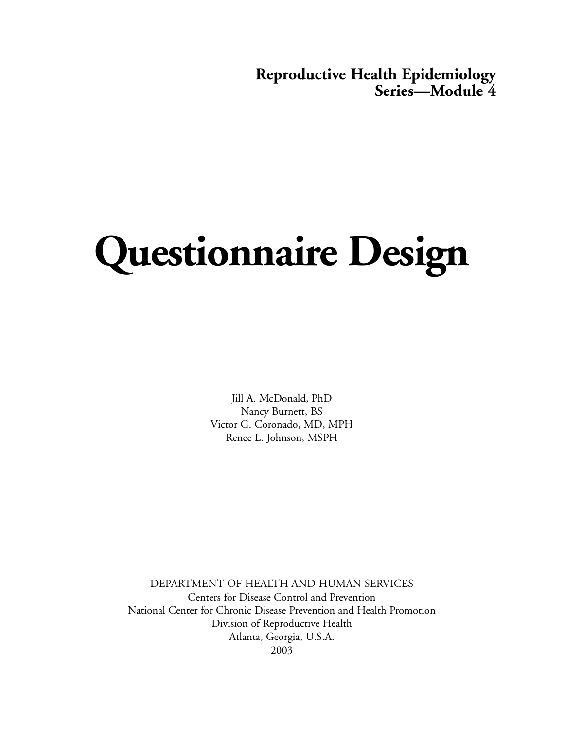**Reproductive Health Epidemiology Series—Module 4**

# Questionnaire Design

Jill A. McDonald, PhD
Nancy Burnett, BS
Victor G. Coronado, MD, MPH
Renee L. Johnson, MSPH

DEPARTMENT OF HEALTH AND HUMAN SERVICES
Centers for Disease Control and Prevention
National Center for Chronic Disease Prevention and Health Promotion
Division of Reproductive Health
Atlanta, Georgia, U.S.A.
2003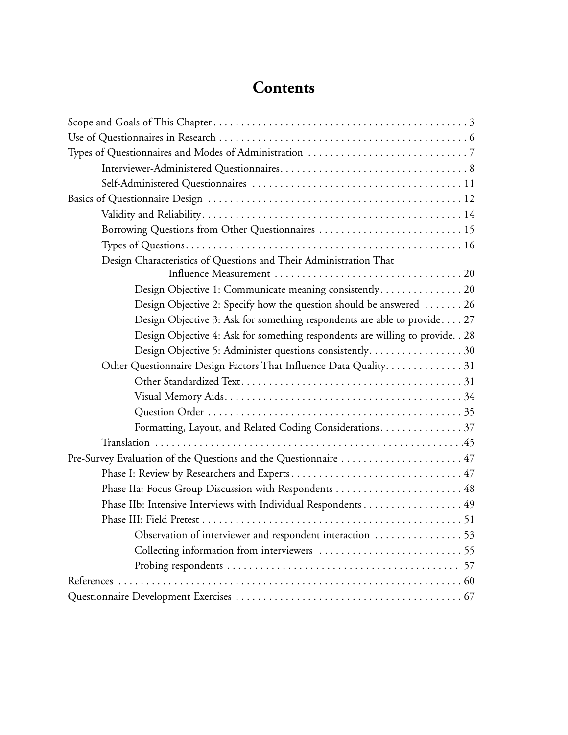# Contents

- Scope and Goals of This Chapter . . . . . . . . . . . . . . . . . . . . . . . . . . . . . . . . . . . . . . . . . . . . . . 3
- Use of Questionnaires in Research . . . . . . . . . . . . . . . . . . . . . . . . . . . . . . . . . . . . . . . . . . . . . 6
- Types of Questionnaires and Modes of Administration . . . . . . . . . . . . . . . . . . . . . . . . . . . . . 7
    - Interviewer-Administered Questionnaires . . . . . . . . . . . . . . . . . . . . . . . . . . . . . . . . . . 8
    - Self-Administered Questionnaires . . . . . . . . . . . . . . . . . . . . . . . . . . . . . . . . . . . . . . 11
- Basics of Questionnaire Design . . . . . . . . . . . . . . . . . . . . . . . . . . . . . . . . . . . . . . . . . . . . . . 12
    - Validity and Reliability . . . . . . . . . . . . . . . . . . . . . . . . . . . . . . . . . . . . . . . . . . . . . . . 14
    - Borrowing Questions from Other Questionnaires . . . . . . . . . . . . . . . . . . . . . . . . . . 15
    - Types of Questions . . . . . . . . . . . . . . . . . . . . . . . . . . . . . . . . . . . . . . . . . . . . . . . . . . 16
    - Design Characteristics of Questions and Their Administration That Influence Measurement . . . . . . . . . . . . . . . . . . . . . . . . . . . . . . . . . . 20
        - Design Objective 1: Communicate meaning consistently . . . . . . . . . . . . . . . 20
        - Design Objective 2: Specify how the question should be answered . . . . . . . 26
        - Design Objective 3: Ask for something respondents are able to provide . . . . 27
        - Design Objective 4: Ask for something respondents are willing to provide . . 28
        - Design Objective 5: Administer questions consistently . . . . . . . . . . . . . . . . . 30
    - Other Questionnaire Design Factors That Influence Data Quality . . . . . . . . . . . . . . 31
        - Other Standardized Text . . . . . . . . . . . . . . . . . . . . . . . . . . . . . . . . . . . . . . . . 31
        - Visual Memory Aids . . . . . . . . . . . . . . . . . . . . . . . . . . . . . . . . . . . . . . . . . . . 34
        - Question Order . . . . . . . . . . . . . . . . . . . . . . . . . . . . . . . . . . . . . . . . . . . . . . 35
        - Formatting, Layout, and Related Coding Considerations . . . . . . . . . . . . . . . 37
    - Translation . . . . . . . . . . . . . . . . . . . . . . . . . . . . . . . . . . . . . . . . . . . . . . . . . . . . . . . . . 45
- Pre-Survey Evaluation of the Questions and the Questionnaire . . . . . . . . . . . . . . . . . . . . . . 47
    - Phase I: Review by Researchers and Experts . . . . . . . . . . . . . . . . . . . . . . . . . . . . . . . 47
    - Phase IIa: Focus Group Discussion with Respondents . . . . . . . . . . . . . . . . . . . . . . . 48
    - Phase IIb: Intensive Interviews with Individual Respondents . . . . . . . . . . . . . . . . . . 49
    - Phase III: Field Pretest . . . . . . . . . . . . . . . . . . . . . . . . . . . . . . . . . . . . . . . . . . . . . . . 51
        - Observation of interviewer and respondent interaction . . . . . . . . . . . . . . . . 53
        - Collecting information from interviewers . . . . . . . . . . . . . . . . . . . . . . . . . . 55
        - Probing respondents . . . . . . . . . . . . . . . . . . . . . . . . . . . . . . . . . . . . . . . . . . 57
- References . . . . . . . . . . . . . . . . . . . . . . . . . . . . . . . . . . . . . . . . . . . . . . . . . . . . . . . . . . . . . 60
- Questionnaire Development Exercises . . . . . . . . . . . . . . . . . . . . . . . . . . . . . . . . . . . . . . . . . 67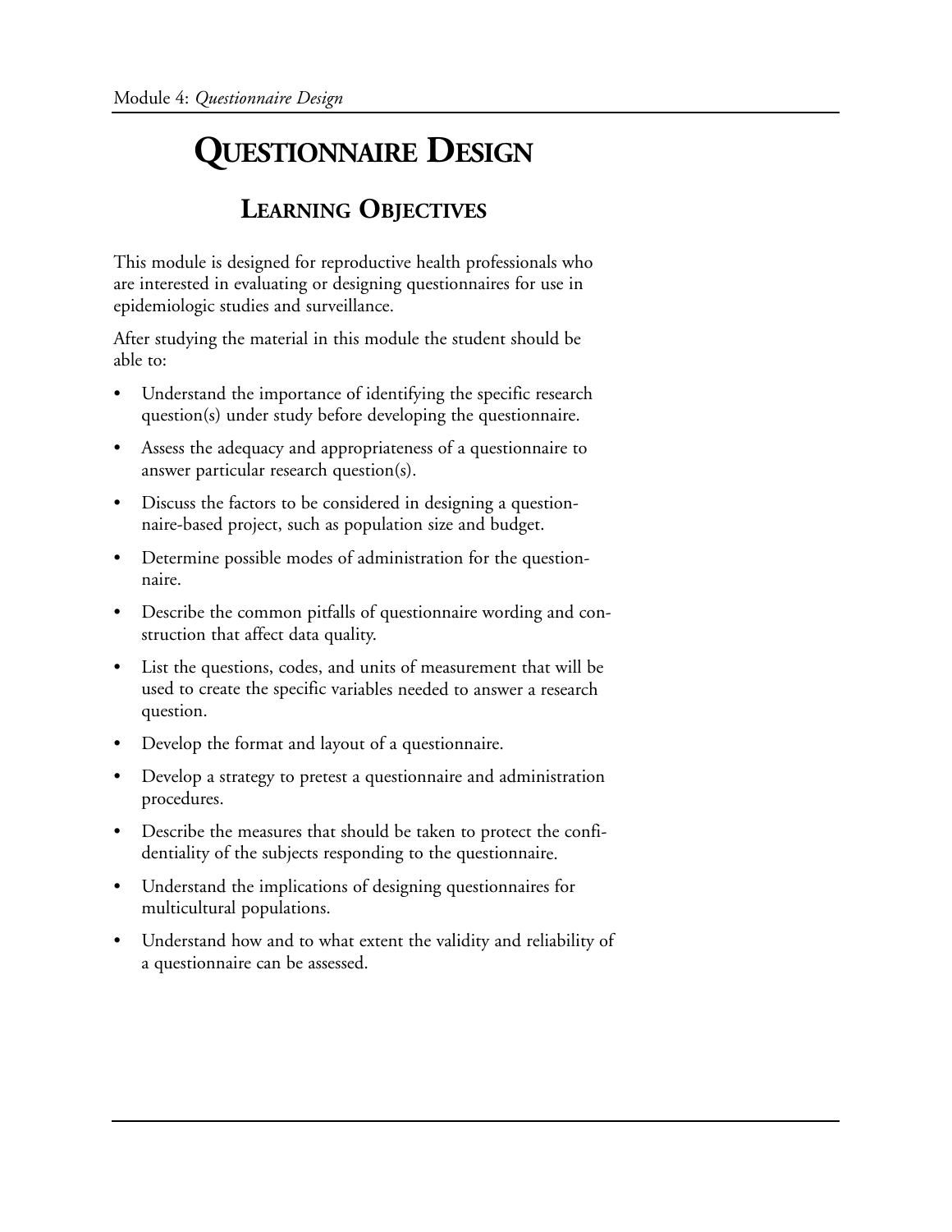# QUESTIONNAIRE DESIGN

## LEARNING OBJECTIVES

This module is designed for reproductive health professionals who are interested in evaluating or designing questionnaires for use in epidemiologic studies and surveillance.

After studying the material in this module the student should be able to:

- Understand the importance of identifying the specific research question(s) under study before developing the questionnaire.
- Assess the adequacy and appropriateness of a questionnaire to answer particular research question(s).
- Discuss the factors to be considered in designing a questionnaire-based project, such as population size and budget.
- Determine possible modes of administration for the questionnaire.
- Describe the common pitfalls of questionnaire wording and construction that affect data quality.
- List the questions, codes, and units of measurement that will be used to create the specific variables needed to answer a research question.
- Develop the format and layout of a questionnaire.
- Develop a strategy to pretest a questionnaire and administration procedures.
- Describe the measures that should be taken to protect the confidentiality of the subjects responding to the questionnaire.
- Understand the implications of designing questionnaires for multicultural populations.
- Understand how and to what extent the validity and reliability of a questionnaire can be assessed.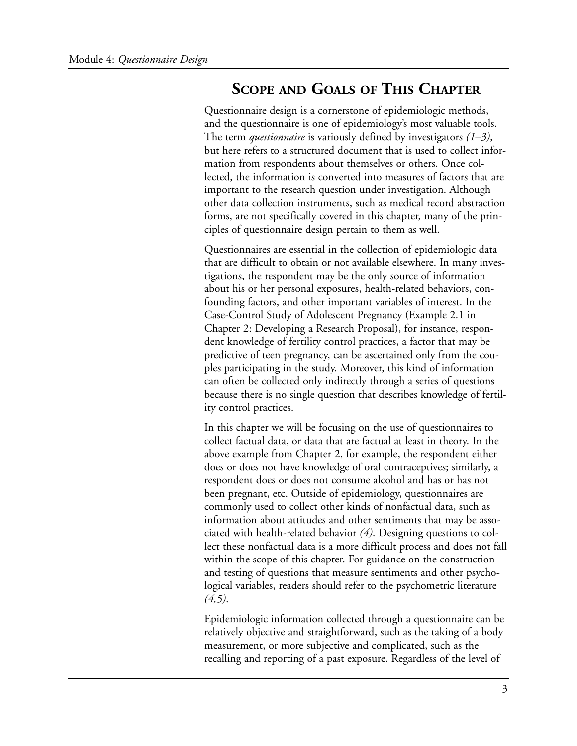## Scope and Goals of This Chapter

Questionnaire design is a cornerstone of epidemiologic methods, and the questionnaire is one of epidemiology's most valuable tools. The term *questionnaire* is variously defined by investigators *(1–3)*, but here refers to a structured document that is used to collect information from respondents about themselves or others. Once collected, the information is converted into measures of factors that are important to the research question under investigation. Although other data collection instruments, such as medical record abstraction forms, are not specifically covered in this chapter, many of the principles of questionnaire design pertain to them as well.

Questionnaires are essential in the collection of epidemiologic data that are difficult to obtain or not available elsewhere. In many investigations, the respondent may be the only source of information about his or her personal exposures, health-related behaviors, confounding factors, and other important variables of interest. In the Case-Control Study of Adolescent Pregnancy (Example 2.1 in Chapter 2: Developing a Research Proposal), for instance, respondent knowledge of fertility control practices, a factor that may be predictive of teen pregnancy, can be ascertained only from the couples participating in the study. Moreover, this kind of information can often be collected only indirectly through a series of questions because there is no single question that describes knowledge of fertility control practices.

In this chapter we will be focusing on the use of questionnaires to collect factual data, or data that are factual at least in theory. In the above example from Chapter 2, for example, the respondent either does or does not have knowledge of oral contraceptives; similarly, a respondent does or does not consume alcohol and has or has not been pregnant, etc. Outside of epidemiology, questionnaires are commonly used to collect other kinds of nonfactual data, such as information about attitudes and other sentiments that may be associated with health-related behavior *(4)*. Designing questions to collect these nonfactual data is a more difficult process and does not fall within the scope of this chapter. For guidance on the construction and testing of questions that measure sentiments and other psychological variables, readers should refer to the psychometric literature *(4,5)*.

Epidemiologic information collected through a questionnaire can be relatively objective and straightforward, such as the taking of a body measurement, or more subjective and complicated, such as the recalling and reporting of a past exposure. Regardless of the level of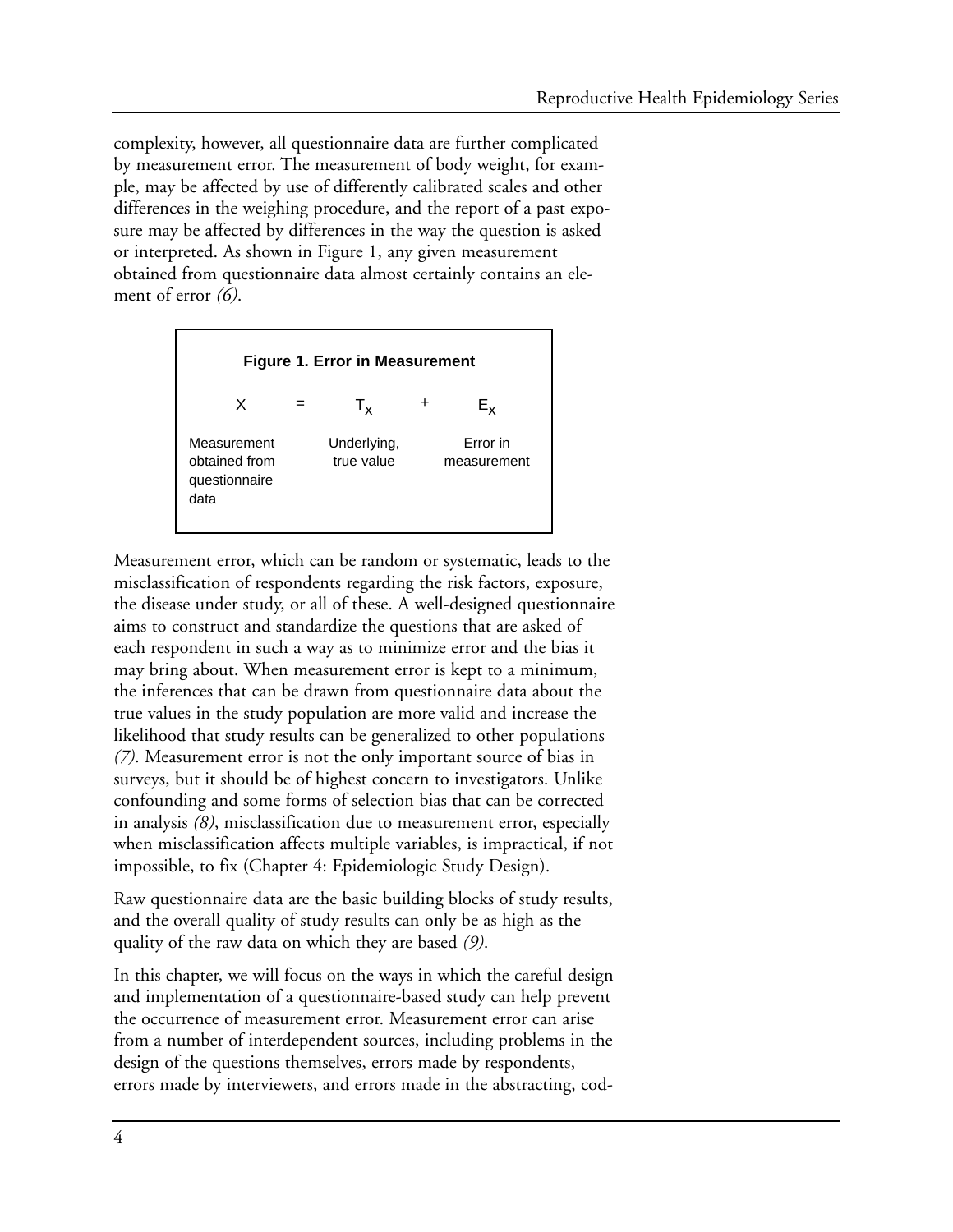complexity, however, all questionnaire data are further complicated by measurement error. The measurement of body weight, for example, may be affected by use of differently calibrated scales and other differences in the weighing procedure, and the report of a past exposure may be affected by differences in the way the question is asked or interpreted. As shown in Figure 1, any given measurement obtained from questionnaire data almost certainly contains an element of error *(6)*.

**Figure 1. Error in Measurement**

$$X = T_X + E_X$$

| $X$ | = | $T_X$ | + | $E_X$ |
|---|---|---|---|---|
| Measurement obtained from questionnaire data | | Underlying, true value | | Error in measurement |

Measurement error, which can be random or systematic, leads to the misclassification of respondents regarding the risk factors, exposure, the disease under study, or all of these. A well-designed questionnaire aims to construct and standardize the questions that are asked of each respondent in such a way as to minimize error and the bias it may bring about. When measurement error is kept to a minimum, the inferences that can be drawn from questionnaire data about the true values in the study population are more valid and increase the likelihood that study results can be generalized to other populations *(7)*. Measurement error is not the only important source of bias in surveys, but it should be of highest concern to investigators. Unlike confounding and some forms of selection bias that can be corrected in analysis *(8)*, misclassification due to measurement error, especially when misclassification affects multiple variables, is impractical, if not impossible, to fix (Chapter 4: Epidemiologic Study Design).

Raw questionnaire data are the basic building blocks of study results, and the overall quality of study results can only be as high as the quality of the raw data on which they are based *(9)*.

In this chapter, we will focus on the ways in which the careful design and implementation of a questionnaire-based study can help prevent the occurrence of measurement error. Measurement error can arise from a number of interdependent sources, including problems in the design of the questions themselves, errors made by respondents, errors made by interviewers, and errors made in the abstracting, cod-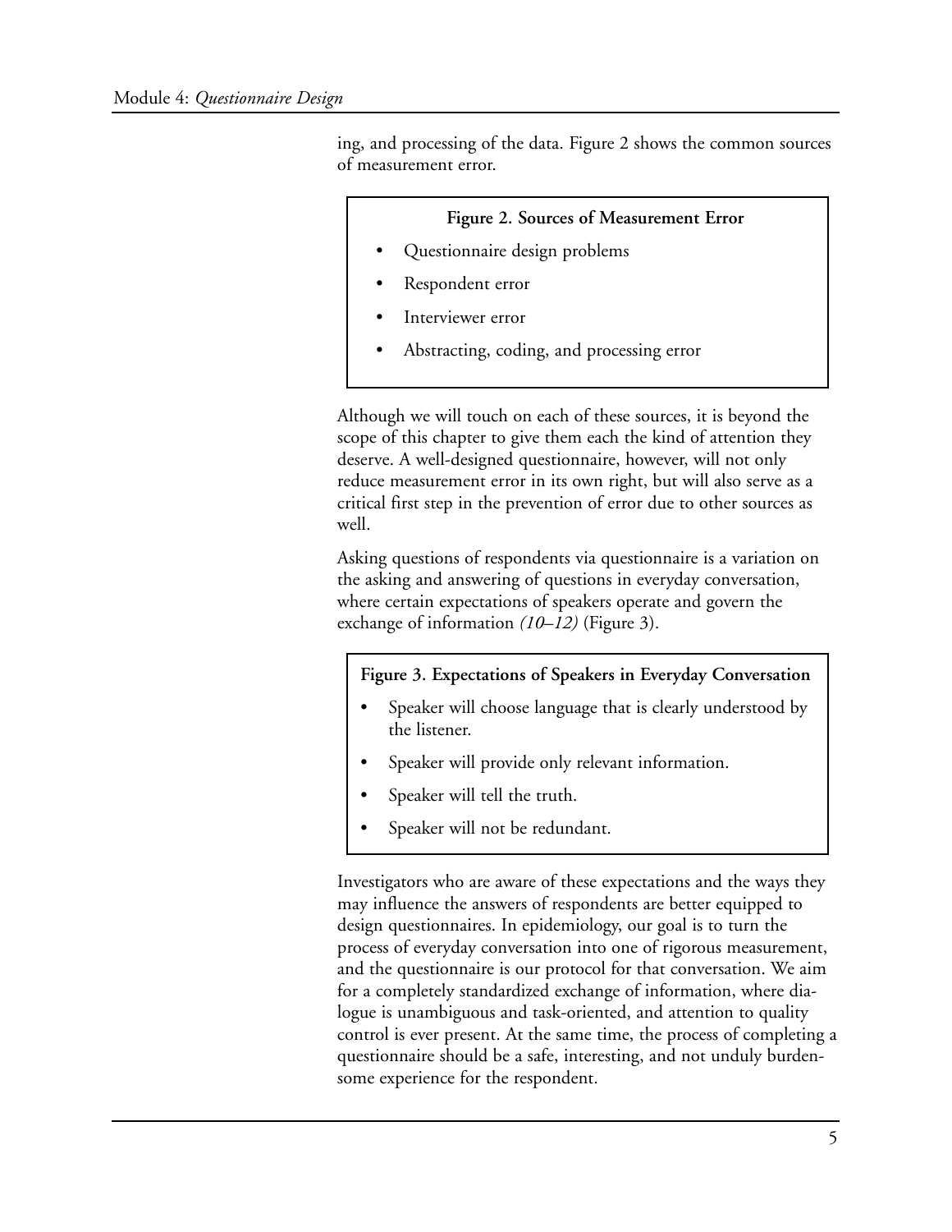ing, and processing of the data. Figure 2 shows the common sources of measurement error.

**Figure 2. Sources of Measurement Error**

- Questionnaire design problems
- Respondent error
- Interviewer error
- Abstracting, coding, and processing error

Although we will touch on each of these sources, it is beyond the scope of this chapter to give them each the kind of attention they deserve. A well-designed questionnaire, however, will not only reduce measurement error in its own right, but will also serve as a critical first step in the prevention of error due to other sources as well.

Asking questions of respondents via questionnaire is a variation on the asking and answering of questions in everyday conversation, where certain expectations of speakers operate and govern the exchange of information *(10–12)* (Figure 3).

**Figure 3. Expectations of Speakers in Everyday Conversation**

- Speaker will choose language that is clearly understood by the listener.
- Speaker will provide only relevant information.
- Speaker will tell the truth.
- Speaker will not be redundant.

Investigators who are aware of these expectations and the ways they may influence the answers of respondents are better equipped to design questionnaires. In epidemiology, our goal is to turn the process of everyday conversation into one of rigorous measurement, and the questionnaire is our protocol for that conversation. We aim for a completely standardized exchange of information, where dialogue is unambiguous and task-oriented, and attention to quality control is ever present. At the same time, the process of completing a questionnaire should be a safe, interesting, and not unduly burdensome experience for the respondent.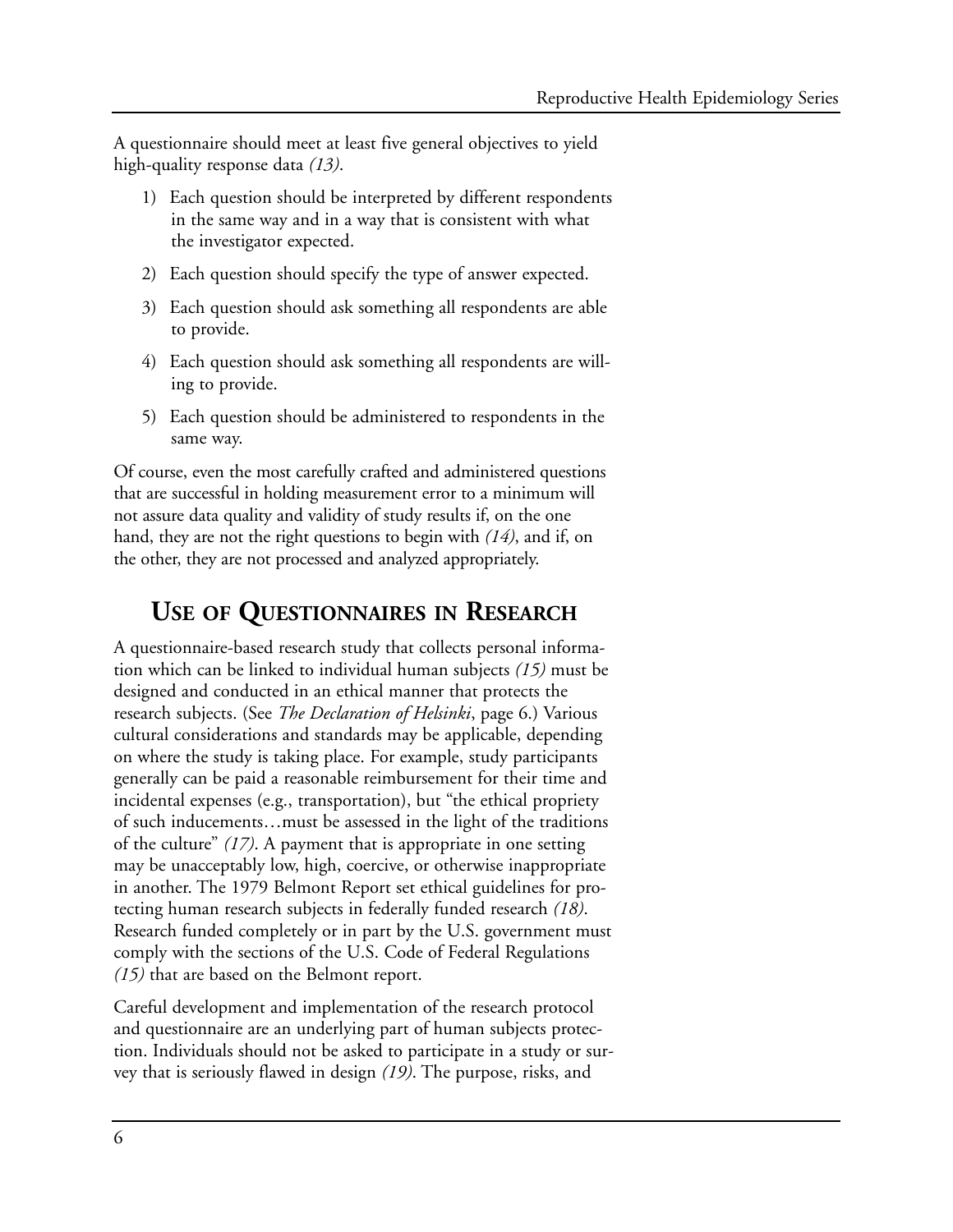A questionnaire should meet at least five general objectives to yield high-quality response data *(13)*.

1) Each question should be interpreted by different respondents in the same way and in a way that is consistent with what the investigator expected.
2) Each question should specify the type of answer expected.
3) Each question should ask something all respondents are able to provide.
4) Each question should ask something all respondents are willing to provide.
5) Each question should be administered to respondents in the same way.

Of course, even the most carefully crafted and administered questions that are successful in holding measurement error to a minimum will not assure data quality and validity of study results if, on the one hand, they are not the right questions to begin with *(14)*, and if, on the other, they are not processed and analyzed appropriately.

## USE OF QUESTIONNAIRES IN RESEARCH

A questionnaire-based research study that collects personal information which can be linked to individual human subjects *(15)* must be designed and conducted in an ethical manner that protects the research subjects. (See *The Declaration of Helsinki*, page 6.) Various cultural considerations and standards may be applicable, depending on where the study is taking place. For example, study participants generally can be paid a reasonable reimbursement for their time and incidental expenses (e.g., transportation), but "the ethical propriety of such inducements…must be assessed in the light of the traditions of the culture" *(17)*. A payment that is appropriate in one setting may be unacceptably low, high, coercive, or otherwise inappropriate in another. The 1979 Belmont Report set ethical guidelines for protecting human research subjects in federally funded research *(18)*. Research funded completely or in part by the U.S. government must comply with the sections of the U.S. Code of Federal Regulations *(15)* that are based on the Belmont report.

Careful development and implementation of the research protocol and questionnaire are an underlying part of human subjects protection. Individuals should not be asked to participate in a study or survey that is seriously flawed in design *(19)*. The purpose, risks, and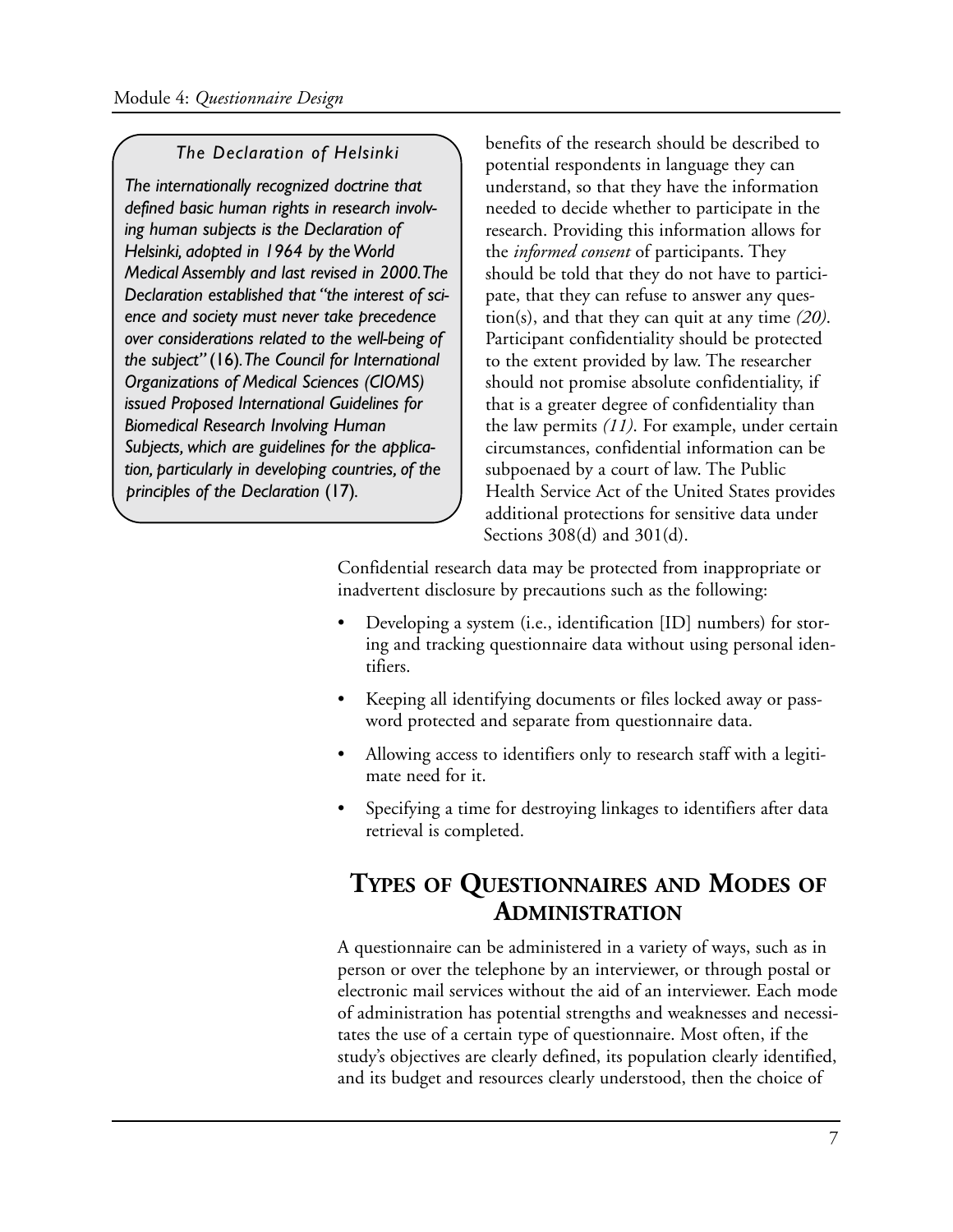> ### *The Declaration of Helsinki*
>
> *The internationally recognized doctrine that defined basic human rights in research involving human subjects is the Declaration of Helsinki, adopted in 1964 by the World Medical Assembly and last revised in 2000. The Declaration established that "the interest of science and society must never take precedence over considerations related to the well-being of the subject"* (16). *The Council for International Organizations of Medical Sciences (CIOMS) issued Proposed International Guidelines for Biomedical Research Involving Human Subjects, which are guidelines for the application, particularly in developing countries, of the principles of the Declaration* (17).

benefits of the research should be described to potential respondents in language they can understand, so that they have the information needed to decide whether to participate in the research. Providing this information allows for the *informed consent* of participants. They should be told that they do not have to participate, that they can refuse to answer any question(s), and that they can quit at any time *(20)*. Participant confidentiality should be protected to the extent provided by law. The researcher should not promise absolute confidentiality, if that is a greater degree of confidentiality than the law permits *(11)*. For example, under certain circumstances, confidential information can be subpoenaed by a court of law. The Public Health Service Act of the United States provides additional protections for sensitive data under Sections 308(d) and 301(d).

Confidential research data may be protected from inappropriate or inadvertent disclosure by precautions such as the following:

- Developing a system (i.e., identification [ID] numbers) for storing and tracking questionnaire data without using personal identifiers.
- Keeping all identifying documents or files locked away or password protected and separate from questionnaire data.
- Allowing access to identifiers only to research staff with a legitimate need for it.
- Specifying a time for destroying linkages to identifiers after data retrieval is completed.

## TYPES OF QUESTIONNAIRES AND MODES OF ADMINISTRATION

A questionnaire can be administered in a variety of ways, such as in person or over the telephone by an interviewer, or through postal or electronic mail services without the aid of an interviewer. Each mode of administration has potential strengths and weaknesses and necessitates the use of a certain type of questionnaire. Most often, if the study's objectives are clearly defined, its population clearly identified, and its budget and resources clearly understood, then the choice of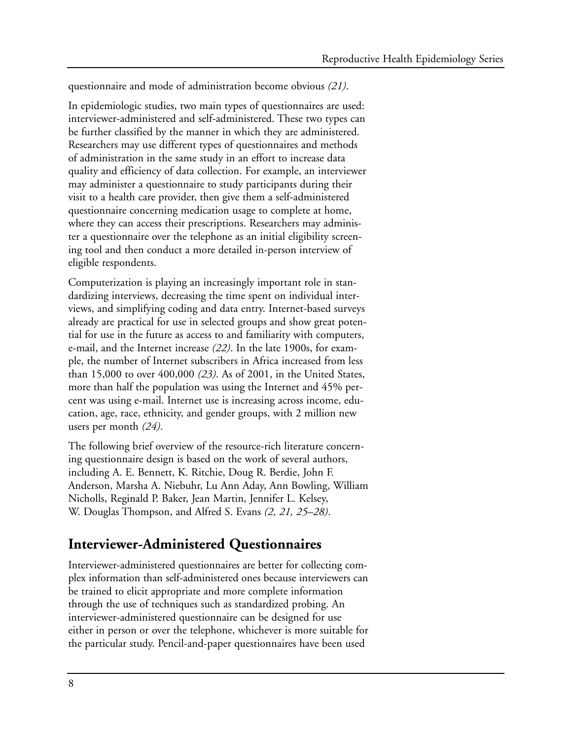questionnaire and mode of administration become obvious *(21)*.

In epidemiologic studies, two main types of questionnaires are used: interviewer-administered and self-administered. These two types can be further classified by the manner in which they are administered. Researchers may use different types of questionnaires and methods of administration in the same study in an effort to increase data quality and efficiency of data collection. For example, an interviewer may administer a questionnaire to study participants during their visit to a health care provider, then give them a self-administered questionnaire concerning medication usage to complete at home, where they can access their prescriptions. Researchers may administer a questionnaire over the telephone as an initial eligibility screening tool and then conduct a more detailed in-person interview of eligible respondents.

Computerization is playing an increasingly important role in standardizing interviews, decreasing the time spent on individual interviews, and simplifying coding and data entry. Internet-based surveys already are practical for use in selected groups and show great potential for use in the future as access to and familiarity with computers, e-mail, and the Internet increase *(22)*. In the late 1900s, for example, the number of Internet subscribers in Africa increased from less than 15,000 to over 400,000 *(23)*. As of 2001, in the United States, more than half the population was using the Internet and 45% percent was using e-mail. Internet use is increasing across income, education, age, race, ethnicity, and gender groups, with 2 million new users per month *(24)*.

The following brief overview of the resource-rich literature concerning questionnaire design is based on the work of several authors, including A. E. Bennett, K. Ritchie, Doug R. Berdie, John F. Anderson, Marsha A. Niebuhr, Lu Ann Aday, Ann Bowling, William Nicholls, Reginald P. Baker, Jean Martin, Jennifer L. Kelsey, W. Douglas Thompson, and Alfred S. Evans *(2, 21, 25–28)*.

## Interviewer-Administered Questionnaires

Interviewer-administered questionnaires are better for collecting complex information than self-administered ones because interviewers can be trained to elicit appropriate and more complete information through the use of techniques such as standardized probing. An interviewer-administered questionnaire can be designed for use either in person or over the telephone, whichever is more suitable for the particular study. Pencil-and-paper questionnaires have been used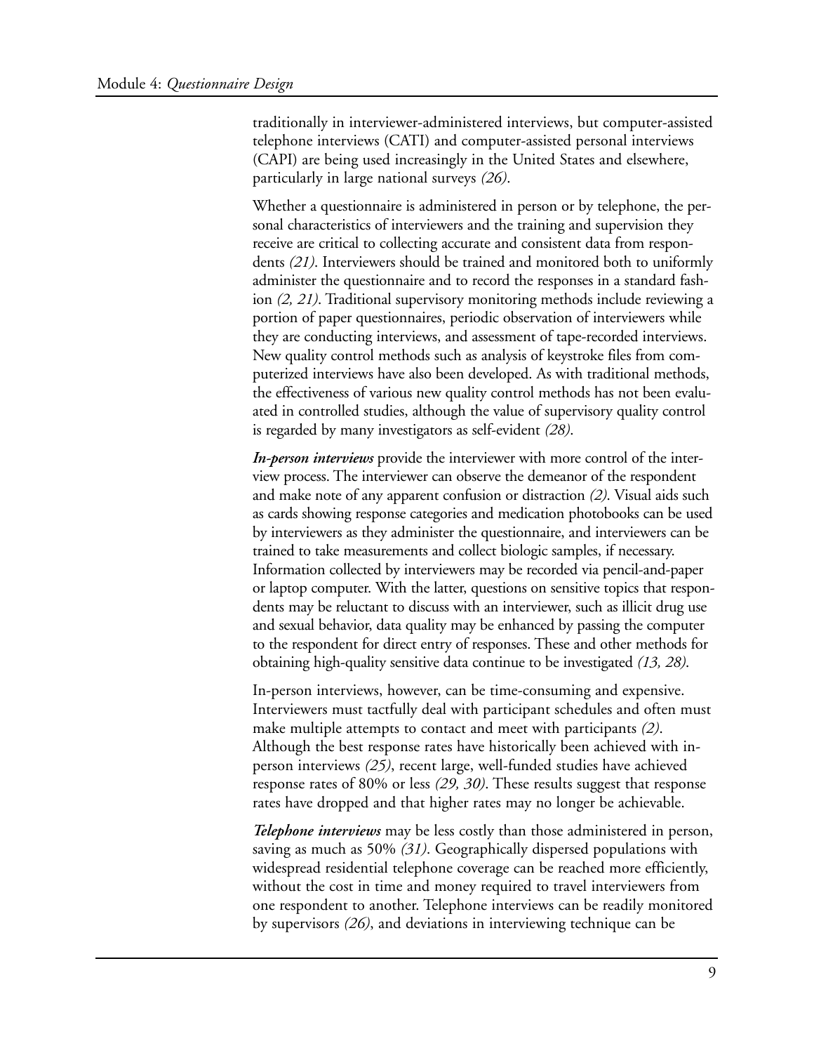traditionally in interviewer-administered interviews, but computer-assisted telephone interviews (CATI) and computer-assisted personal interviews (CAPI) are being used increasingly in the United States and elsewhere, particularly in large national surveys *(26)*.

Whether a questionnaire is administered in person or by telephone, the personal characteristics of interviewers and the training and supervision they receive are critical to collecting accurate and consistent data from respondents *(21)*. Interviewers should be trained and monitored both to uniformly administer the questionnaire and to record the responses in a standard fashion *(2, 21)*. Traditional supervisory monitoring methods include reviewing a portion of paper questionnaires, periodic observation of interviewers while they are conducting interviews, and assessment of tape-recorded interviews. New quality control methods such as analysis of keystroke files from computerized interviews have also been developed. As with traditional methods, the effectiveness of various new quality control methods has not been evaluated in controlled studies, although the value of supervisory quality control is regarded by many investigators as self-evident *(28)*.

***In-person interviews*** provide the interviewer with more control of the interview process. The interviewer can observe the demeanor of the respondent and make note of any apparent confusion or distraction *(2)*. Visual aids such as cards showing response categories and medication photobooks can be used by interviewers as they administer the questionnaire, and interviewers can be trained to take measurements and collect biologic samples, if necessary. Information collected by interviewers may be recorded via pencil-and-paper or laptop computer. With the latter, questions on sensitive topics that respondents may be reluctant to discuss with an interviewer, such as illicit drug use and sexual behavior, data quality may be enhanced by passing the computer to the respondent for direct entry of responses. These and other methods for obtaining high-quality sensitive data continue to be investigated *(13, 28)*.

In-person interviews, however, can be time-consuming and expensive. Interviewers must tactfully deal with participant schedules and often must make multiple attempts to contact and meet with participants *(2)*. Although the best response rates have historically been achieved with in-person interviews *(25)*, recent large, well-funded studies have achieved response rates of 80% or less *(29, 30)*. These results suggest that response rates have dropped and that higher rates may no longer be achievable.

***Telephone interviews*** may be less costly than those administered in person, saving as much as 50% *(31)*. Geographically dispersed populations with widespread residential telephone coverage can be reached more efficiently, without the cost in time and money required to travel interviewers from one respondent to another. Telephone interviews can be readily monitored by supervisors *(26)*, and deviations in interviewing technique can be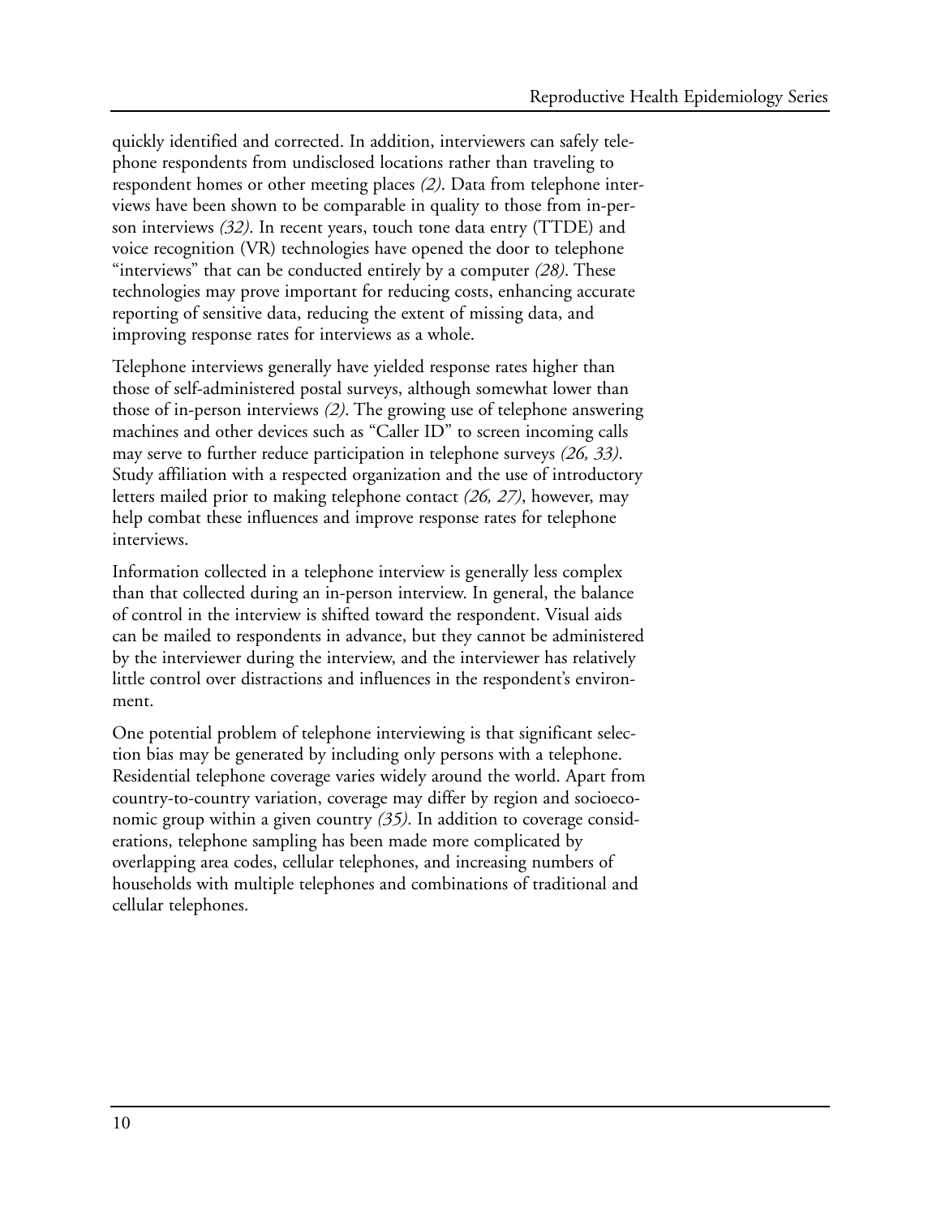quickly identified and corrected. In addition, interviewers can safely telephone respondents from undisclosed locations rather than traveling to respondent homes or other meeting places *(2)*. Data from telephone interviews have been shown to be comparable in quality to those from in-person interviews *(32)*. In recent years, touch tone data entry (TTDE) and voice recognition (VR) technologies have opened the door to telephone "interviews" that can be conducted entirely by a computer *(28)*. These technologies may prove important for reducing costs, enhancing accurate reporting of sensitive data, reducing the extent of missing data, and improving response rates for interviews as a whole.

Telephone interviews generally have yielded response rates higher than those of self-administered postal surveys, although somewhat lower than those of in-person interviews *(2)*. The growing use of telephone answering machines and other devices such as "Caller ID" to screen incoming calls may serve to further reduce participation in telephone surveys *(26, 33)*. Study affiliation with a respected organization and the use of introductory letters mailed prior to making telephone contact *(26, 27)*, however, may help combat these influences and improve response rates for telephone interviews.

Information collected in a telephone interview is generally less complex than that collected during an in-person interview. In general, the balance of control in the interview is shifted toward the respondent. Visual aids can be mailed to respondents in advance, but they cannot be administered by the interviewer during the interview, and the interviewer has relatively little control over distractions and influences in the respondent's environment.

One potential problem of telephone interviewing is that significant selection bias may be generated by including only persons with a telephone. Residential telephone coverage varies widely around the world. Apart from country-to-country variation, coverage may differ by region and socioeconomic group within a given country *(35)*. In addition to coverage considerations, telephone sampling has been made more complicated by overlapping area codes, cellular telephones, and increasing numbers of households with multiple telephones and combinations of traditional and cellular telephones.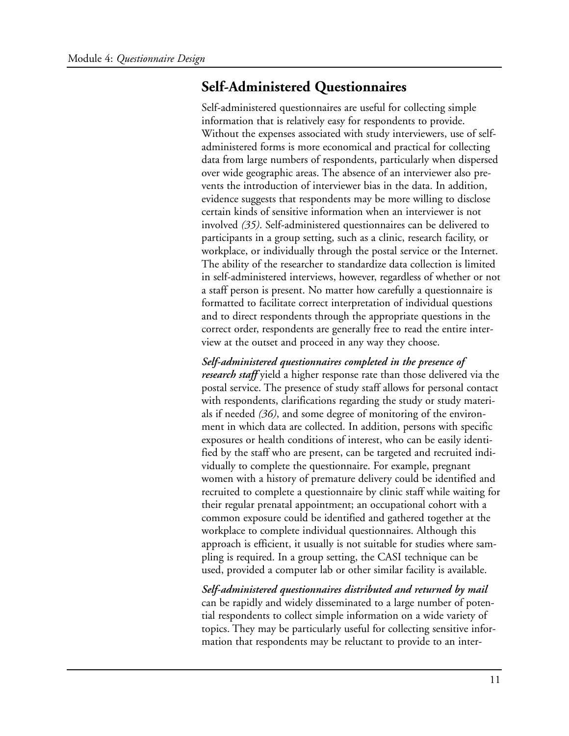## Self-Administered Questionnaires

Self-administered questionnaires are useful for collecting simple information that is relatively easy for respondents to provide. Without the expenses associated with study interviewers, use of self-administered forms is more economical and practical for collecting data from large numbers of respondents, particularly when dispersed over wide geographic areas. The absence of an interviewer also prevents the introduction of interviewer bias in the data. In addition, evidence suggests that respondents may be more willing to disclose certain kinds of sensitive information when an interviewer is not involved *(35)*. Self-administered questionnaires can be delivered to participants in a group setting, such as a clinic, research facility, or workplace, or individually through the postal service or the Internet. The ability of the researcher to standardize data collection is limited in self-administered interviews, however, regardless of whether or not a staff person is present. No matter how carefully a questionnaire is formatted to facilitate correct interpretation of individual questions and to direct respondents through the appropriate questions in the correct order, respondents are generally free to read the entire interview at the outset and proceed in any way they choose.

***Self-administered questionnaires completed in the presence of research staff*** yield a higher response rate than those delivered via the postal service. The presence of study staff allows for personal contact with respondents, clarifications regarding the study or study materials if needed *(36)*, and some degree of monitoring of the environment in which data are collected. In addition, persons with specific exposures or health conditions of interest, who can be easily identified by the staff who are present, can be targeted and recruited individually to complete the questionnaire. For example, pregnant women with a history of premature delivery could be identified and recruited to complete a questionnaire by clinic staff while waiting for their regular prenatal appointment; an occupational cohort with a common exposure could be identified and gathered together at the workplace to complete individual questionnaires. Although this approach is efficient, it usually is not suitable for studies where sampling is required. In a group setting, the CASI technique can be used, provided a computer lab or other similar facility is available.

***Self-administered questionnaires distributed and returned by mail*** can be rapidly and widely disseminated to a large number of potential respondents to collect simple information on a wide variety of topics. They may be particularly useful for collecting sensitive information that respondents may be reluctant to provide to an inter-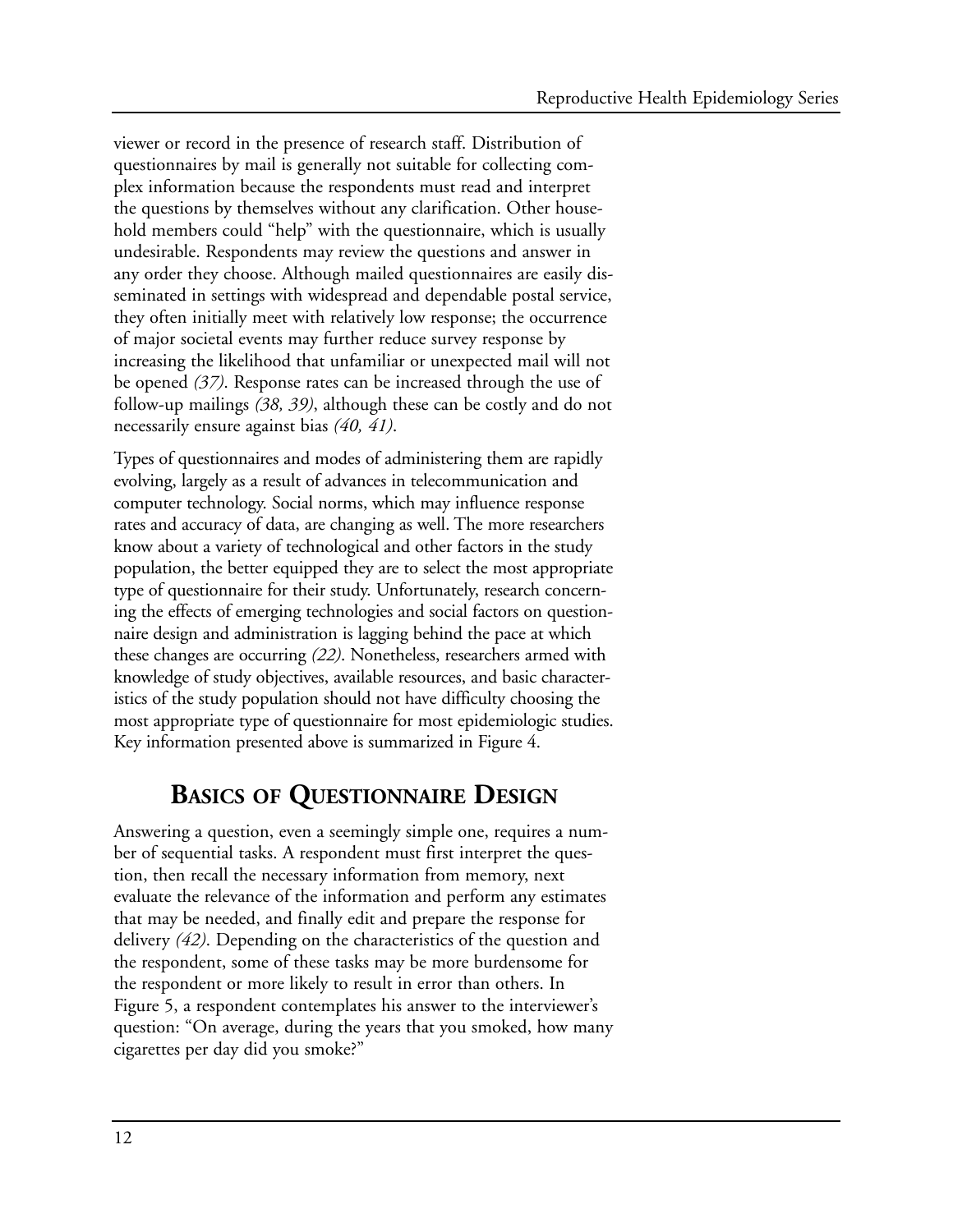viewer or record in the presence of research staff. Distribution of questionnaires by mail is generally not suitable for collecting complex information because the respondents must read and interpret the questions by themselves without any clarification. Other household members could "help" with the questionnaire, which is usually undesirable. Respondents may review the questions and answer in any order they choose. Although mailed questionnaires are easily disseminated in settings with widespread and dependable postal service, they often initially meet with relatively low response; the occurrence of major societal events may further reduce survey response by increasing the likelihood that unfamiliar or unexpected mail will not be opened *(37)*. Response rates can be increased through the use of follow-up mailings *(38, 39)*, although these can be costly and do not necessarily ensure against bias *(40, 41)*.

Types of questionnaires and modes of administering them are rapidly evolving, largely as a result of advances in telecommunication and computer technology. Social norms, which may influence response rates and accuracy of data, are changing as well. The more researchers know about a variety of technological and other factors in the study population, the better equipped they are to select the most appropriate type of questionnaire for their study. Unfortunately, research concerning the effects of emerging technologies and social factors on questionnaire design and administration is lagging behind the pace at which these changes are occurring *(22)*. Nonetheless, researchers armed with knowledge of study objectives, available resources, and basic characteristics of the study population should not have difficulty choosing the most appropriate type of questionnaire for most epidemiologic studies. Key information presented above is summarized in Figure 4.

## Basics of Questionnaire Design

Answering a question, even a seemingly simple one, requires a number of sequential tasks. A respondent must first interpret the question, then recall the necessary information from memory, next evaluate the relevance of the information and perform any estimates that may be needed, and finally edit and prepare the response for delivery *(42)*. Depending on the characteristics of the question and the respondent, some of these tasks may be more burdensome for the respondent or more likely to result in error than others. In Figure 5, a respondent contemplates his answer to the interviewer's question: "On average, during the years that you smoked, how many cigarettes per day did you smoke?"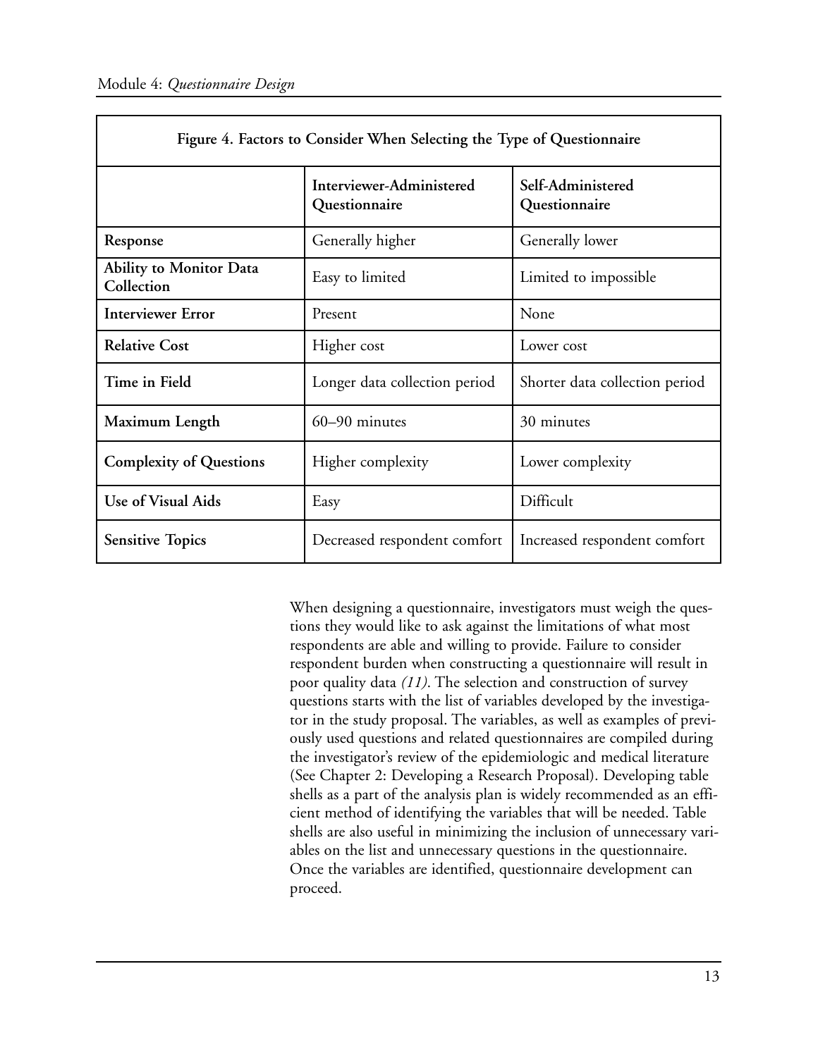**Figure 4. Factors to Consider When Selecting the Type of Questionnaire**

| | Interviewer-Administered Questionnaire | Self-Administered Questionnaire |
|---|---|---|
| **Response** | Generally higher | Generally lower |
| **Ability to Monitor Data Collection** | Easy to limited | Limited to impossible |
| **Interviewer Error** | Present | None |
| **Relative Cost** | Higher cost | Lower cost |
| **Time in Field** | Longer data collection period | Shorter data collection period |
| **Maximum Length** | 60–90 minutes | 30 minutes |
| **Complexity of Questions** | Higher complexity | Lower complexity |
| **Use of Visual Aids** | Easy | Difficult |
| **Sensitive Topics** | Decreased respondent comfort | Increased respondent comfort |

When designing a questionnaire, investigators must weigh the questions they would like to ask against the limitations of what most respondents are able and willing to provide. Failure to consider respondent burden when constructing a questionnaire will result in poor quality data *(11)*. The selection and construction of survey questions starts with the list of variables developed by the investigator in the study proposal. The variables, as well as examples of previously used questions and related questionnaires are compiled during the investigator's review of the epidemiologic and medical literature (See Chapter 2: Developing a Research Proposal). Developing table shells as a part of the analysis plan is widely recommended as an efficient method of identifying the variables that will be needed. Table shells are also useful in minimizing the inclusion of unnecessary variables on the list and unnecessary questions in the questionnaire. Once the variables are identified, questionnaire development can proceed.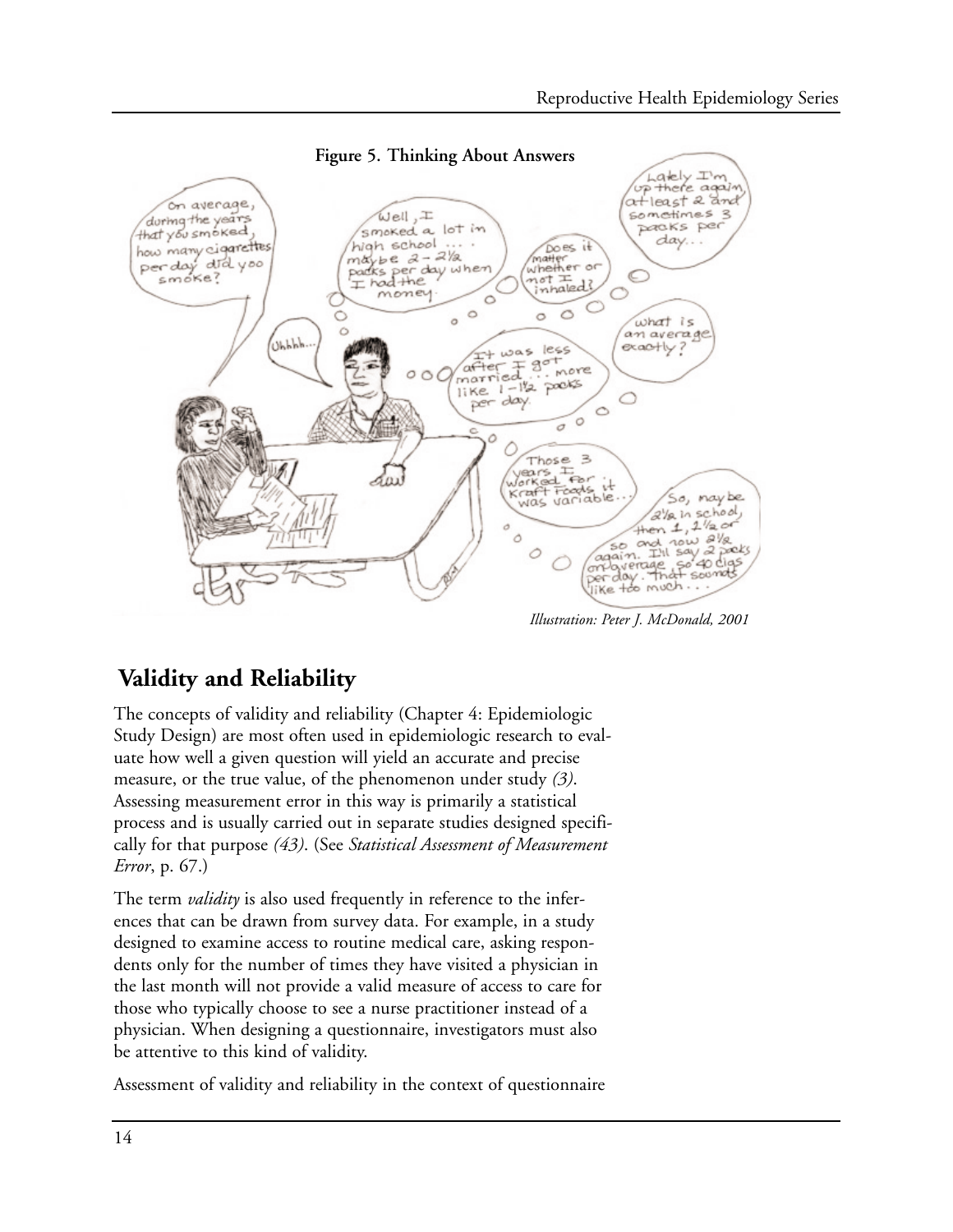**Figure 5. Thinking About Answers**

*Illustration: Peter J. McDonald, 2001*

## Validity and Reliability

The concepts of validity and reliability (Chapter 4: Epidemiologic Study Design) are most often used in epidemiologic research to evaluate how well a given question will yield an accurate and precise measure, or the true value, of the phenomenon under study *(3)*. Assessing measurement error in this way is primarily a statistical process and is usually carried out in separate studies designed specifically for that purpose *(43)*. (See *Statistical Assessment of Measurement Error*, p. 67.)

The term *validity* is also used frequently in reference to the inferences that can be drawn from survey data. For example, in a study designed to examine access to routine medical care, asking respondents only for the number of times they have visited a physician in the last month will not provide a valid measure of access to care for those who typically choose to see a nurse practitioner instead of a physician. When designing a questionnaire, investigators must also be attentive to this kind of validity.

Assessment of validity and reliability in the context of questionnaire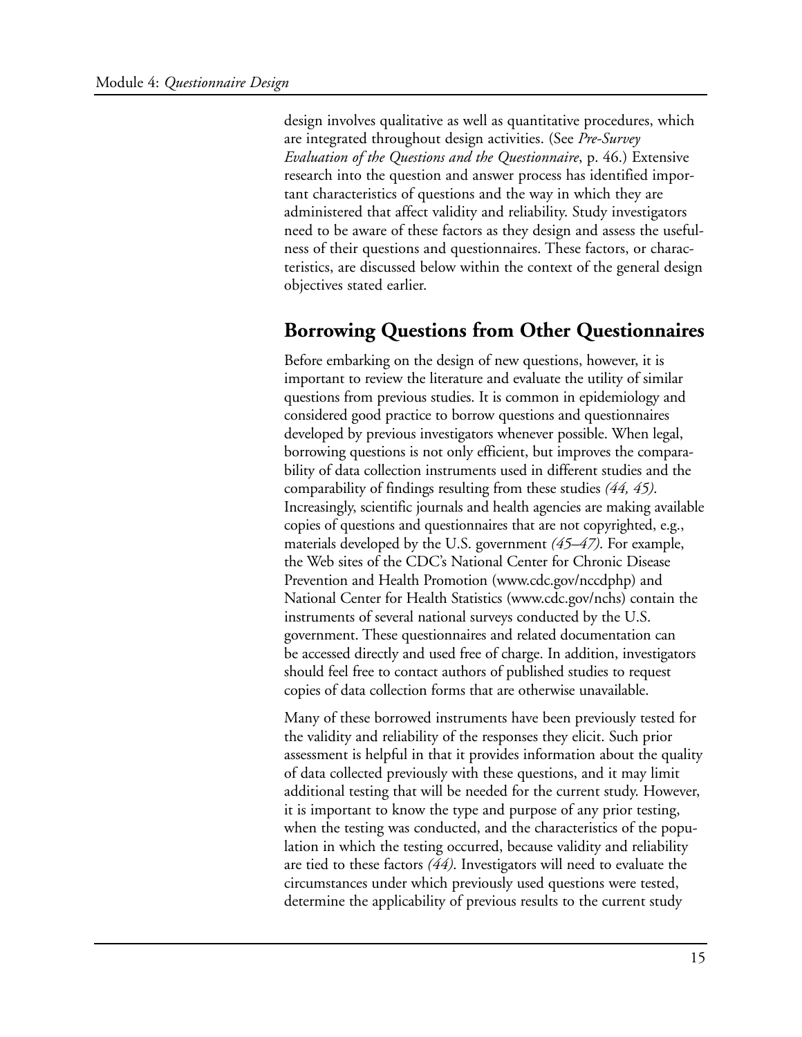design involves qualitative as well as quantitative procedures, which are integrated throughout design activities. (See *Pre-Survey Evaluation of the Questions and the Questionnaire*, p. 46.) Extensive research into the question and answer process has identified important characteristics of questions and the way in which they are administered that affect validity and reliability. Study investigators need to be aware of these factors as they design and assess the usefulness of their questions and questionnaires. These factors, or characteristics, are discussed below within the context of the general design objectives stated earlier.

## Borrowing Questions from Other Questionnaires

Before embarking on the design of new questions, however, it is important to review the literature and evaluate the utility of similar questions from previous studies. It is common in epidemiology and considered good practice to borrow questions and questionnaires developed by previous investigators whenever possible. When legal, borrowing questions is not only efficient, but improves the comparability of data collection instruments used in different studies and the comparability of findings resulting from these studies *(44, 45)*. Increasingly, scientific journals and health agencies are making available copies of questions and questionnaires that are not copyrighted, e.g., materials developed by the U.S. government *(45–47)*. For example, the Web sites of the CDC's National Center for Chronic Disease Prevention and Health Promotion (www.cdc.gov/nccdphp) and National Center for Health Statistics (www.cdc.gov/nchs) contain the instruments of several national surveys conducted by the U.S. government. These questionnaires and related documentation can be accessed directly and used free of charge. In addition, investigators should feel free to contact authors of published studies to request copies of data collection forms that are otherwise unavailable.

Many of these borrowed instruments have been previously tested for the validity and reliability of the responses they elicit. Such prior assessment is helpful in that it provides information about the quality of data collected previously with these questions, and it may limit additional testing that will be needed for the current study. However, it is important to know the type and purpose of any prior testing, when the testing was conducted, and the characteristics of the population in which the testing occurred, because validity and reliability are tied to these factors *(44)*. Investigators will need to evaluate the circumstances under which previously used questions were tested, determine the applicability of previous results to the current study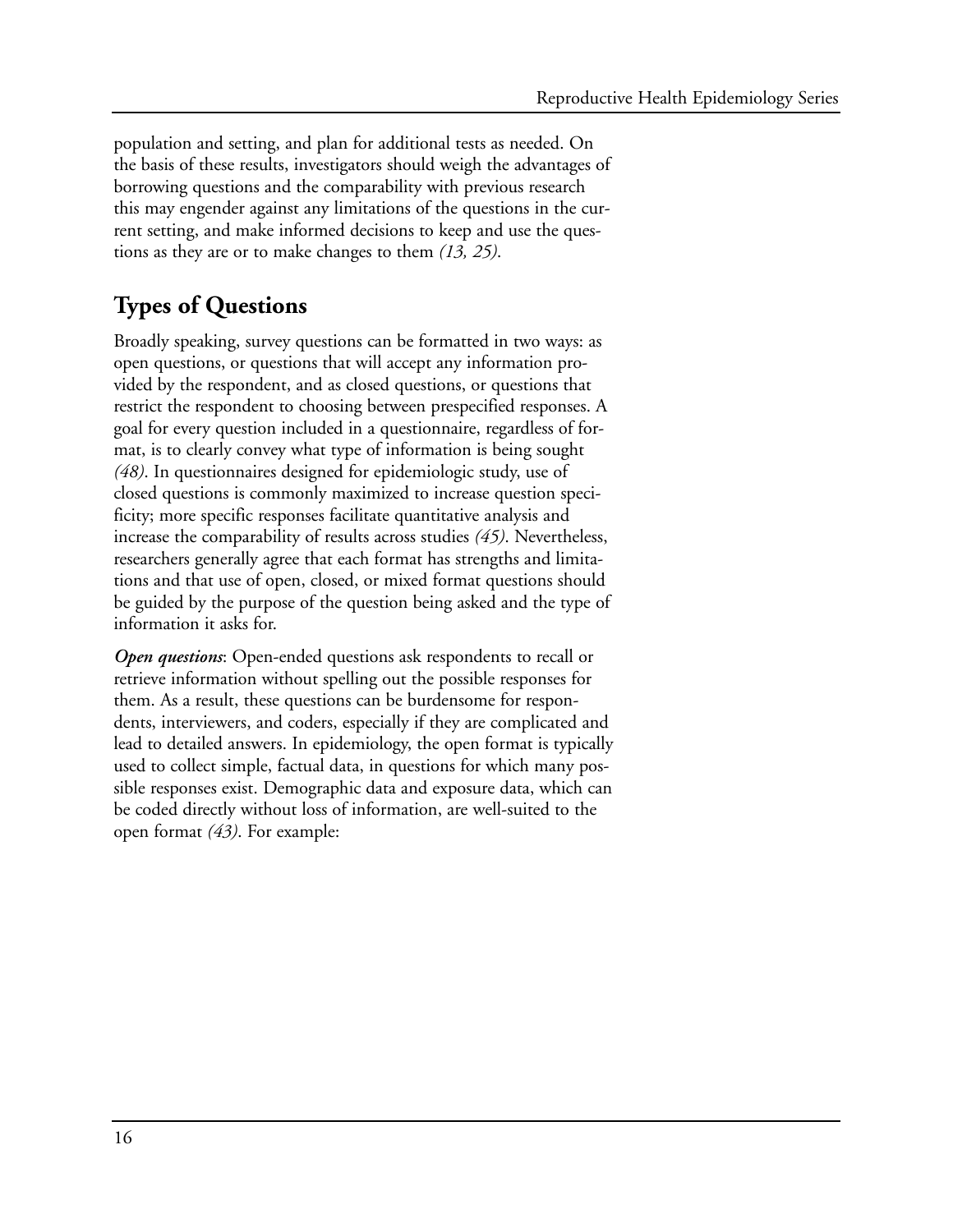population and setting, and plan for additional tests as needed. On the basis of these results, investigators should weigh the advantages of borrowing questions and the comparability with previous research this may engender against any limitations of the questions in the current setting, and make informed decisions to keep and use the questions as they are or to make changes to them *(13, 25)*.

## Types of Questions

Broadly speaking, survey questions can be formatted in two ways: as open questions, or questions that will accept any information provided by the respondent, and as closed questions, or questions that restrict the respondent to choosing between prespecified responses. A goal for every question included in a questionnaire, regardless of format, is to clearly convey what type of information is being sought *(48)*. In questionnaires designed for epidemiologic study, use of closed questions is commonly maximized to increase question specificity; more specific responses facilitate quantitative analysis and increase the comparability of results across studies *(45)*. Nevertheless, researchers generally agree that each format has strengths and limitations and that use of open, closed, or mixed format questions should be guided by the purpose of the question being asked and the type of information it asks for.

***Open questions***: Open-ended questions ask respondents to recall or retrieve information without spelling out the possible responses for them. As a result, these questions can be burdensome for respondents, interviewers, and coders, especially if they are complicated and lead to detailed answers. In epidemiology, the open format is typically used to collect simple, factual data, in questions for which many possible responses exist. Demographic data and exposure data, which can be coded directly without loss of information, are well-suited to the open format *(43)*. For example: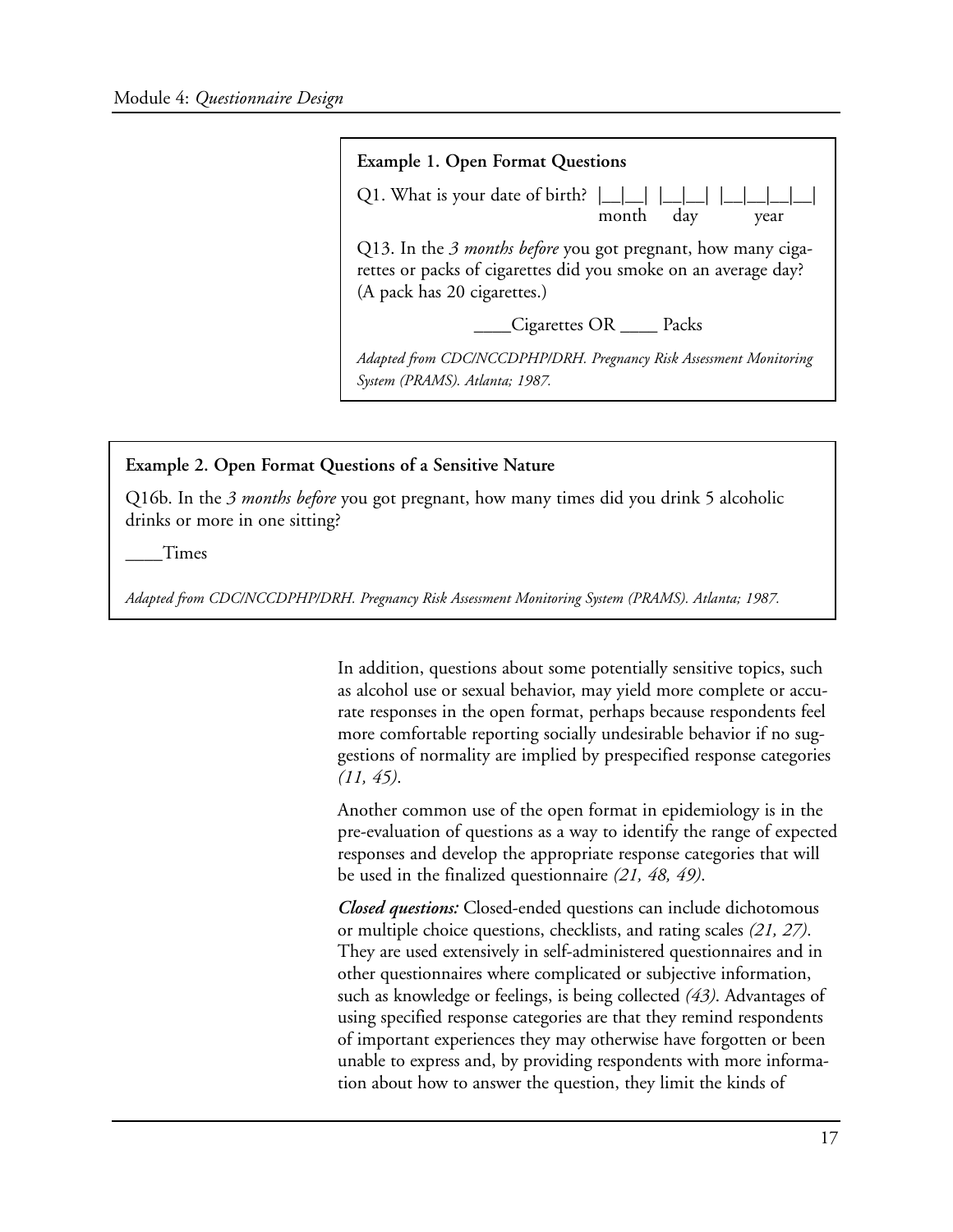**Example 1. Open Format Questions**

Q1. What is your date of birth? |__|__| |__|__| |__|__|__|__|
month day year

Q13. In the *3 months before* you got pregnant, how many cigarettes or packs of cigarettes did you smoke on an average day? (A pack has 20 cigarettes.)

____Cigarettes OR ____ Packs

*Adapted from CDC/NCCDPHP/DRH. Pregnancy Risk Assessment Monitoring System (PRAMS). Atlanta; 1987.*

**Example 2. Open Format Questions of a Sensitive Nature**

Q16b. In the *3 months before* you got pregnant, how many times did you drink 5 alcoholic drinks or more in one sitting?

____Times

*Adapted from CDC/NCCDPHP/DRH. Pregnancy Risk Assessment Monitoring System (PRAMS). Atlanta; 1987.*

In addition, questions about some potentially sensitive topics, such as alcohol use or sexual behavior, may yield more complete or accurate responses in the open format, perhaps because respondents feel more comfortable reporting socially undesirable behavior if no suggestions of normality are implied by prespecified response categories *(11, 45)*.

Another common use of the open format in epidemiology is in the pre-evaluation of questions as a way to identify the range of expected responses and develop the appropriate response categories that will be used in the finalized questionnaire *(21, 48, 49)*.

***Closed questions:*** Closed-ended questions can include dichotomous or multiple choice questions, checklists, and rating scales *(21, 27)*. They are used extensively in self-administered questionnaires and in other questionnaires where complicated or subjective information, such as knowledge or feelings, is being collected *(43)*. Advantages of using specified response categories are that they remind respondents of important experiences they may otherwise have forgotten or been unable to express and, by providing respondents with more information about how to answer the question, they limit the kinds of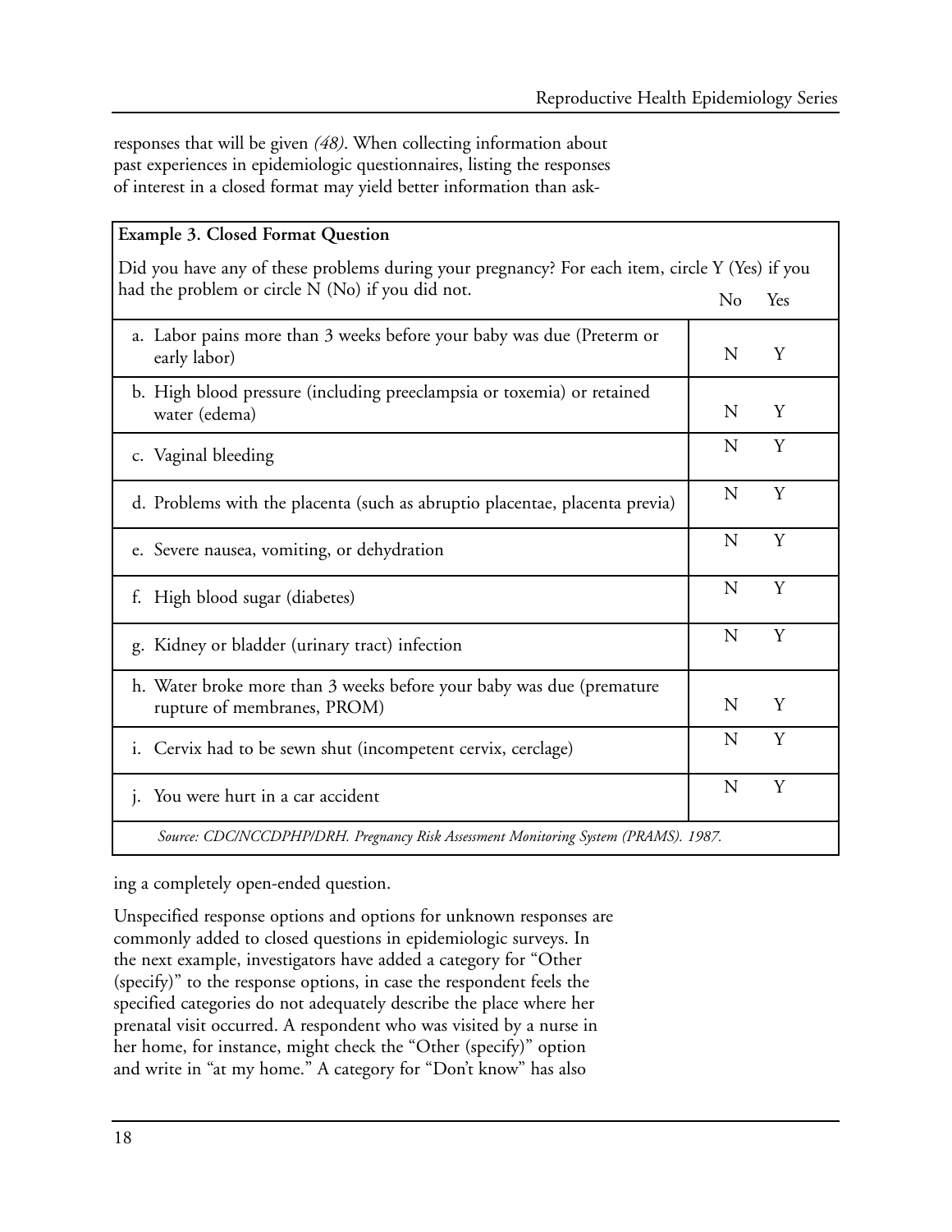responses that will be given *(48)*. When collecting information about past experiences in epidemiologic questionnaires, listing the responses of interest in a closed format may yield better information than asking a completely open-ended question.

**Example 3. Closed Format Question**

Did you have any of these problems during your pregnancy? For each item, circle Y (Yes) if you had the problem or circle N (No) if you did not.

| | No | Yes |
|---|---|---|
| a. Labor pains more than 3 weeks before your baby was due (Preterm or early labor) | N | Y |
| b. High blood pressure (including preeclampsia or toxemia) or retained water (edema) | N | Y |
| c. Vaginal bleeding | N | Y |
| d. Problems with the placenta (such as abruptio placentae, placenta previa) | N | Y |
| e. Severe nausea, vomiting, or dehydration | N | Y |
| f. High blood sugar (diabetes) | N | Y |
| g. Kidney or bladder (urinary tract) infection | N | Y |
| h. Water broke more than 3 weeks before your baby was due (premature rupture of membranes, PROM) | N | Y |
| i. Cervix had to be sewn shut (incompetent cervix, cerclage) | N | Y |
| j. You were hurt in a car accident | N | Y |

*Source: CDC/NCCDPHP/DRH. Pregnancy Risk Assessment Monitoring System (PRAMS). 1987.*

Unspecified response options and options for unknown responses are commonly added to closed questions in epidemiologic surveys. In the next example, investigators have added a category for "Other (specify)" to the response options, in case the respondent feels the specified categories do not adequately describe the place where her prenatal visit occurred. A respondent who was visited by a nurse in her home, for instance, might check the "Other (specify)" option and write in "at my home." A category for "Don't know" has also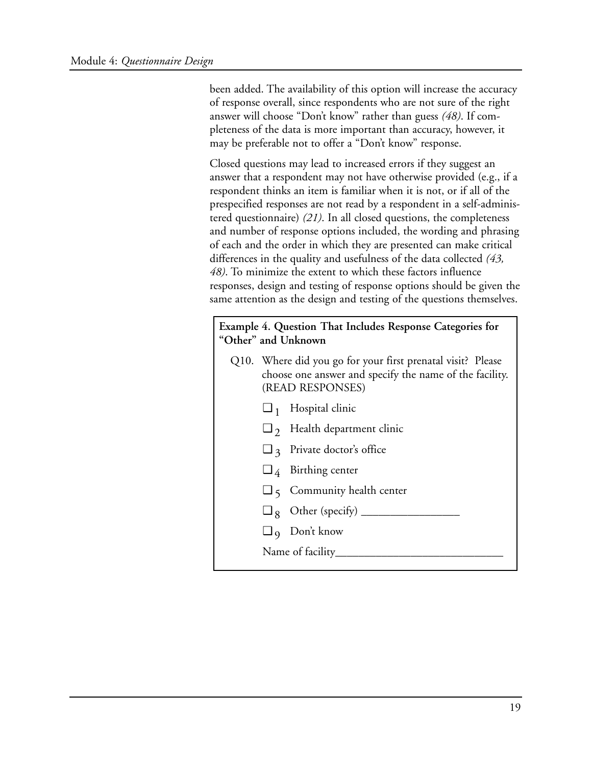been added. The availability of this option will increase the accuracy of response overall, since respondents who are not sure of the right answer will choose "Don't know" rather than guess *(48)*. If completeness of the data is more important than accuracy, however, it may be preferable not to offer a "Don't know" response.

Closed questions may lead to increased errors if they suggest an answer that a respondent may not have otherwise provided (e.g., if a respondent thinks an item is familiar when it is not, or if all of the prespecified responses are not read by a respondent in a self-administered questionnaire) *(21)*. In all closed questions, the completeness and number of response options included, the wording and phrasing of each and the order in which they are presented can make critical differences in the quality and usefulness of the data collected *(43, 48)*. To minimize the extent to which these factors influence responses, design and testing of response options should be given the same attention as the design and testing of the questions themselves.

**Example 4. Question That Includes Response Categories for "Other" and Unknown**

Q10. Where did you go for your first prenatal visit? Please choose one answer and specify the name of the facility. (READ RESPONSES)

- ❑ $_1$ Hospital clinic
- ❑ $_2$ Health department clinic
- ❑ $_3$ Private doctor's office
- ❑ $_4$ Birthing center
- ❑ $_5$ Community health center
- ❑ $_8$ Other (specify) ________________
- ❑ $_9$ Don't know

Name of facility____________________________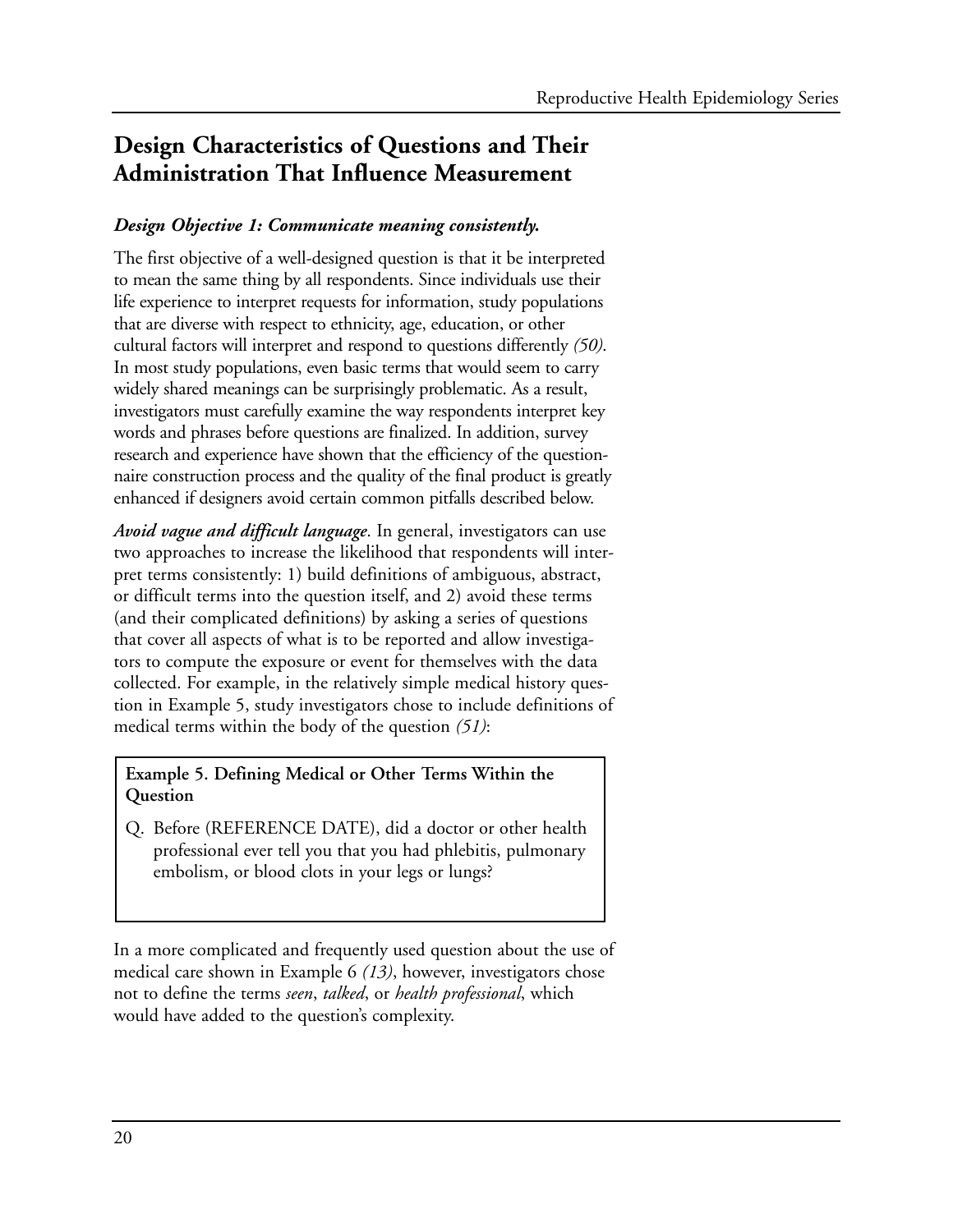## Design Characteristics of Questions and Their Administration That Influence Measurement

***Design Objective 1: Communicate meaning consistently.***

The first objective of a well-designed question is that it be interpreted to mean the same thing by all respondents. Since individuals use their life experience to interpret requests for information, study populations that are diverse with respect to ethnicity, age, education, or other cultural factors will interpret and respond to questions differently *(50)*. In most study populations, even basic terms that would seem to carry widely shared meanings can be surprisingly problematic. As a result, investigators must carefully examine the way respondents interpret key words and phrases before questions are finalized. In addition, survey research and experience have shown that the efficiency of the questionnaire construction process and the quality of the final product is greatly enhanced if designers avoid certain common pitfalls described below.

***Avoid vague and difficult language.*** In general, investigators can use two approaches to increase the likelihood that respondents will interpret terms consistently: 1) build definitions of ambiguous, abstract, or difficult terms into the question itself, and 2) avoid these terms (and their complicated definitions) by asking a series of questions that cover all aspects of what is to be reported and allow investigators to compute the exposure or event for themselves with the data collected. For example, in the relatively simple medical history question in Example 5, study investigators chose to include definitions of medical terms within the body of the question *(51)*:

**Example 5. Defining Medical or Other Terms Within the Question**

Q. Before (REFERENCE DATE), did a doctor or other health professional ever tell you that you had phlebitis, pulmonary embolism, or blood clots in your legs or lungs?

In a more complicated and frequently used question about the use of medical care shown in Example 6 *(13)*, however, investigators chose not to define the terms *seen*, *talked*, or *health professional*, which would have added to the question's complexity.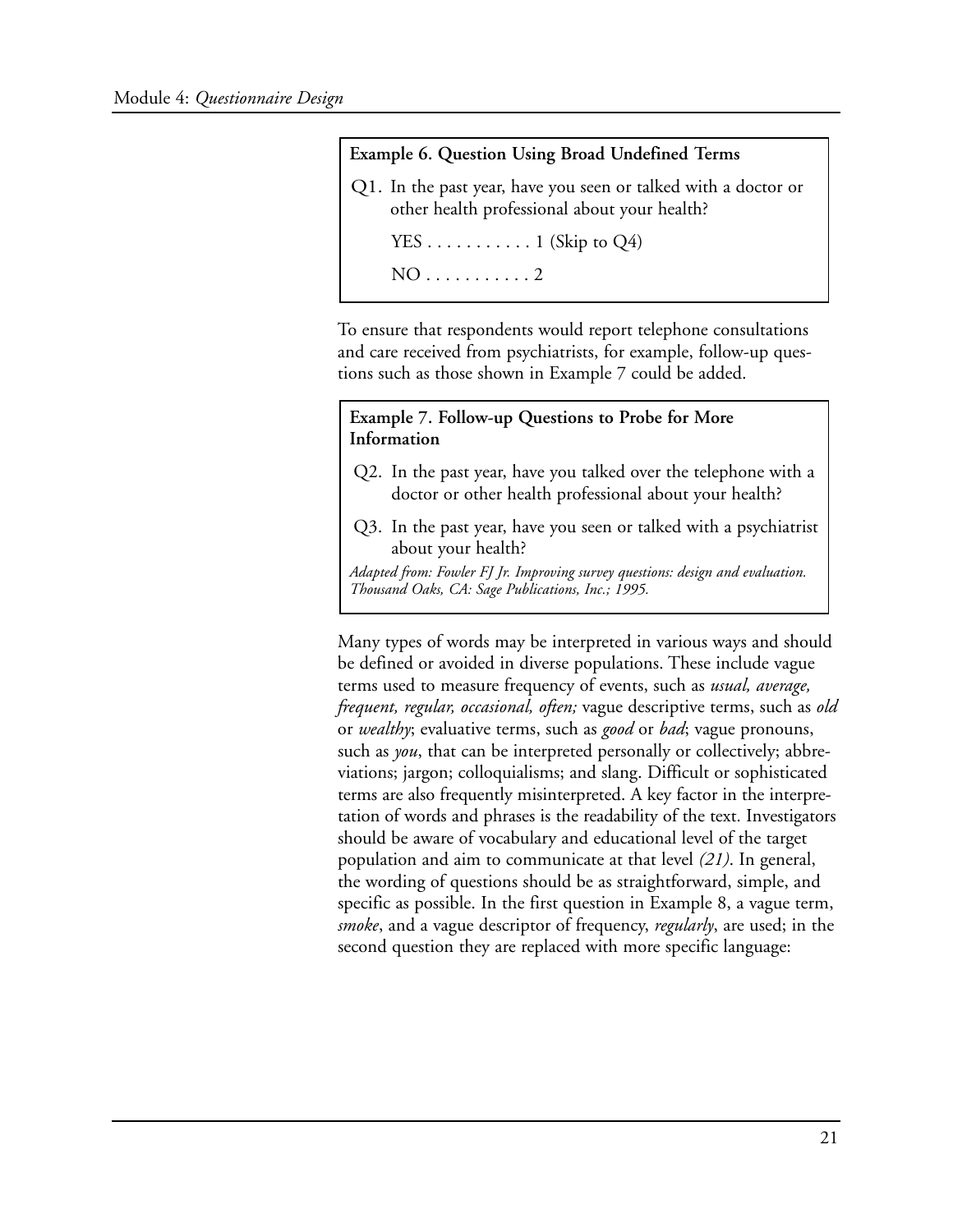**Example 6. Question Using Broad Undefined Terms**

Q1. In the past year, have you seen or talked with a doctor or other health professional about your health?

YES . . . . . . . . . . . 1 (Skip to Q4)

NO . . . . . . . . . . . 2

To ensure that respondents would report telephone consultations and care received from psychiatrists, for example, follow-up questions such as those shown in Example 7 could be added.

**Example 7. Follow-up Questions to Probe for More Information**

Q2. In the past year, have you talked over the telephone with a doctor or other health professional about your health?

Q3. In the past year, have you seen or talked with a psychiatrist about your health?

*Adapted from: Fowler FJ Jr. Improving survey questions: design and evaluation. Thousand Oaks, CA: Sage Publications, Inc.; 1995.*

Many types of words may be interpreted in various ways and should be defined or avoided in diverse populations. These include vague terms used to measure frequency of events, such as *usual, average, frequent, regular, occasional, often;* vague descriptive terms, such as *old* or *wealthy*; evaluative terms, such as *good* or *bad*; vague pronouns, such as *you*, that can be interpreted personally or collectively; abbreviations; jargon; colloquialisms; and slang. Difficult or sophisticated terms are also frequently misinterpreted. A key factor in the interpretation of words and phrases is the readability of the text. Investigators should be aware of vocabulary and educational level of the target population and aim to communicate at that level *(21)*. In general, the wording of questions should be as straightforward, simple, and specific as possible. In the first question in Example 8, a vague term, *smoke*, and a vague descriptor of frequency, *regularly*, are used; in the second question they are replaced with more specific language: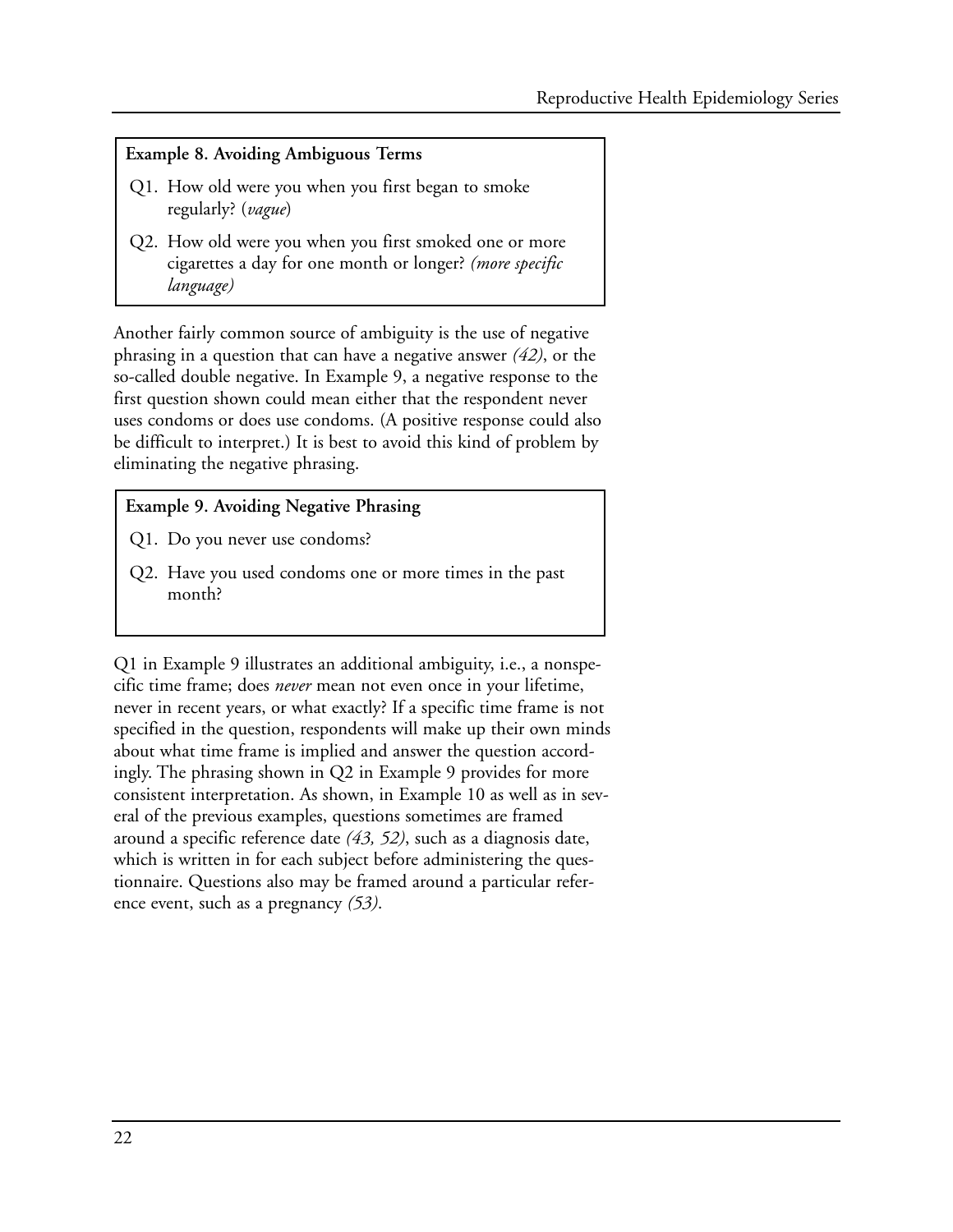**Example 8. Avoiding Ambiguous Terms**

Q1. How old were you when you first began to smoke regularly? (*vague*)

Q2. How old were you when you first smoked one or more cigarettes a day for one month or longer? *(more specific language)*

Another fairly common source of ambiguity is the use of negative phrasing in a question that can have a negative answer *(42)*, or the so-called double negative. In Example 9, a negative response to the first question shown could mean either that the respondent never uses condoms or does use condoms. (A positive response could also be difficult to interpret.) It is best to avoid this kind of problem by eliminating the negative phrasing.

**Example 9. Avoiding Negative Phrasing**

Q1. Do you never use condoms?

Q2. Have you used condoms one or more times in the past month?

Q1 in Example 9 illustrates an additional ambiguity, i.e., a nonspecific time frame; does *never* mean not even once in your lifetime, never in recent years, or what exactly? If a specific time frame is not specified in the question, respondents will make up their own minds about what time frame is implied and answer the question accordingly. The phrasing shown in Q2 in Example 9 provides for more consistent interpretation. As shown, in Example 10 as well as in several of the previous examples, questions sometimes are framed around a specific reference date *(43, 52)*, such as a diagnosis date, which is written in for each subject before administering the questionnaire. Questions also may be framed around a particular reference event, such as a pregnancy *(53)*.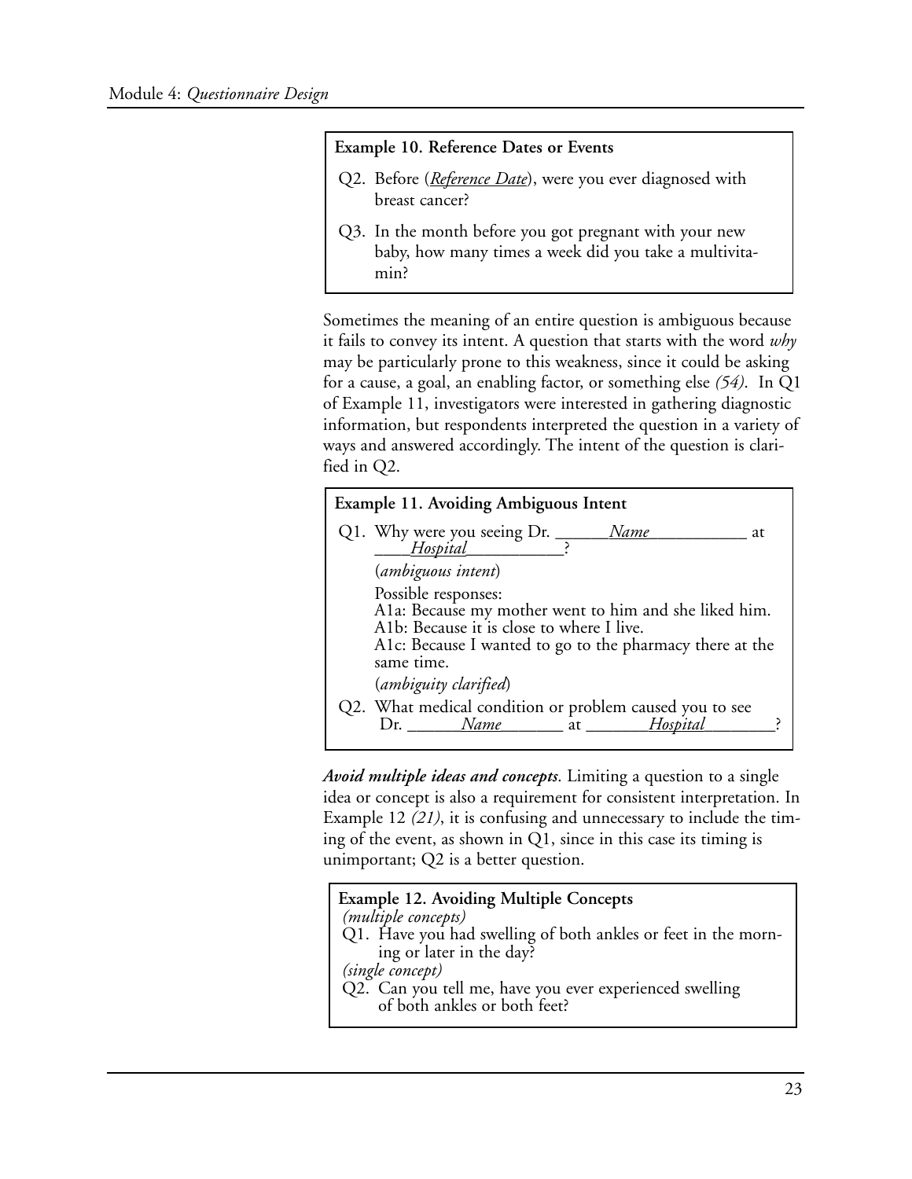**Example 10. Reference Dates or Events**

Q2. Before (*Reference Date*), were you ever diagnosed with breast cancer?

Q3. In the month before you got pregnant with your new baby, how many times a week did you take a multivitamin?

Sometimes the meaning of an entire question is ambiguous because it fails to convey its intent. A question that starts with the word *why* may be particularly prone to this weakness, since it could be asking for a cause, a goal, an enabling factor, or something else *(54)*. In Q1 of Example 11, investigators were interested in gathering diagnostic information, but respondents interpreted the question in a variety of ways and answered accordingly. The intent of the question is clarified in Q2.

**Example 11. Avoiding Ambiguous Intent**

Q1. Why were you seeing Dr. ______*Name*___________ at ____*Hospital*___________?

(*ambiguous intent*)

Possible responses:
A1a: Because my mother went to him and she liked him.
A1b: Because it is close to where I live.
A1c: Because I wanted to go to the pharmacy there at the same time.

(*ambiguity clarified*)

Q2. What medical condition or problem caused you to see Dr. ______*Name*_______ at _______*Hospital*________?

***Avoid multiple ideas and concepts***. Limiting a question to a single idea or concept is also a requirement for consistent interpretation. In Example 12 *(21)*, it is confusing and unnecessary to include the timing of the event, as shown in Q1, since in this case its timing is unimportant; Q2 is a better question.

**Example 12. Avoiding Multiple Concepts**

*(multiple concepts)*

Q1. Have you had swelling of both ankles or feet in the morning or later in the day?

*(single concept)*

Q2. Can you tell me, have you ever experienced swelling of both ankles or both feet?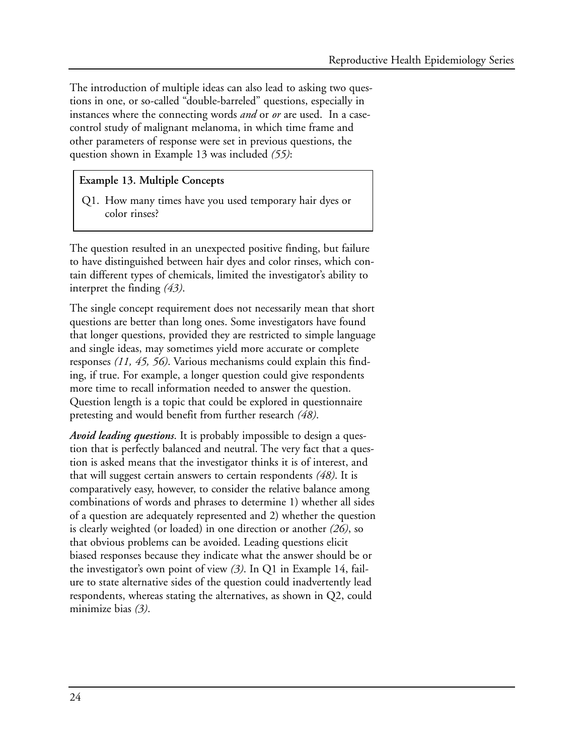The introduction of multiple ideas can also lead to asking two questions in one, or so-called "double-barreled" questions, especially in instances where the connecting words *and* or *or* are used. In a case-control study of malignant melanoma, in which time frame and other parameters of response were set in previous questions, the question shown in Example 13 was included *(55)*:

**Example 13. Multiple Concepts**

Q1. How many times have you used temporary hair dyes or color rinses?

The question resulted in an unexpected positive finding, but failure to have distinguished between hair dyes and color rinses, which contain different types of chemicals, limited the investigator's ability to interpret the finding *(43)*.

The single concept requirement does not necessarily mean that short questions are better than long ones. Some investigators have found that longer questions, provided they are restricted to simple language and single ideas, may sometimes yield more accurate or complete responses *(11, 45, 56)*. Various mechanisms could explain this finding, if true. For example, a longer question could give respondents more time to recall information needed to answer the question. Question length is a topic that could be explored in questionnaire pretesting and would benefit from further research *(48)*.

***Avoid leading questions***. It is probably impossible to design a question that is perfectly balanced and neutral. The very fact that a question is asked means that the investigator thinks it is of interest, and that will suggest certain answers to certain respondents *(48)*. It is comparatively easy, however, to consider the relative balance among combinations of words and phrases to determine 1) whether all sides of a question are adequately represented and 2) whether the question is clearly weighted (or loaded) in one direction or another *(26)*, so that obvious problems can be avoided. Leading questions elicit biased responses because they indicate what the answer should be or the investigator's own point of view *(3)*. In Q1 in Example 14, failure to state alternative sides of the question could inadvertently lead respondents, whereas stating the alternatives, as shown in Q2, could minimize bias *(3)*.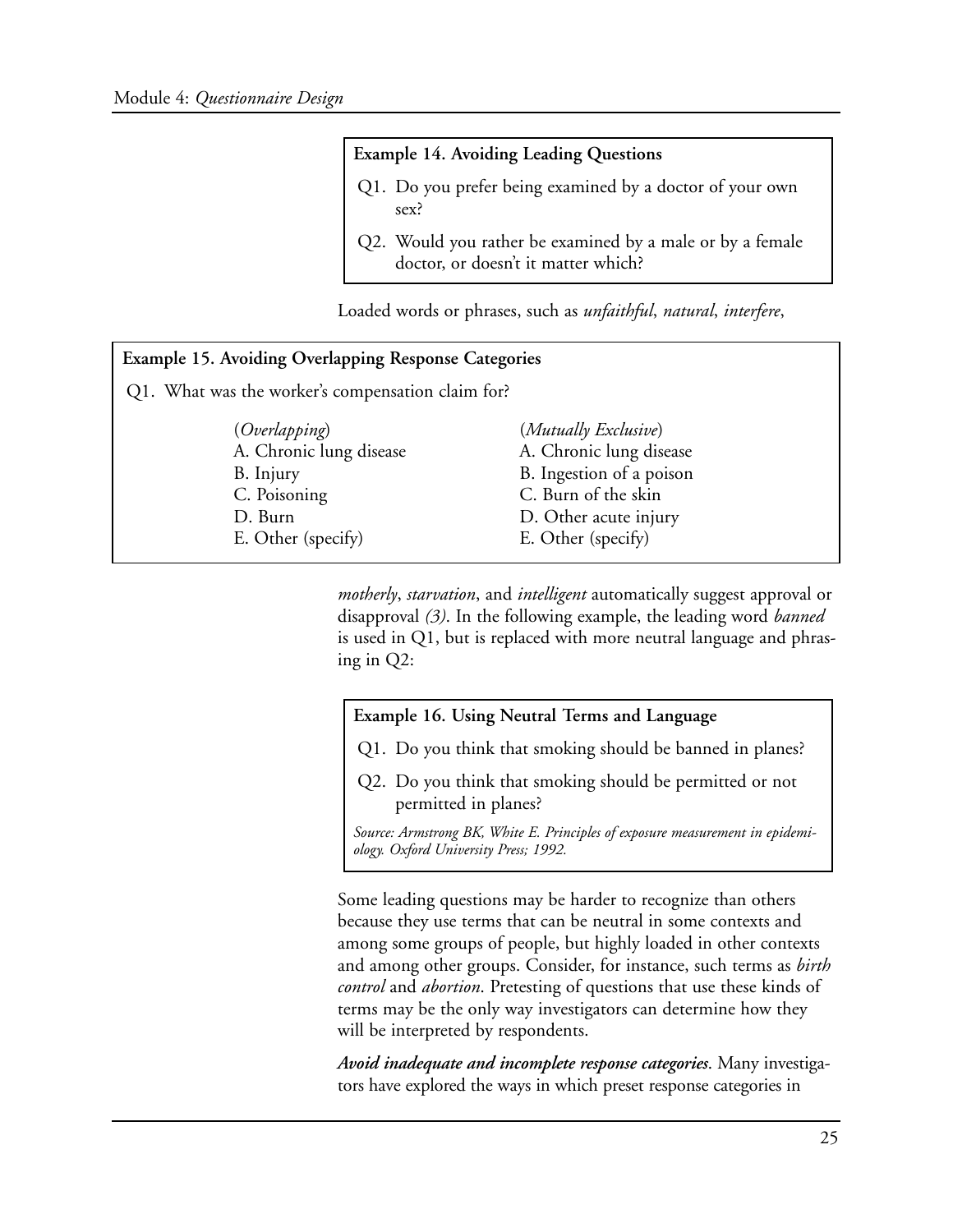**Example 14. Avoiding Leading Questions**

Q1. Do you prefer being examined by a doctor of your own sex?

Q2. Would you rather be examined by a male or by a female doctor, or doesn't it matter which?

Loaded words or phrases, such as *unfaithful*, *natural*, *interfere*, *motherly*, *starvation*, and *intelligent* automatically suggest approval or disapproval *(3)*. In the following example, the leading word *banned* is used in Q1, but is replaced with more neutral language and phrasing in Q2:

**Example 15. Avoiding Overlapping Response Categories**

Q1. What was the worker's compensation claim for?

| (*Overlapping*) | (*Mutually Exclusive*) |
|---|---|
| A. Chronic lung disease | A. Chronic lung disease |
| B. Injury | B. Ingestion of a poison |
| C. Poisoning | C. Burn of the skin |
| D. Burn | D. Other acute injury |
| E. Other (specify) | E. Other (specify) |

**Example 16. Using Neutral Terms and Language**

Q1. Do you think that smoking should be banned in planes?

Q2. Do you think that smoking should be permitted or not permitted in planes?

*Source: Armstrong BK, White E. Principles of exposure measurement in epidemiology. Oxford University Press; 1992.*

Some leading questions may be harder to recognize than others because they use terms that can be neutral in some contexts and among some groups of people, but highly loaded in other contexts and among other groups. Consider, for instance, such terms as *birth control* and *abortion*. Pretesting of questions that use these kinds of terms may be the only way investigators can determine how they will be interpreted by respondents.

***Avoid inadequate and incomplete response categories***. Many investigators have explored the ways in which preset response categories in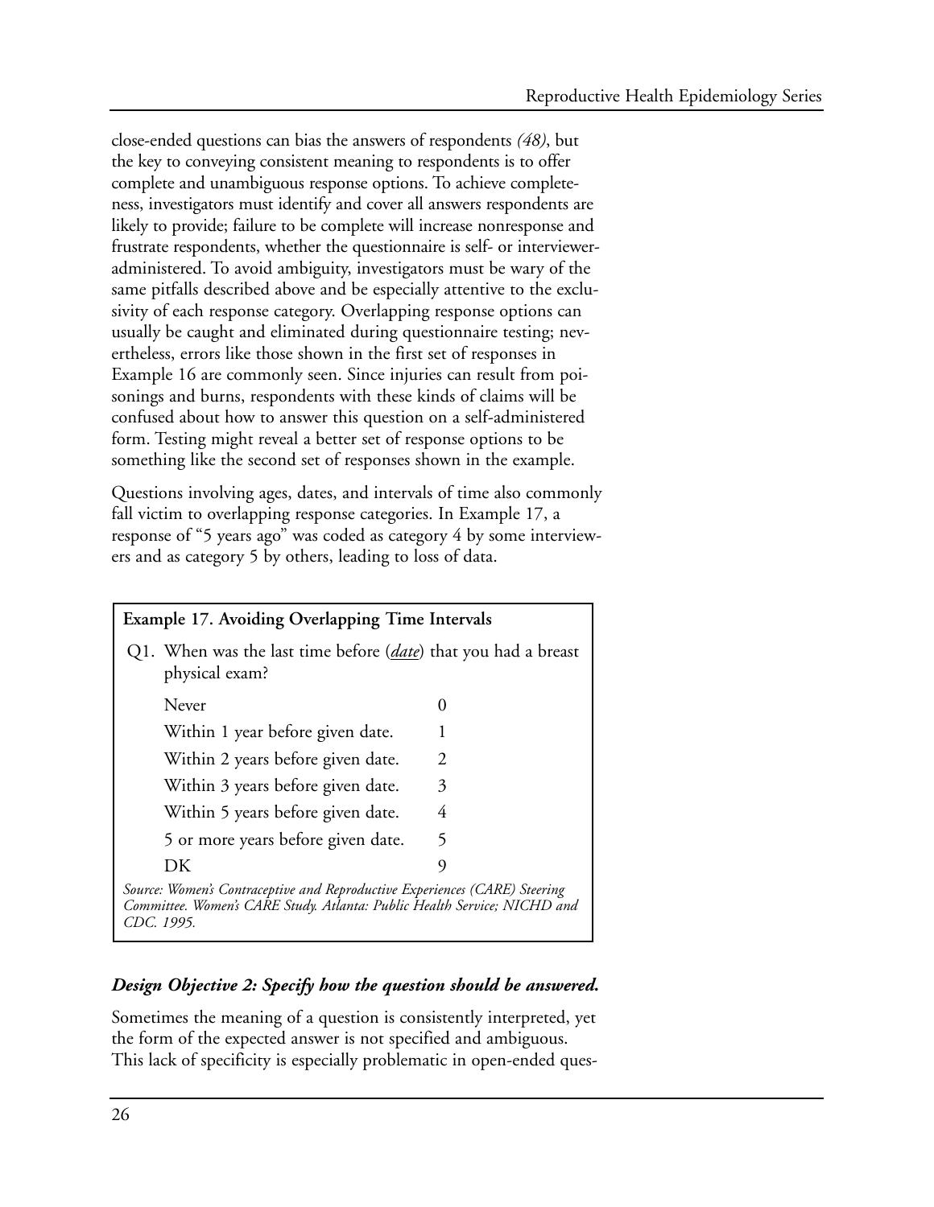close-ended questions can bias the answers of respondents *(48)*, but the key to conveying consistent meaning to respondents is to offer complete and unambiguous response options. To achieve completeness, investigators must identify and cover all answers respondents are likely to provide; failure to be complete will increase nonresponse and frustrate respondents, whether the questionnaire is self- or interviewer-administered. To avoid ambiguity, investigators must be wary of the same pitfalls described above and be especially attentive to the exclusivity of each response category. Overlapping response options can usually be caught and eliminated during questionnaire testing; nevertheless, errors like those shown in the first set of responses in Example 16 are commonly seen. Since injuries can result from poisonings and burns, respondents with these kinds of claims will be confused about how to answer this question on a self-administered form. Testing might reveal a better set of response options to be something like the second set of responses shown in the example.

Questions involving ages, dates, and intervals of time also commonly fall victim to overlapping response categories. In Example 17, a response of "5 years ago" was coded as category 4 by some interviewers and as category 5 by others, leading to loss of data.

**Example 17. Avoiding Overlapping Time Intervals**

Q1. When was the last time before (*date*) that you had a breast physical exam?

| | |
|---|---|
| Never | 0 |
| Within 1 year before given date. | 1 |
| Within 2 years before given date. | 2 |
| Within 3 years before given date. | 3 |
| Within 5 years before given date. | 4 |
| 5 or more years before given date. | 5 |
| DK | 9 |

*Source: Women's Contraceptive and Reproductive Experiences (CARE) Steering Committee. Women's CARE Study. Atlanta: Public Health Service; NICHD and CDC. 1995.*

***Design Objective 2: Specify how the question should be answered.***

Sometimes the meaning of a question is consistently interpreted, yet the form of the expected answer is not specified and ambiguous. This lack of specificity is especially problematic in open-ended ques-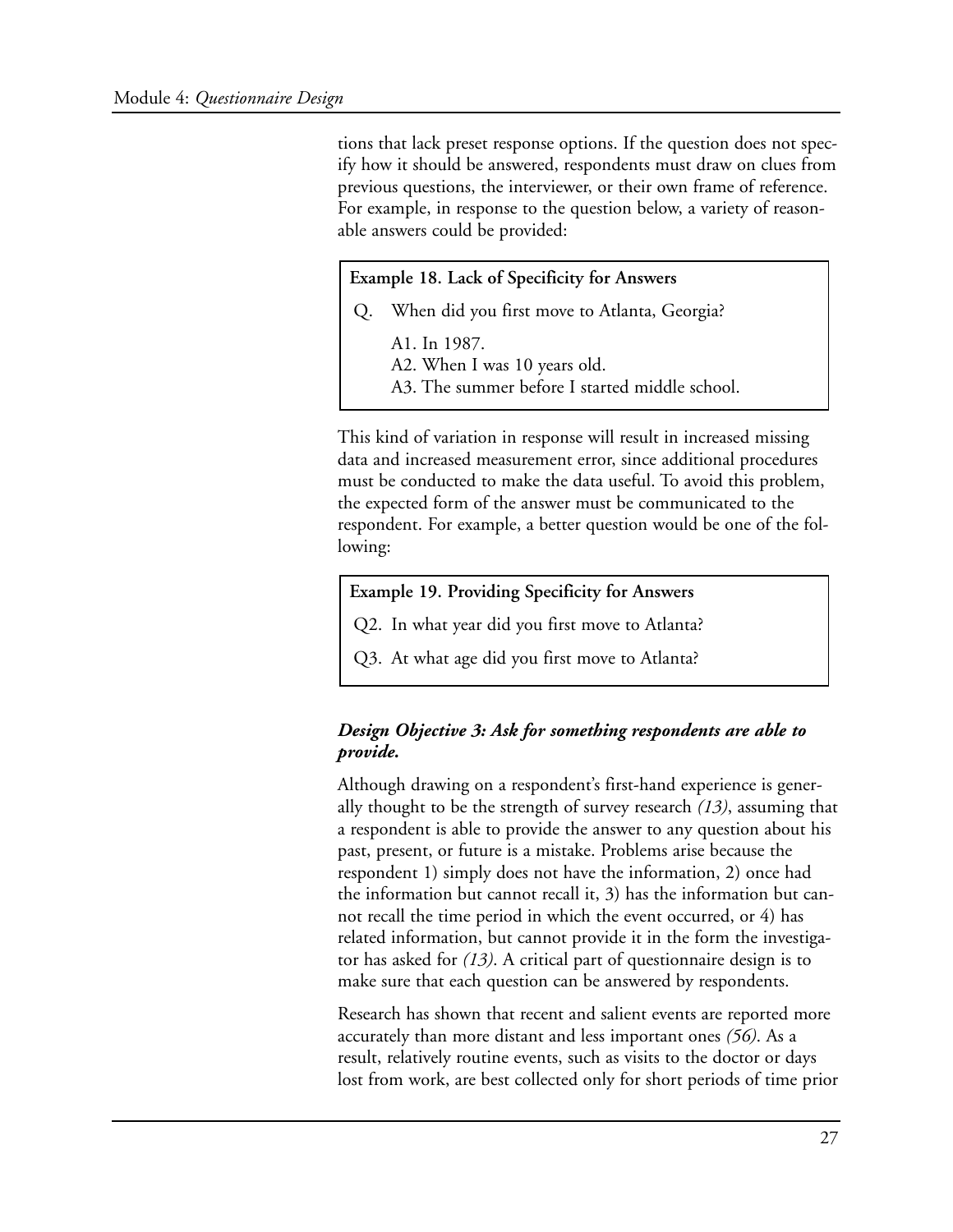tions that lack preset response options. If the question does not specify how it should be answered, respondents must draw on clues from previous questions, the interviewer, or their own frame of reference. For example, in response to the question below, a variety of reasonable answers could be provided:

> **Example 18. Lack of Specificity for Answers**
>
> Q. When did you first move to Atlanta, Georgia?
>
> A1. In 1987.
> A2. When I was 10 years old.
> A3. The summer before I started middle school.

This kind of variation in response will result in increased missing data and increased measurement error, since additional procedures must be conducted to make the data useful. To avoid this problem, the expected form of the answer must be communicated to the respondent. For example, a better question would be one of the following:

> **Example 19. Providing Specificity for Answers**
>
> Q2. In what year did you first move to Atlanta?
>
> Q3. At what age did you first move to Atlanta?

### *Design Objective 3: Ask for something respondents are able to provide.*

Although drawing on a respondent's first-hand experience is generally thought to be the strength of survey research *(13)*, assuming that a respondent is able to provide the answer to any question about his past, present, or future is a mistake. Problems arise because the respondent 1) simply does not have the information, 2) once had the information but cannot recall it, 3) has the information but cannot recall the time period in which the event occurred, or 4) has related information, but cannot provide it in the form the investigator has asked for *(13)*. A critical part of questionnaire design is to make sure that each question can be answered by respondents.

Research has shown that recent and salient events are reported more accurately than more distant and less important ones *(56)*. As a result, relatively routine events, such as visits to the doctor or days lost from work, are best collected only for short periods of time prior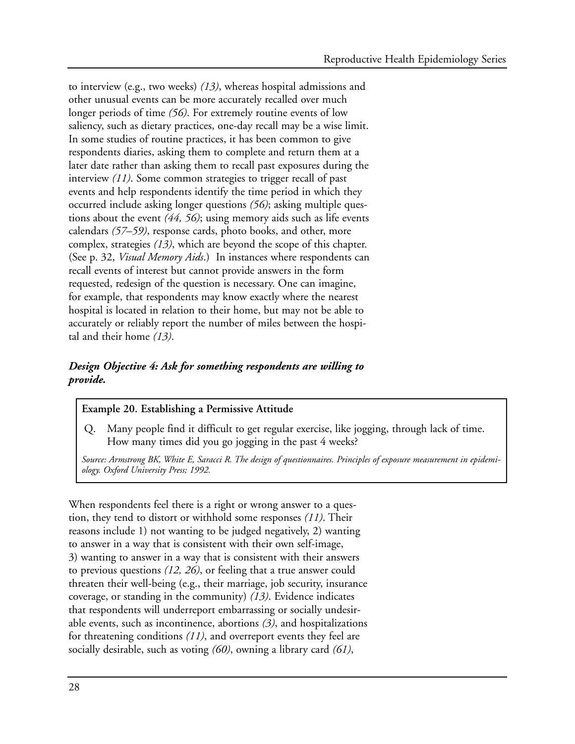to interview (e.g., two weeks) *(13)*, whereas hospital admissions and other unusual events can be more accurately recalled over much longer periods of time *(56)*. For extremely routine events of low saliency, such as dietary practices, one-day recall may be a wise limit. In some studies of routine practices, it has been common to give respondents diaries, asking them to complete and return them at a later date rather than asking them to recall past exposures during the interview *(11)*. Some common strategies to trigger recall of past events and help respondents identify the time period in which they occurred include asking longer questions *(56)*; asking multiple questions about the event *(44, 56)*; using memory aids such as life events calendars *(57–59)*, response cards, photo books, and other, more complex, strategies *(13)*, which are beyond the scope of this chapter. (See p. 32, *Visual Memory Aids*.) In instances where respondents can recall events of interest but cannot provide answers in the form requested, redesign of the question is necessary. One can imagine, for example, that respondents may know exactly where the nearest hospital is located in relation to their home, but may not be able to accurately or reliably report the number of miles between the hospital and their home *(13)*.

### *Design Objective 4: Ask for something respondents are willing to provide.*

> **Example 20. Establishing a Permissive Attitude**
>
> Q. Many people find it difficult to get regular exercise, like jogging, through lack of time. How many times did you go jogging in the past 4 weeks?
>
> *Source: Armstrong BK, White E, Saracci R. The design of questionnaires. Principles of exposure measurement in epidemiology. Oxford University Press; 1992.*

When respondents feel there is a right or wrong answer to a question, they tend to distort or withhold some responses *(11)*. Their reasons include 1) not wanting to be judged negatively, 2) wanting to answer in a way that is consistent with their own self-image, 3) wanting to answer in a way that is consistent with their answers to previous questions *(12, 26)*, or feeling that a true answer could threaten their well-being (e.g., their marriage, job security, insurance coverage, or standing in the community) *(13)*. Evidence indicates that respondents will underreport embarrassing or socially undesirable events, such as incontinence, abortions *(3)*, and hospitalizations for threatening conditions *(11)*, and overreport events they feel are socially desirable, such as voting *(60)*, owning a library card *(61)*,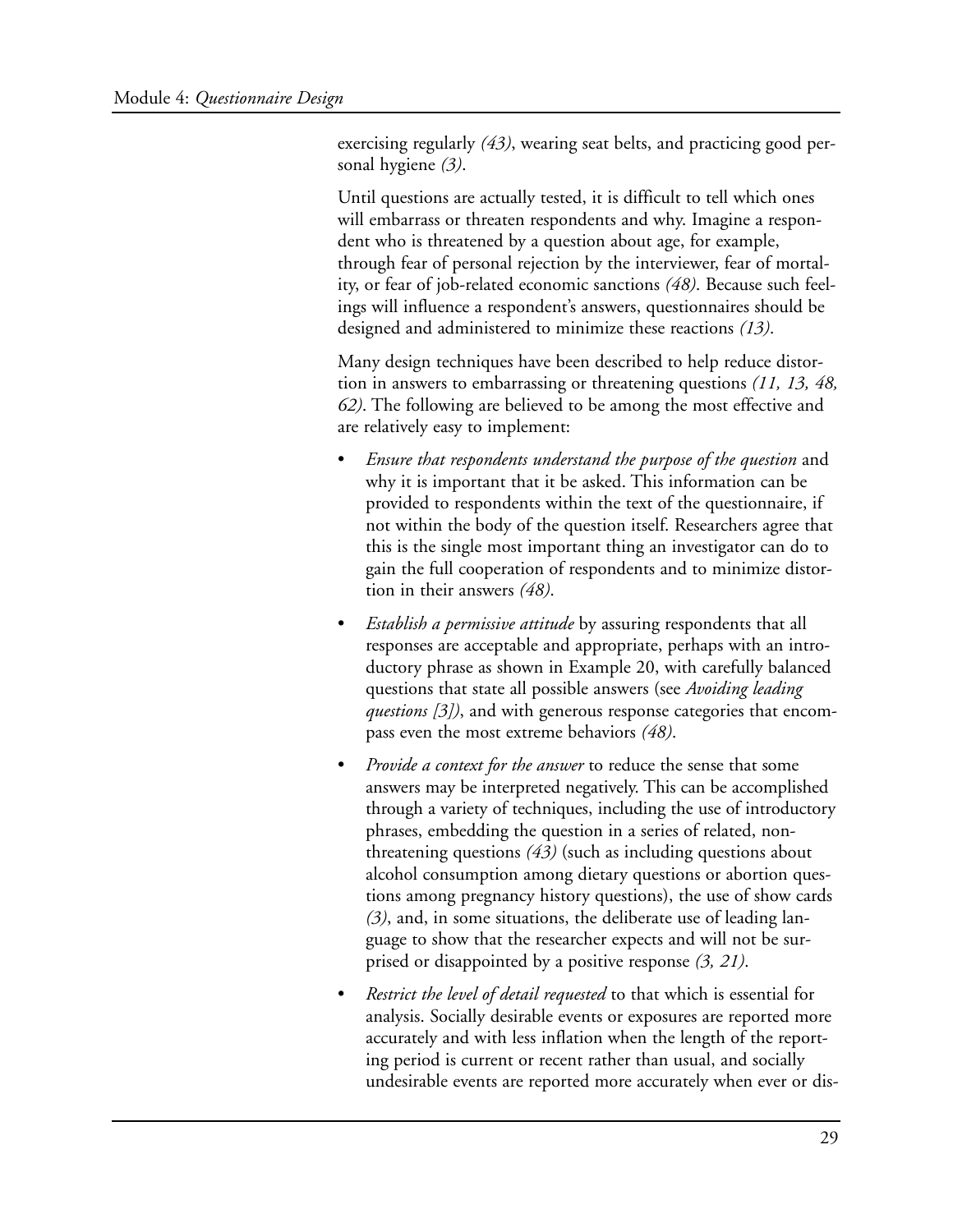exercising regularly *(43)*, wearing seat belts, and practicing good personal hygiene *(3)*.

Until questions are actually tested, it is difficult to tell which ones will embarrass or threaten respondents and why. Imagine a respondent who is threatened by a question about age, for example, through fear of personal rejection by the interviewer, fear of mortality, or fear of job-related economic sanctions *(48)*. Because such feelings will influence a respondent's answers, questionnaires should be designed and administered to minimize these reactions *(13)*.

Many design techniques have been described to help reduce distortion in answers to embarrassing or threatening questions *(11, 13, 48, 62)*. The following are believed to be among the most effective and are relatively easy to implement:

- *Ensure that respondents understand the purpose of the question* and why it is important that it be asked. This information can be provided to respondents within the text of the questionnaire, if not within the body of the question itself. Researchers agree that this is the single most important thing an investigator can do to gain the full cooperation of respondents and to minimize distortion in their answers *(48)*.
- *Establish a permissive attitude* by assuring respondents that all responses are acceptable and appropriate, perhaps with an introductory phrase as shown in Example 20, with carefully balanced questions that state all possible answers (see *Avoiding leading questions [3])*, and with generous response categories that encompass even the most extreme behaviors *(48)*.
- *Provide a context for the answer* to reduce the sense that some answers may be interpreted negatively. This can be accomplished through a variety of techniques, including the use of introductory phrases, embedding the question in a series of related, non-threatening questions *(43)* (such as including questions about alcohol consumption among dietary questions or abortion questions among pregnancy history questions), the use of show cards *(3)*, and, in some situations, the deliberate use of leading language to show that the researcher expects and will not be surprised or disappointed by a positive response *(3, 21)*.
- *Restrict the level of detail requested* to that which is essential for analysis. Socially desirable events or exposures are reported more accurately and with less inflation when the length of the reporting period is current or recent rather than usual, and socially undesirable events are reported more accurately when ever or dis-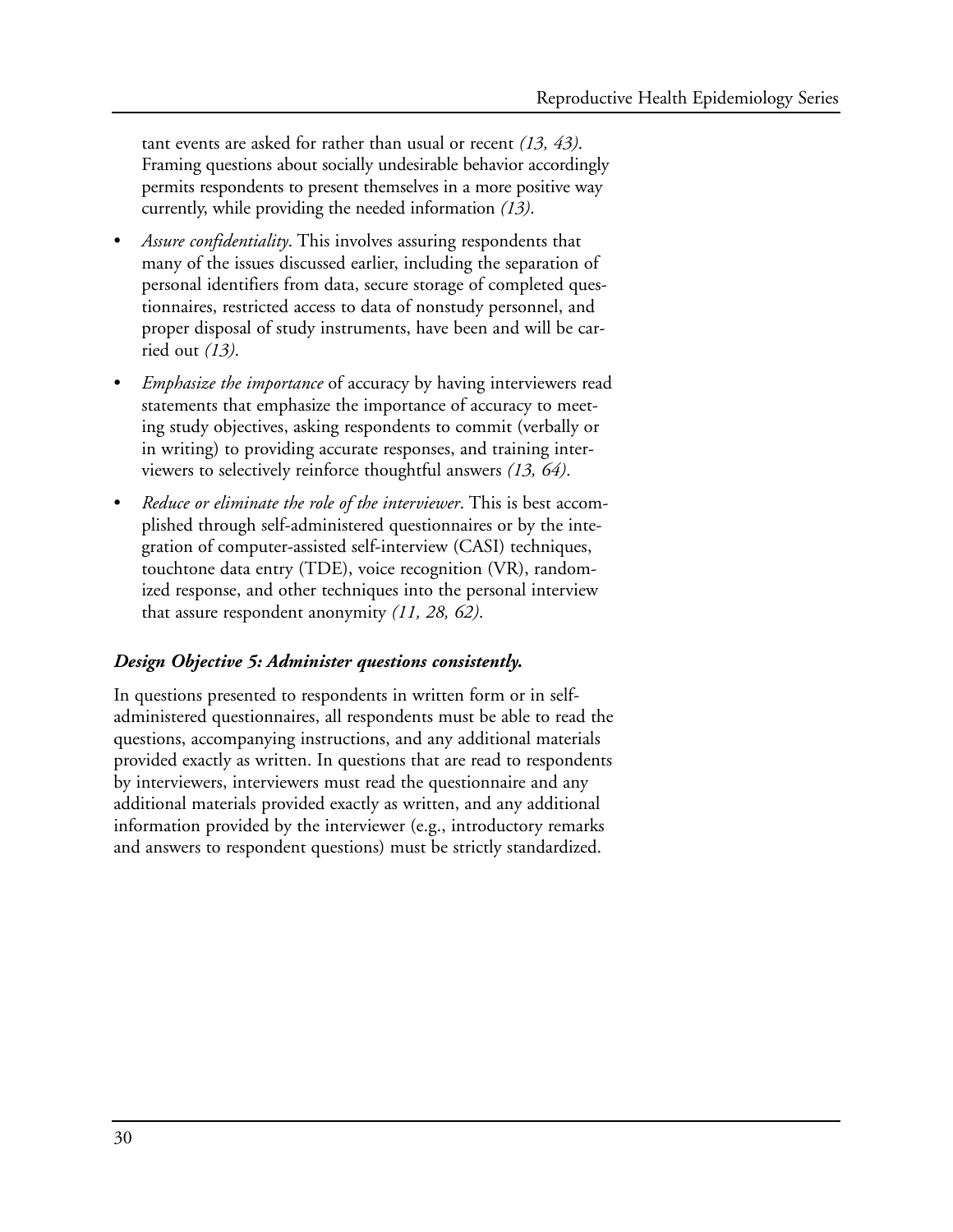tant events are asked for rather than usual or recent *(13, 43)*. Framing questions about socially undesirable behavior accordingly permits respondents to present themselves in a more positive way currently, while providing the needed information *(13)*.

- *Assure confidentiality*. This involves assuring respondents that many of the issues discussed earlier, including the separation of personal identifiers from data, secure storage of completed questionnaires, restricted access to data of nonstudy personnel, and proper disposal of study instruments, have been and will be carried out *(13)*.
- *Emphasize the importance* of accuracy by having interviewers read statements that emphasize the importance of accuracy to meeting study objectives, asking respondents to commit (verbally or in writing) to providing accurate responses, and training interviewers to selectively reinforce thoughtful answers *(13, 64)*.
- *Reduce or eliminate the role of the interviewer*. This is best accomplished through self-administered questionnaires or by the integration of computer-assisted self-interview (CASI) techniques, touchtone data entry (TDE), voice recognition (VR), randomized response, and other techniques into the personal interview that assure respondent anonymity *(11, 28, 62)*.

### *Design Objective 5: Administer questions consistently.*

In questions presented to respondents in written form or in self-administered questionnaires, all respondents must be able to read the questions, accompanying instructions, and any additional materials provided exactly as written. In questions that are read to respondents by interviewers, interviewers must read the questionnaire and any additional materials provided exactly as written, and any additional information provided by the interviewer (e.g., introductory remarks and answers to respondent questions) must be strictly standardized.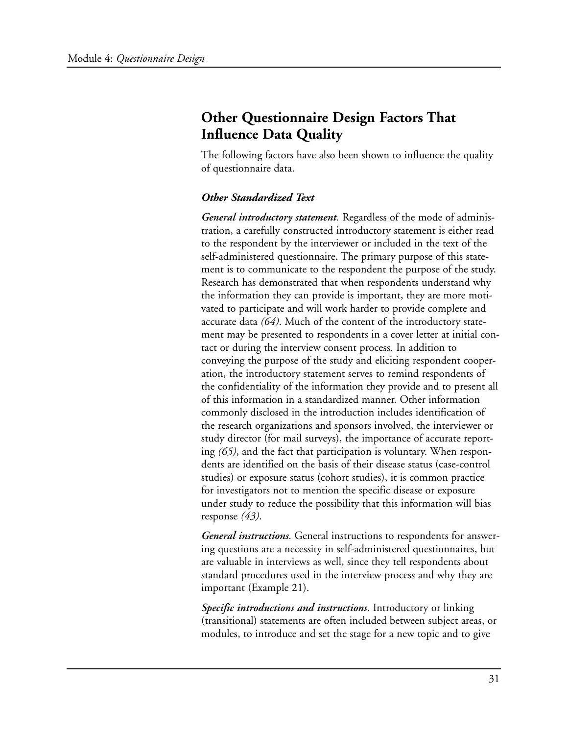## Other Questionnaire Design Factors That Influence Data Quality

The following factors have also been shown to influence the quality of questionnaire data.

### *Other Standardized Text*

***General introductory statement.*** Regardless of the mode of administration, a carefully constructed introductory statement is either read to the respondent by the interviewer or included in the text of the self-administered questionnaire. The primary purpose of this statement is to communicate to the respondent the purpose of the study. Research has demonstrated that when respondents understand why the information they can provide is important, they are more motivated to participate and will work harder to provide complete and accurate data *(64)*. Much of the content of the introductory statement may be presented to respondents in a cover letter at initial contact or during the interview consent process. In addition to conveying the purpose of the study and eliciting respondent cooperation, the introductory statement serves to remind respondents of the confidentiality of the information they provide and to present all of this information in a standardized manner. Other information commonly disclosed in the introduction includes identification of the research organizations and sponsors involved, the interviewer or study director (for mail surveys), the importance of accurate reporting *(65)*, and the fact that participation is voluntary. When respondents are identified on the basis of their disease status (case-control studies) or exposure status (cohort studies), it is common practice for investigators not to mention the specific disease or exposure under study to reduce the possibility that this information will bias response *(43)*.

***General instructions***. General instructions to respondents for answering questions are a necessity in self-administered questionnaires, but are valuable in interviews as well, since they tell respondents about standard procedures used in the interview process and why they are important (Example 21).

***Specific introductions and instructions***. Introductory or linking (transitional) statements are often included between subject areas, or modules, to introduce and set the stage for a new topic and to give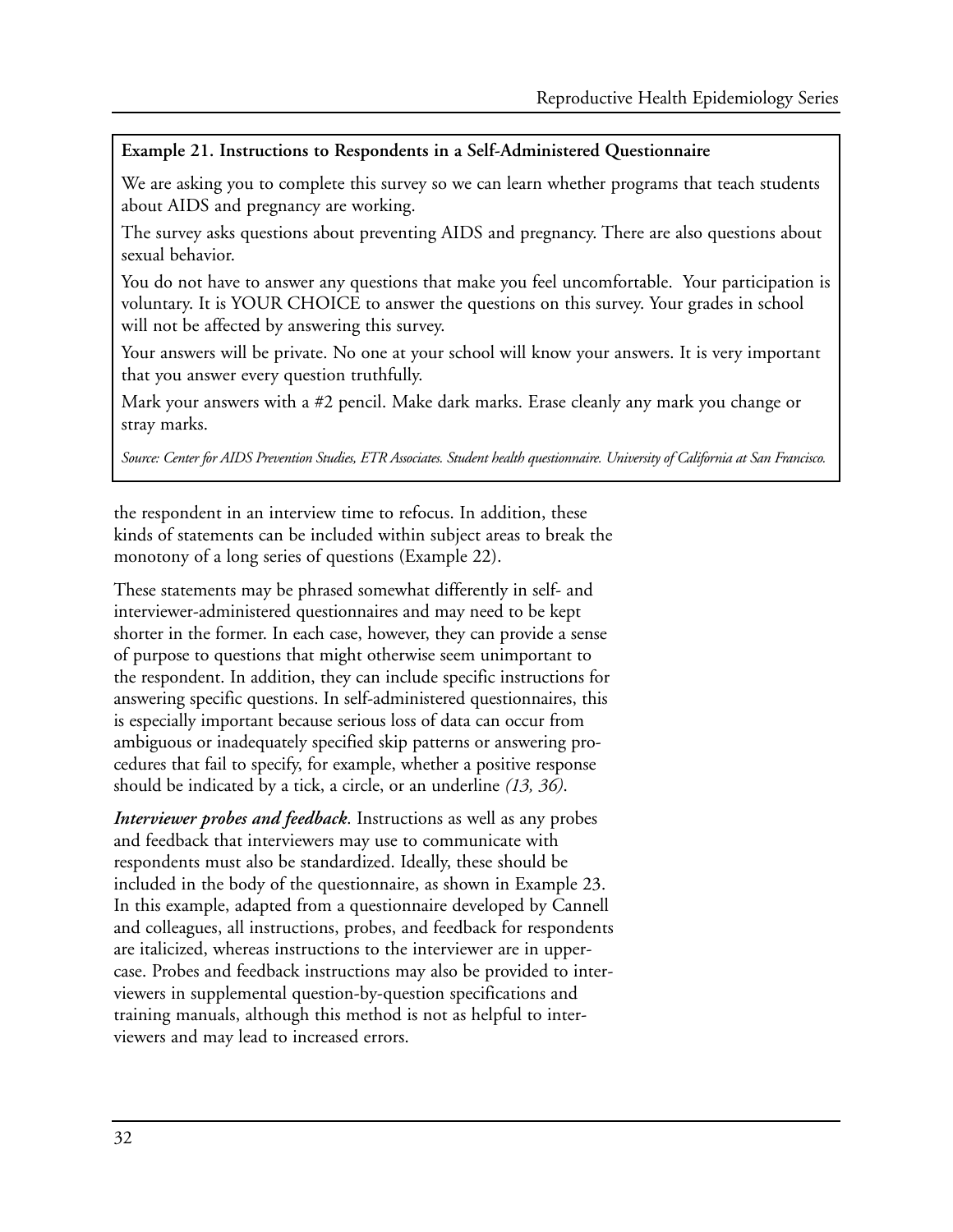**Example 21. Instructions to Respondents in a Self-Administered Questionnaire**

We are asking you to complete this survey so we can learn whether programs that teach students about AIDS and pregnancy are working.

The survey asks questions about preventing AIDS and pregnancy. There are also questions about sexual behavior.

You do not have to answer any questions that make you feel uncomfortable. Your participation is voluntary. It is YOUR CHOICE to answer the questions on this survey. Your grades in school will not be affected by answering this survey.

Your answers will be private. No one at your school will know your answers. It is very important that you answer every question truthfully.

Mark your answers with a #2 pencil. Make dark marks. Erase cleanly any mark you change or stray marks.

*Source: Center for AIDS Prevention Studies, ETR Associates. Student health questionnaire. University of California at San Francisco.*

the respondent in an interview time to refocus. In addition, these kinds of statements can be included within subject areas to break the monotony of a long series of questions (Example 22).

These statements may be phrased somewhat differently in self- and interviewer-administered questionnaires and may need to be kept shorter in the former. In each case, however, they can provide a sense of purpose to questions that might otherwise seem unimportant to the respondent. In addition, they can include specific instructions for answering specific questions. In self-administered questionnaires, this is especially important because serious loss of data can occur from ambiguous or inadequately specified skip patterns or answering procedures that fail to specify, for example, whether a positive response should be indicated by a tick, a circle, or an underline *(13, 36)*.

***Interviewer probes and feedback***. Instructions as well as any probes and feedback that interviewers may use to communicate with respondents must also be standardized. Ideally, these should be included in the body of the questionnaire, as shown in Example 23. In this example, adapted from a questionnaire developed by Cannell and colleagues, all instructions, probes, and feedback for respondents are italicized, whereas instructions to the interviewer are in uppercase. Probes and feedback instructions may also be provided to interviewers in supplemental question-by-question specifications and training manuals, although this method is not as helpful to interviewers and may lead to increased errors.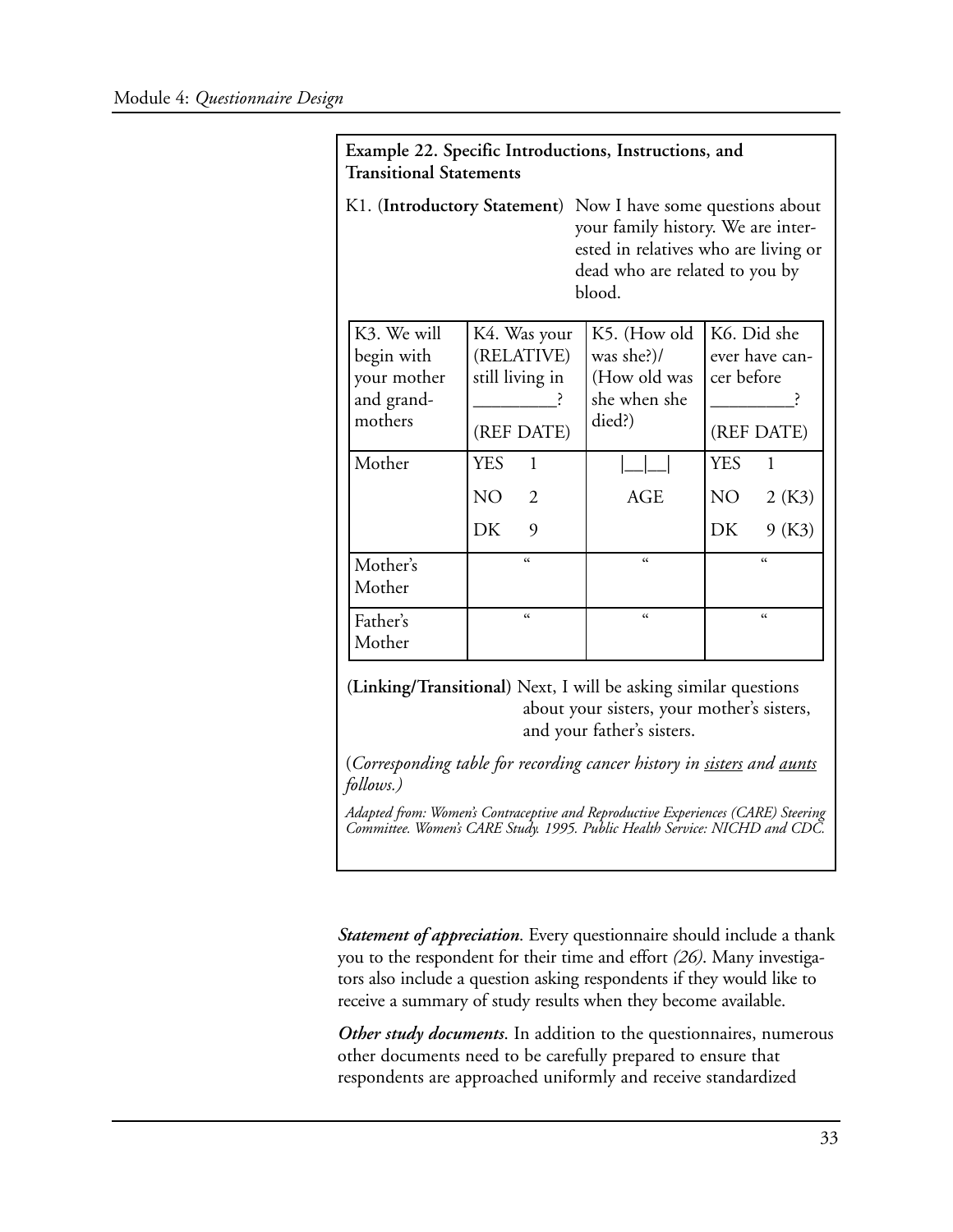**Example 22. Specific Introductions, Instructions, and Transitional Statements**

K1. (**Introductory Statement**) Now I have some questions about your family history. We are interested in relatives who are living or dead who are related to you by blood.

| K3. We will begin with your mother and grandmothers | K4. Was your (RELATIVE) still living in _________? (REF DATE) | K5. (How old was she?)/ (How old was she when she died?) | K6. Did she ever have cancer before _________? (REF DATE) |
|---|---|---|---|
| Mother | YES 1<br>NO 2<br>DK 9 | \|__\|__\|<br>AGE | YES 1<br>NO 2 (K3)<br>DK 9 (K3) |
| Mother's Mother | " | " | " |
| Father's Mother | " | " | " |

(**Linking/Transitional**) Next, I will be asking similar questions about your sisters, your mother's sisters, and your father's sisters.

(*Corresponding table for recording cancer history in sisters and aunts follows.)*

*Adapted from: Women's Contraceptive and Reproductive Experiences (CARE) Steering Committee. Women's CARE Study. 1995. Public Health Service: NICHD and CDC.*

***Statement of appreciation***. Every questionnaire should include a thank you to the respondent for their time and effort *(26)*. Many investigators also include a question asking respondents if they would like to receive a summary of study results when they become available.

***Other study documents***. In addition to the questionnaires, numerous other documents need to be carefully prepared to ensure that respondents are approached uniformly and receive standardized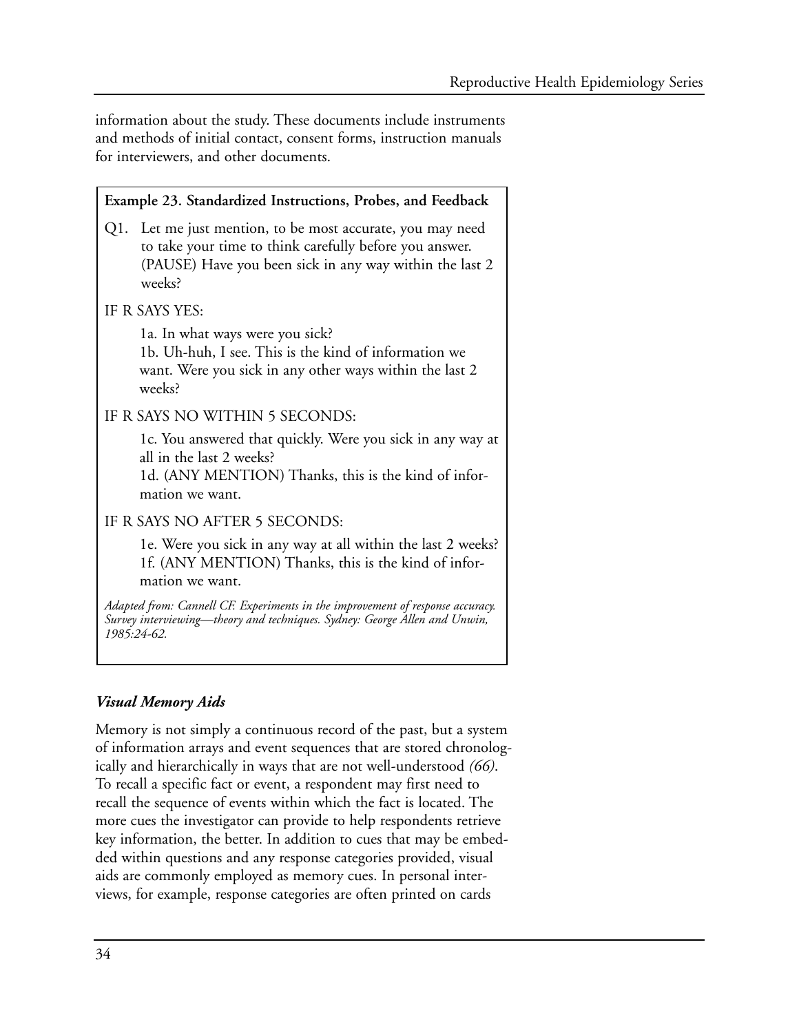information about the study. These documents include instruments and methods of initial contact, consent forms, instruction manuals for interviewers, and other documents.

**Example 23. Standardized Instructions, Probes, and Feedback**

Q1. Let me just mention, to be most accurate, you may need to take your time to think carefully before you answer. (PAUSE) Have you been sick in any way within the last 2 weeks?

IF R SAYS YES:

1a. In what ways were you sick?
1b. Uh-huh, I see. This is the kind of information we want. Were you sick in any other ways within the last 2 weeks?

IF R SAYS NO WITHIN 5 SECONDS:

1c. You answered that quickly. Were you sick in any way at all in the last 2 weeks?
1d. (ANY MENTION) Thanks, this is the kind of information we want.

IF R SAYS NO AFTER 5 SECONDS:

1e. Were you sick in any way at all within the last 2 weeks?
1f. (ANY MENTION) Thanks, this is the kind of information we want.

*Adapted from: Cannell CF. Experiments in the improvement of response accuracy. Survey interviewing—theory and techniques. Sydney: George Allen and Unwin, 1985:24-62.*

### *Visual Memory Aids*

Memory is not simply a continuous record of the past, but a system of information arrays and event sequences that are stored chronologically and hierarchically in ways that are not well-understood *(66)*. To recall a specific fact or event, a respondent may first need to recall the sequence of events within which the fact is located. The more cues the investigator can provide to help respondents retrieve key information, the better. In addition to cues that may be embedded within questions and any response categories provided, visual aids are commonly employed as memory cues. In personal interviews, for example, response categories are often printed on cards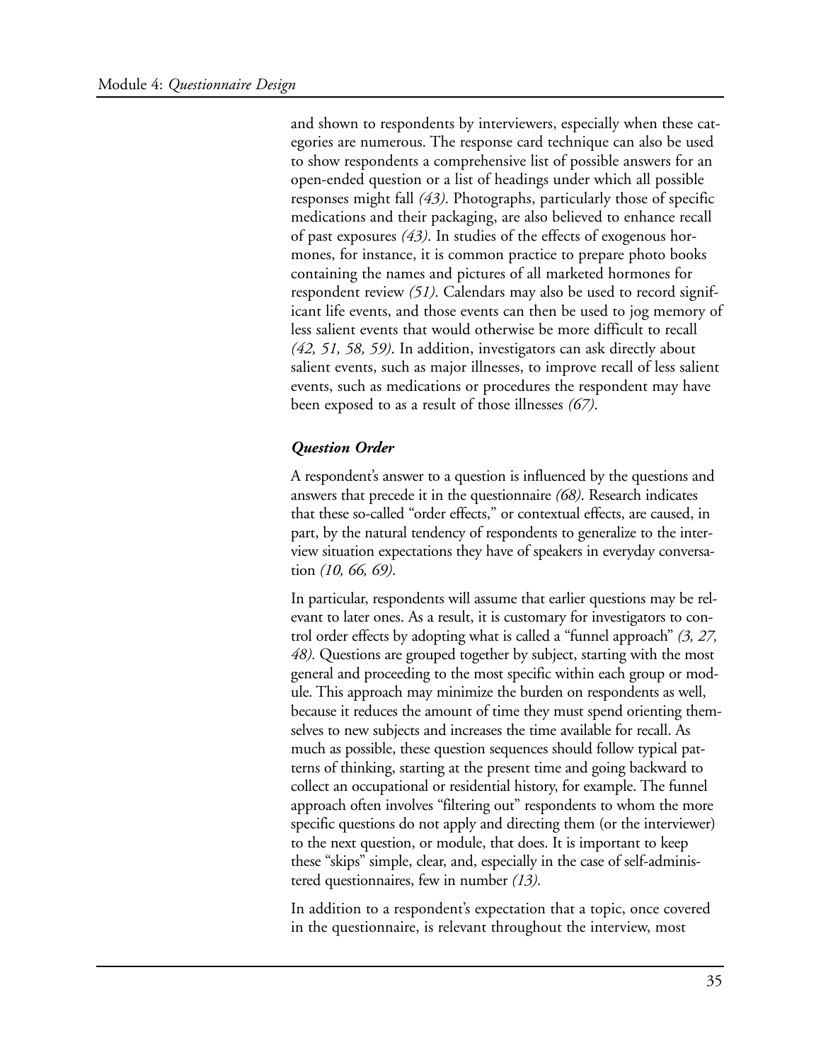and shown to respondents by interviewers, especially when these categories are numerous. The response card technique can also be used to show respondents a comprehensive list of possible answers for an open-ended question or a list of headings under which all possible responses might fall *(43)*. Photographs, particularly those of specific medications and their packaging, are also believed to enhance recall of past exposures *(43)*. In studies of the effects of exogenous hormones, for instance, it is common practice to prepare photo books containing the names and pictures of all marketed hormones for respondent review *(51)*. Calendars may also be used to record significant life events, and those events can then be used to jog memory of less salient events that would otherwise be more difficult to recall *(42, 51, 58, 59)*. In addition, investigators can ask directly about salient events, such as major illnesses, to improve recall of less salient events, such as medications or procedures the respondent may have been exposed to as a result of those illnesses *(67)*.

### *Question Order*

A respondent's answer to a question is influenced by the questions and answers that precede it in the questionnaire *(68)*. Research indicates that these so-called "order effects," or contextual effects, are caused, in part, by the natural tendency of respondents to generalize to the interview situation expectations they have of speakers in everyday conversation *(10, 66, 69)*.

In particular, respondents will assume that earlier questions may be relevant to later ones. As a result, it is customary for investigators to control order effects by adopting what is called a "funnel approach" *(3, 27, 48)*. Questions are grouped together by subject, starting with the most general and proceeding to the most specific within each group or module. This approach may minimize the burden on respondents as well, because it reduces the amount of time they must spend orienting themselves to new subjects and increases the time available for recall. As much as possible, these question sequences should follow typical patterns of thinking, starting at the present time and going backward to collect an occupational or residential history, for example. The funnel approach often involves "filtering out" respondents to whom the more specific questions do not apply and directing them (or the interviewer) to the next question, or module, that does. It is important to keep these "skips" simple, clear, and, especially in the case of self-administered questionnaires, few in number *(13)*.

In addition to a respondent's expectation that a topic, once covered in the questionnaire, is relevant throughout the interview, most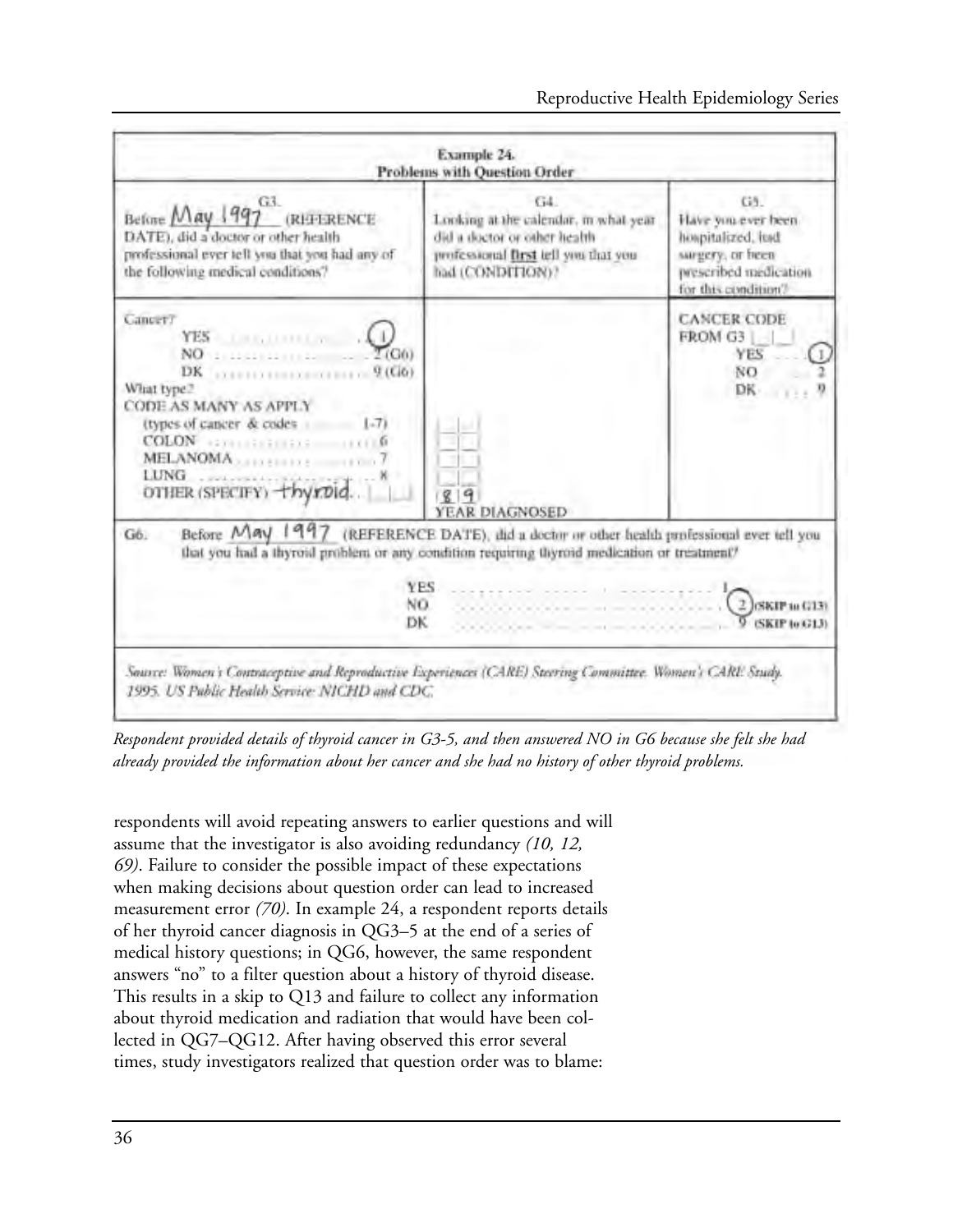**Example 24.**
**Problems with Question Order**

| G3.<br>Before May 1997 (REFERENCE DATE), did a doctor or other health professional ever tell you that you had any of the following medical conditions? | G4.<br>Looking at the calendar, in what year did a doctor or other health professional **first** tell you that you had (CONDITION)? | G5.<br>Have you ever been hospitalized, had surgery, or been prescribed medication for this condition? |
|---|---|---|
| Cancer?<br>YES ............ (1)<br>NO ............ 2 (G6)<br>DK ............ 9 (G6)<br>What type?<br>CODE AS MANY AS APPLY<br>(types of cancer & codes ........ 1-7)<br>COLON ............ 6<br>MELANOMA ............ 7<br>LUNG ............ 8<br>OTHER (SPECIFY) thyroid ... [ \| ] | [ \| ]<br>[ \| ]<br>[ \| ]<br>[8\|9]<br>YEAR DIAGNOSED | CANCER CODE FROM G3 [ \| ]<br>YES ... (1)<br>NO ... 2<br>DK ... 9 |

G6. Before May 1997 (REFERENCE DATE), did a doctor or other health professional ever tell you that you had a thyroid problem or any condition requiring thyroid medication or treatment?

YES ............ 1
NO ............ (2) (SKIP to G13)
DK ............ 9 (SKIP to G13)

*Source: Women's Contraceptive and Reproductive Experiences (CARE) Steering Committee. Women's CARE Study. 1995. US Public Health Service: NICHD and CDC.*

*Respondent provided details of thyroid cancer in G3-5, and then answered NO in G6 because she felt she had already provided the information about her cancer and she had no history of other thyroid problems.*

respondents will avoid repeating answers to earlier questions and will assume that the investigator is also avoiding redundancy *(10, 12, 69)*. Failure to consider the possible impact of these expectations when making decisions about question order can lead to increased measurement error *(70)*. In example 24, a respondent reports details of her thyroid cancer diagnosis in QG3–5 at the end of a series of medical history questions; in QG6, however, the same respondent answers "no" to a filter question about a history of thyroid disease. This results in a skip to Q13 and failure to collect any information about thyroid medication and radiation that would have been collected in QG7–QG12. After having observed this error several times, study investigators realized that question order was to blame: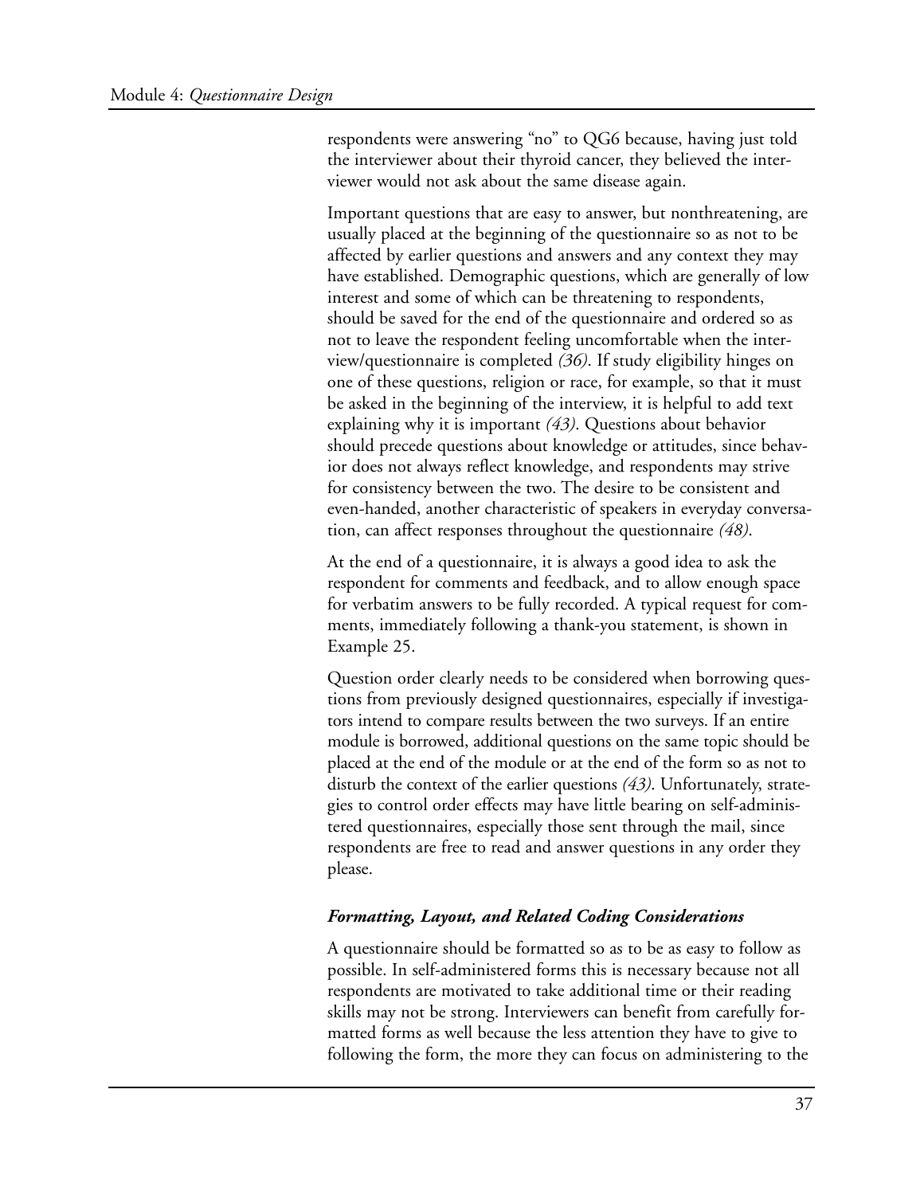respondents were answering "no" to QG6 because, having just told the interviewer about their thyroid cancer, they believed the interviewer would not ask about the same disease again.

Important questions that are easy to answer, but nonthreatening, are usually placed at the beginning of the questionnaire so as not to be affected by earlier questions and answers and any context they may have established. Demographic questions, which are generally of low interest and some of which can be threatening to respondents, should be saved for the end of the questionnaire and ordered so as not to leave the respondent feeling uncomfortable when the interview/questionnaire is completed *(36)*. If study eligibility hinges on one of these questions, religion or race, for example, so that it must be asked in the beginning of the interview, it is helpful to add text explaining why it is important *(43)*. Questions about behavior should precede questions about knowledge or attitudes, since behavior does not always reflect knowledge, and respondents may strive for consistency between the two. The desire to be consistent and even-handed, another characteristic of speakers in everyday conversation, can affect responses throughout the questionnaire *(48)*.

At the end of a questionnaire, it is always a good idea to ask the respondent for comments and feedback, and to allow enough space for verbatim answers to be fully recorded. A typical request for comments, immediately following a thank-you statement, is shown in Example 25.

Question order clearly needs to be considered when borrowing questions from previously designed questionnaires, especially if investigators intend to compare results between the two surveys. If an entire module is borrowed, additional questions on the same topic should be placed at the end of the module or at the end of the form so as not to disturb the context of the earlier questions *(43)*. Unfortunately, strategies to control order effects may have little bearing on self-administered questionnaires, especially those sent through the mail, since respondents are free to read and answer questions in any order they please.

### *Formatting, Layout, and Related Coding Considerations*

A questionnaire should be formatted so as to be as easy to follow as possible. In self-administered forms this is necessary because not all respondents are motivated to take additional time or their reading skills may not be strong. Interviewers can benefit from carefully formatted forms as well because the less attention they have to give to following the form, the more they can focus on administering to the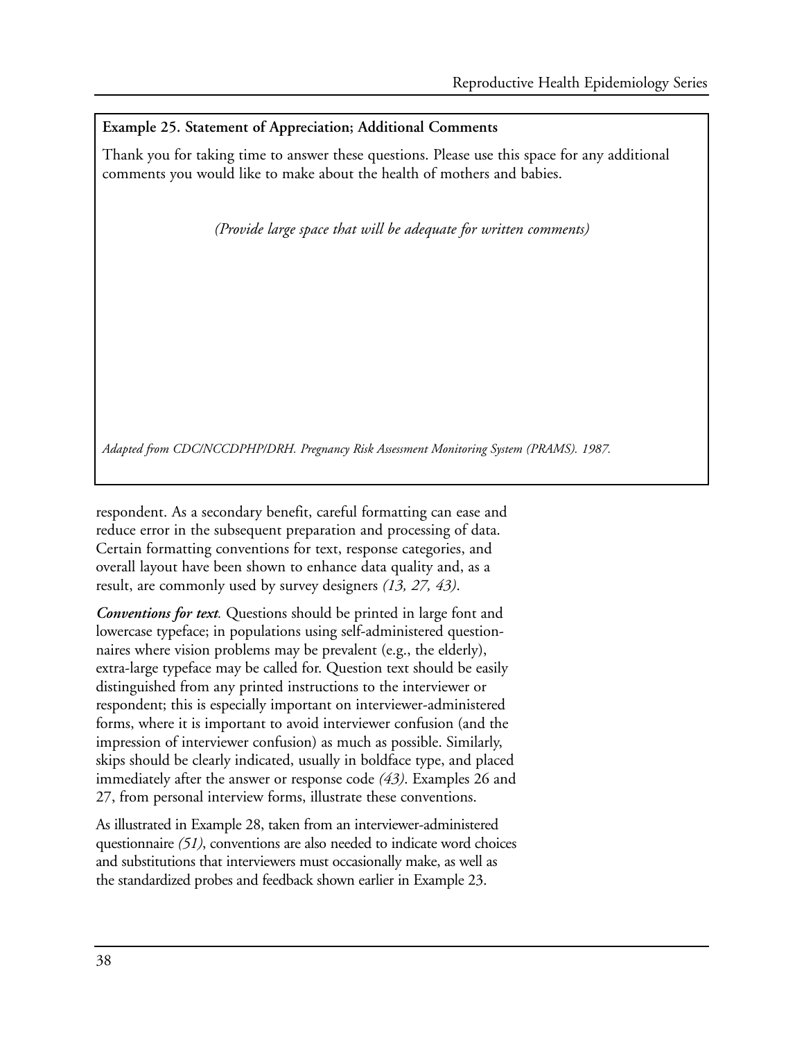**Example 25. Statement of Appreciation; Additional Comments**

Thank you for taking time to answer these questions. Please use this space for any additional comments you would like to make about the health of mothers and babies.

*(Provide large space that will be adequate for written comments)*

*Adapted from CDC/NCCDPHP/DRH. Pregnancy Risk Assessment Monitoring System (PRAMS). 1987.*

respondent. As a secondary benefit, careful formatting can ease and reduce error in the subsequent preparation and processing of data. Certain formatting conventions for text, response categories, and overall layout have been shown to enhance data quality and, as a result, are commonly used by survey designers *(13, 27, 43)*.

***Conventions for text.*** Questions should be printed in large font and lowercase typeface; in populations using self-administered questionnaires where vision problems may be prevalent (e.g., the elderly), extra-large typeface may be called for. Question text should be easily distinguished from any printed instructions to the interviewer or respondent; this is especially important on interviewer-administered forms, where it is important to avoid interviewer confusion (and the impression of interviewer confusion) as much as possible. Similarly, skips should be clearly indicated, usually in boldface type, and placed immediately after the answer or response code *(43)*. Examples 26 and 27, from personal interview forms, illustrate these conventions.

As illustrated in Example 28, taken from an interviewer-administered questionnaire *(51)*, conventions are also needed to indicate word choices and substitutions that interviewers must occasionally make, as well as the standardized probes and feedback shown earlier in Example 23.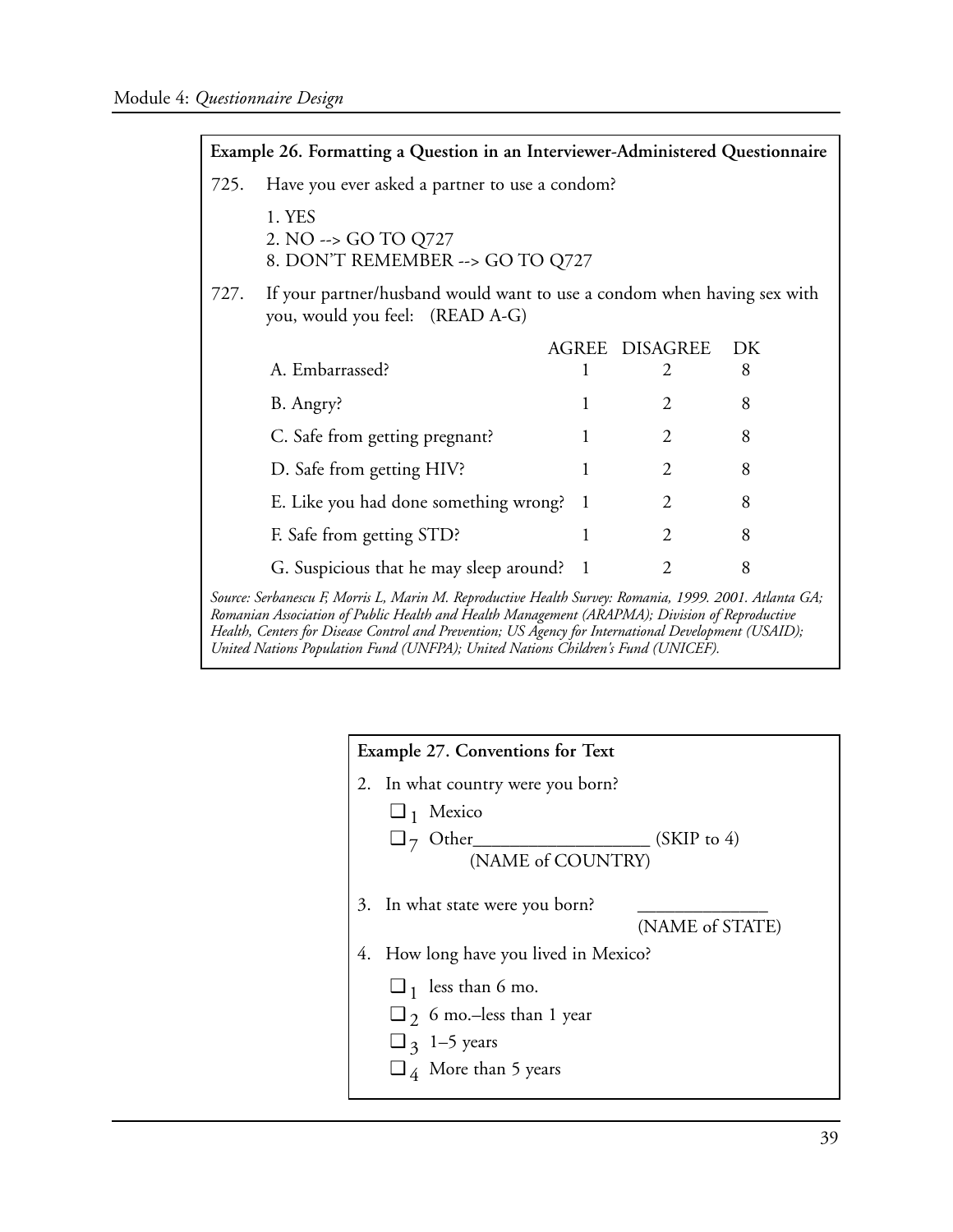**Example 26. Formatting a Question in an Interviewer-Administered Questionnaire**

725. Have you ever asked a partner to use a condom?

1. YES
2. NO --> GO TO Q727
8. DON'T REMEMBER --> GO TO Q727

727. If your partner/husband would want to use a condom when having sex with you, would you feel: (READ A-G)

| | AGREE | DISAGREE | DK |
|---|---|---|---|
| A. Embarrassed? | 1 | 2 | 8 |
| B. Angry? | 1 | 2 | 8 |
| C. Safe from getting pregnant? | 1 | 2 | 8 |
| D. Safe from getting HIV? | 1 | 2 | 8 |
| E. Like you had done something wrong? | 1 | 2 | 8 |
| F. Safe from getting STD? | 1 | 2 | 8 |
| G. Suspicious that he may sleep around? | 1 | 2 | 8 |

*Source: Serbanescu F, Morris L, Marin M. Reproductive Health Survey: Romania, 1999. 2001. Atlanta GA; Romanian Association of Public Health and Health Management (ARAPMA); Division of Reproductive Health, Centers for Disease Control and Prevention; US Agency for International Development (USAID); United Nations Population Fund (UNFPA); United Nations Children's Fund (UNICEF).*

**Example 27. Conventions for Text**

2. In what country were you born?

   ❑ $_1$ Mexico

   ❑ $_7$ Other__________________ (SKIP to 4)
   (NAME of COUNTRY)

3. In what state were you born? ______________
   (NAME of STATE)

4. How long have you lived in Mexico?

   ❑ $_1$ less than 6 mo.

   ❑ $_2$ 6 mo.–less than 1 year

   ❑ $_3$ 1–5 years

   ❑ $_4$ More than 5 years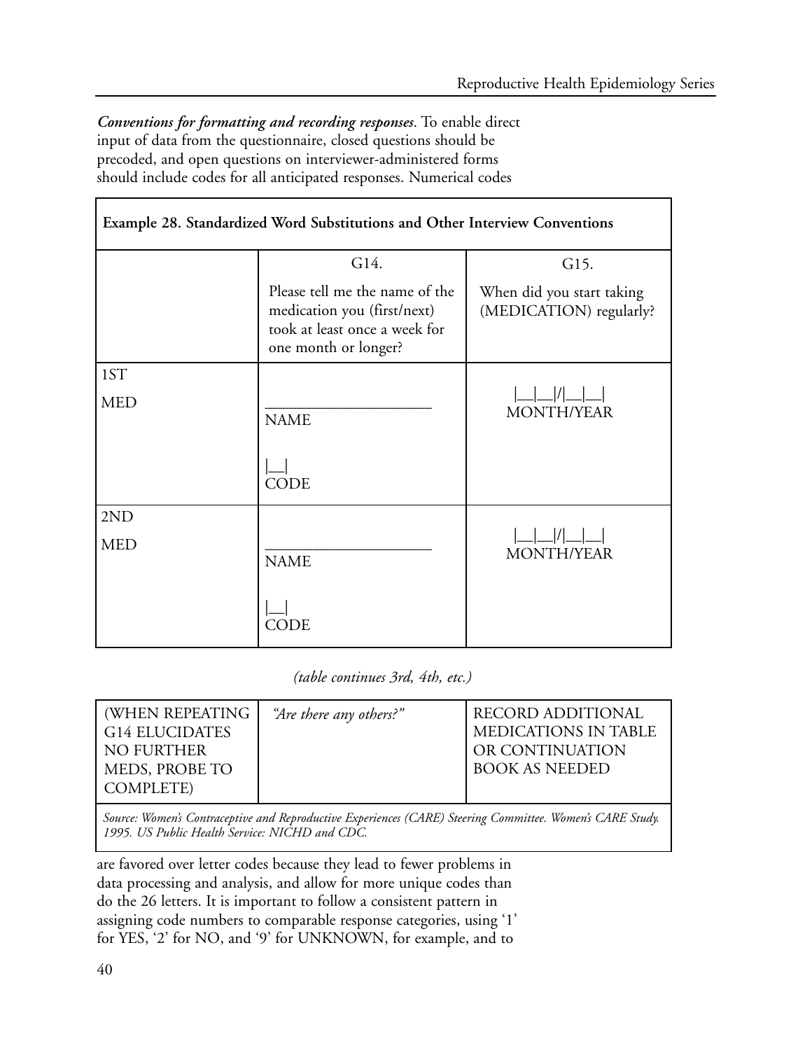*Conventions for formatting and recording responses*. To enable direct input of data from the questionnaire, closed questions should be precoded, and open questions on interviewer-administered forms should include codes for all anticipated responses. Numerical codes

**Example 28. Standardized Word Substitutions and Other Interview Conventions**

| | G14. Please tell me the name of the medication you (first/next) took at least once a week for one month or longer? | G15. When did you start taking (MEDICATION) regularly? |
|---|---|---|
| 1ST MED | ____________________ NAME<br><br>&#124;__&#124; CODE | &#124;__&#124;__&#124;/&#124;__&#124;__&#124; MONTH/YEAR |
| 2ND MED | ____________________ NAME<br><br>&#124;__&#124; CODE | &#124;__&#124;__&#124;/&#124;__&#124;__&#124; MONTH/YEAR |

*(table continues 3rd, 4th, etc.)*

| (WHEN REPEATING G14 ELUCIDATES NO FURTHER MEDS, PROBE TO COMPLETE) | *"Are there any others?"* | RECORD ADDITIONAL MEDICATIONS IN TABLE OR CONTINUATION BOOK AS NEEDED |
|---|---|---|

*Source: Women's Contraceptive and Reproductive Experiences (CARE) Steering Committee. Women's CARE Study. 1995. US Public Health Service: NICHD and CDC.*

are favored over letter codes because they lead to fewer problems in data processing and analysis, and allow for more unique codes than do the 26 letters. It is important to follow a consistent pattern in assigning code numbers to comparable response categories, using '1' for YES, '2' for NO, and '9' for UNKNOWN, for example, and to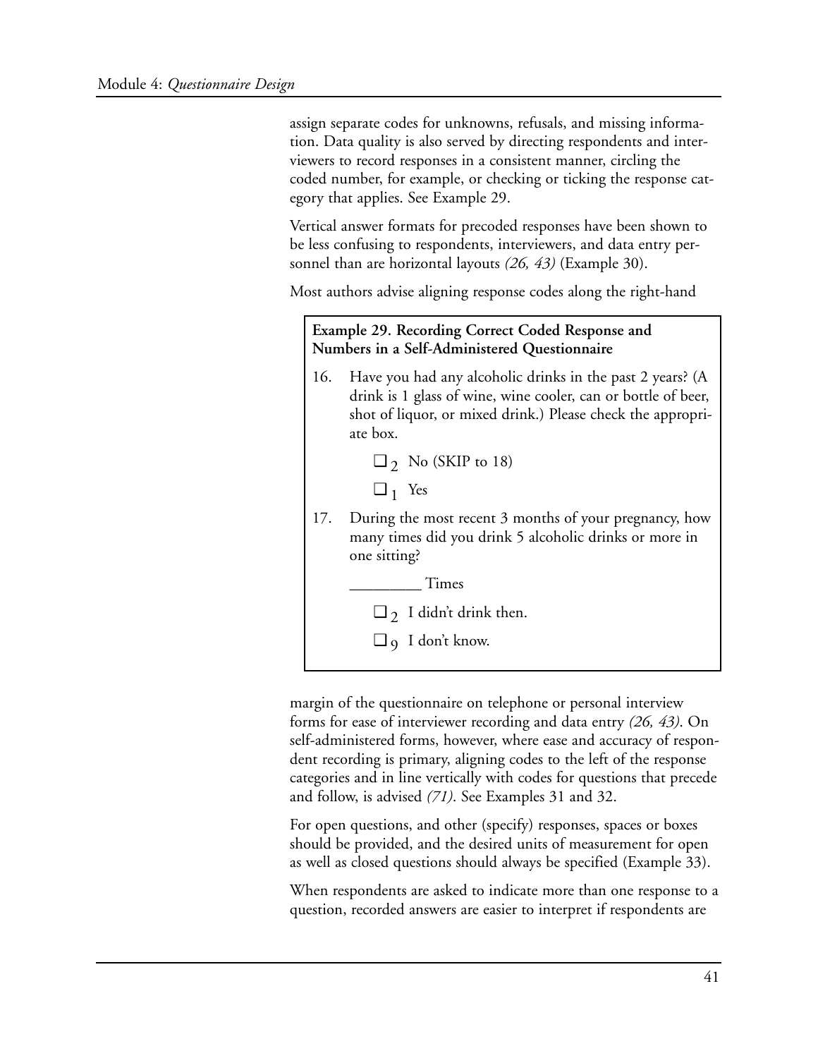assign separate codes for unknowns, refusals, and missing information. Data quality is also served by directing respondents and interviewers to record responses in a consistent manner, circling the coded number, for example, or checking or ticking the response category that applies. See Example 29.

Vertical answer formats for precoded responses have been shown to be less confusing to respondents, interviewers, and data entry personnel than are horizontal layouts *(26, 43)* (Example 30).

Most authors advise aligning response codes along the right-hand margin of the questionnaire on telephone or personal interview forms for ease of interviewer recording and data entry *(26, 43)*. On self-administered forms, however, where ease and accuracy of respondent recording is primary, aligning codes to the left of the response categories and in line vertically with codes for questions that precede and follow, is advised *(71)*. See Examples 31 and 32.

> **Example 29. Recording Correct Coded Response and Numbers in a Self-Administered Questionnaire**
>
> 16. Have you had any alcoholic drinks in the past 2 years? (A drink is 1 glass of wine, wine cooler, can or bottle of beer, shot of liquor, or mixed drink.) Please check the appropriate box.
>
>     ❑ $_2$ No (SKIP to 18)
>
>     ❑ $_1$ Yes
>
> 17. During the most recent 3 months of your pregnancy, how many times did you drink 5 alcoholic drinks or more in one sitting?
>
>     _________ Times
>
>     ❑ $_2$ I didn't drink then.
>
>     ❑ $_9$ I don't know.

For open questions, and other (specify) responses, spaces or boxes should be provided, and the desired units of measurement for open as well as closed questions should always be specified (Example 33).

When respondents are asked to indicate more than one response to a question, recorded answers are easier to interpret if respondents are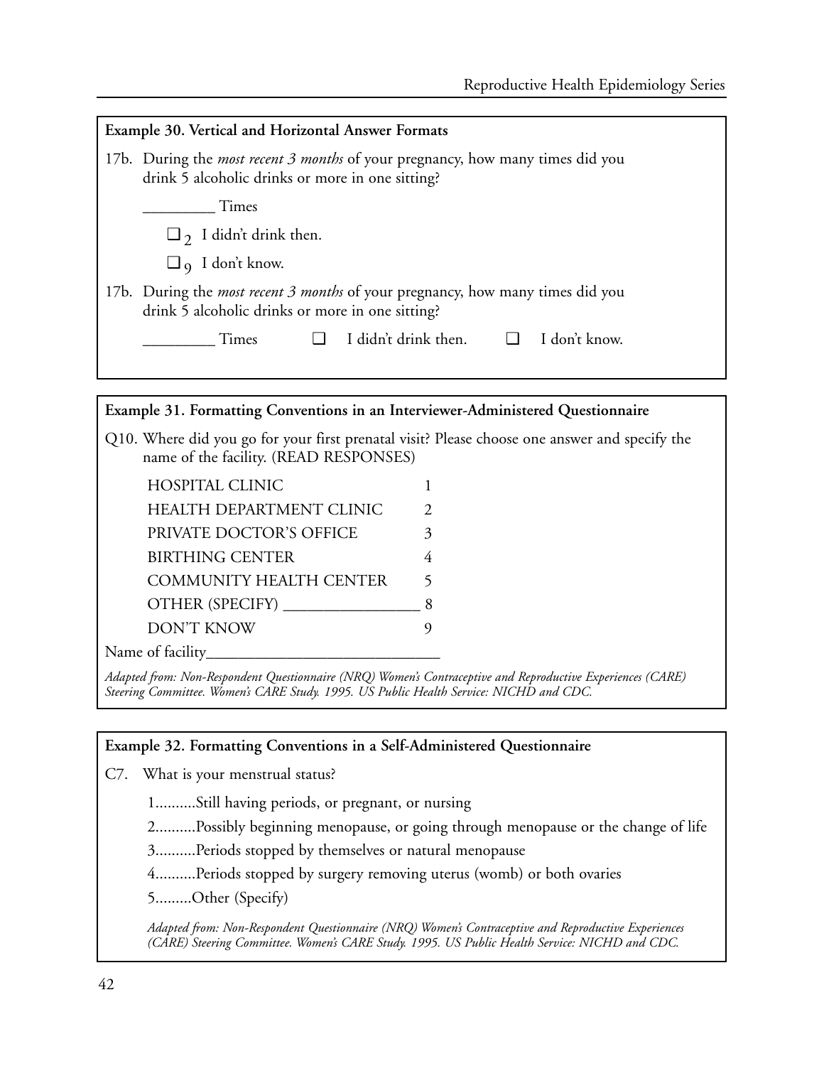**Example 30. Vertical and Horizontal Answer Formats**

17b. During the *most recent 3 months* of your pregnancy, how many times did you drink 5 alcoholic drinks or more in one sitting?

_________ Times

❑ 2 I didn't drink then.

❑ 9 I don't know.

17b. During the *most recent 3 months* of your pregnancy, how many times did you drink 5 alcoholic drinks or more in one sitting?

_________ Times ❑ I didn't drink then. ❑ I don't know.

**Example 31. Formatting Conventions in an Interviewer-Administered Questionnaire**

Q10. Where did you go for your first prenatal visit? Please choose one answer and specify the name of the facility. (READ RESPONSES)

| | |
|---|---|
| HOSPITAL CLINIC | 1 |
| HEALTH DEPARTMENT CLINIC | 2 |
| PRIVATE DOCTOR'S OFFICE | 3 |
| BIRTHING CENTER | 4 |
| COMMUNITY HEALTH CENTER | 5 |
| OTHER (SPECIFY) _______________ | 8 |
| DON'T KNOW | 9 |

Name of facility____________________________

*Adapted from: Non-Respondent Questionnaire (NRQ) Women's Contraceptive and Reproductive Experiences (CARE) Steering Committee. Women's CARE Study. 1995. US Public Health Service: NICHD and CDC.*

**Example 32. Formatting Conventions in a Self-Administered Questionnaire**

C7. What is your menstrual status?

1..........Still having periods, or pregnant, or nursing

2..........Possibly beginning menopause, or going through menopause or the change of life

3..........Periods stopped by themselves or natural menopause

4..........Periods stopped by surgery removing uterus (womb) or both ovaries

5.........Other (Specify)

*Adapted from: Non-Respondent Questionnaire (NRQ) Women's Contraceptive and Reproductive Experiences (CARE) Steering Committee. Women's CARE Study. 1995. US Public Health Service: NICHD and CDC.*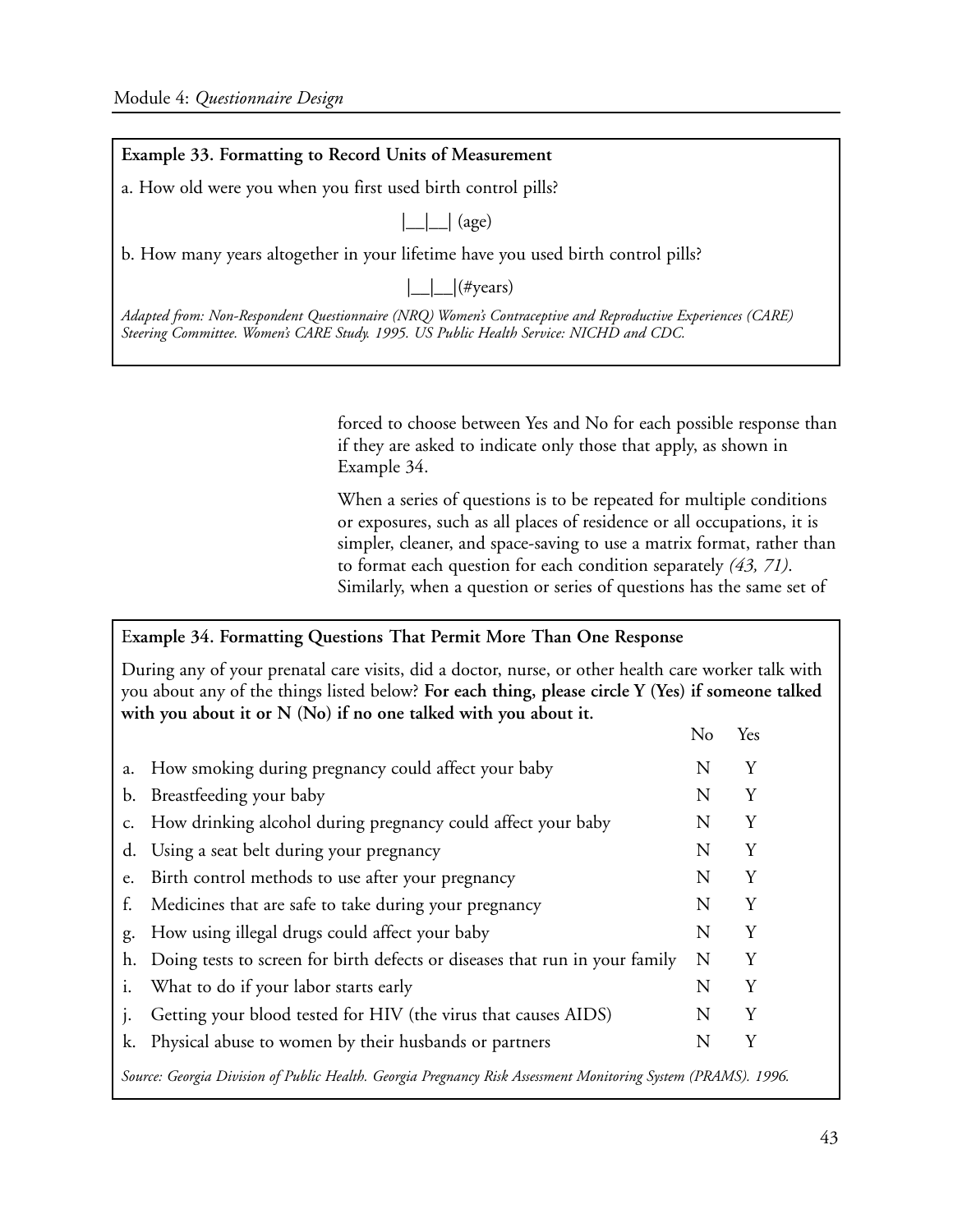**Example 33. Formatting to Record Units of Measurement**

a. How old were you when you first used birth control pills?

|__|__| (age)

b. How many years altogether in your lifetime have you used birth control pills?

|__|__|(#years)

*Adapted from: Non-Respondent Questionnaire (NRQ) Women's Contraceptive and Reproductive Experiences (CARE) Steering Committee. Women's CARE Study. 1995. US Public Health Service: NICHD and CDC.*

forced to choose between Yes and No for each possible response than if they are asked to indicate only those that apply, as shown in Example 34.

When a series of questions is to be repeated for multiple conditions or exposures, such as all places of residence or all occupations, it is simpler, cleaner, and space-saving to use a matrix format, rather than to format each question for each condition separately *(43, 71)*. Similarly, when a question or series of questions has the same set of

**Example 34. Formatting Questions That Permit More Than One Response**

During any of your prenatal care visits, did a doctor, nurse, or other health care worker talk with you about any of the things listed below? **For each thing, please circle Y (Yes) if someone talked with you about it or N (No) if no one talked with you about it.**

| | | No | Yes |
|---|---|---|---|
| a. | How smoking during pregnancy could affect your baby | N | Y |
| b. | Breastfeeding your baby | N | Y |
| c. | How drinking alcohol during pregnancy could affect your baby | N | Y |
| d. | Using a seat belt during your pregnancy | N | Y |
| e. | Birth control methods to use after your pregnancy | N | Y |
| f. | Medicines that are safe to take during your pregnancy | N | Y |
| g. | How using illegal drugs could affect your baby | N | Y |
| h. | Doing tests to screen for birth defects or diseases that run in your family | N | Y |
| i. | What to do if your labor starts early | N | Y |
| j. | Getting your blood tested for HIV (the virus that causes AIDS) | N | Y |
| k. | Physical abuse to women by their husbands or partners | N | Y |

*Source: Georgia Division of Public Health. Georgia Pregnancy Risk Assessment Monitoring System (PRAMS). 1996.*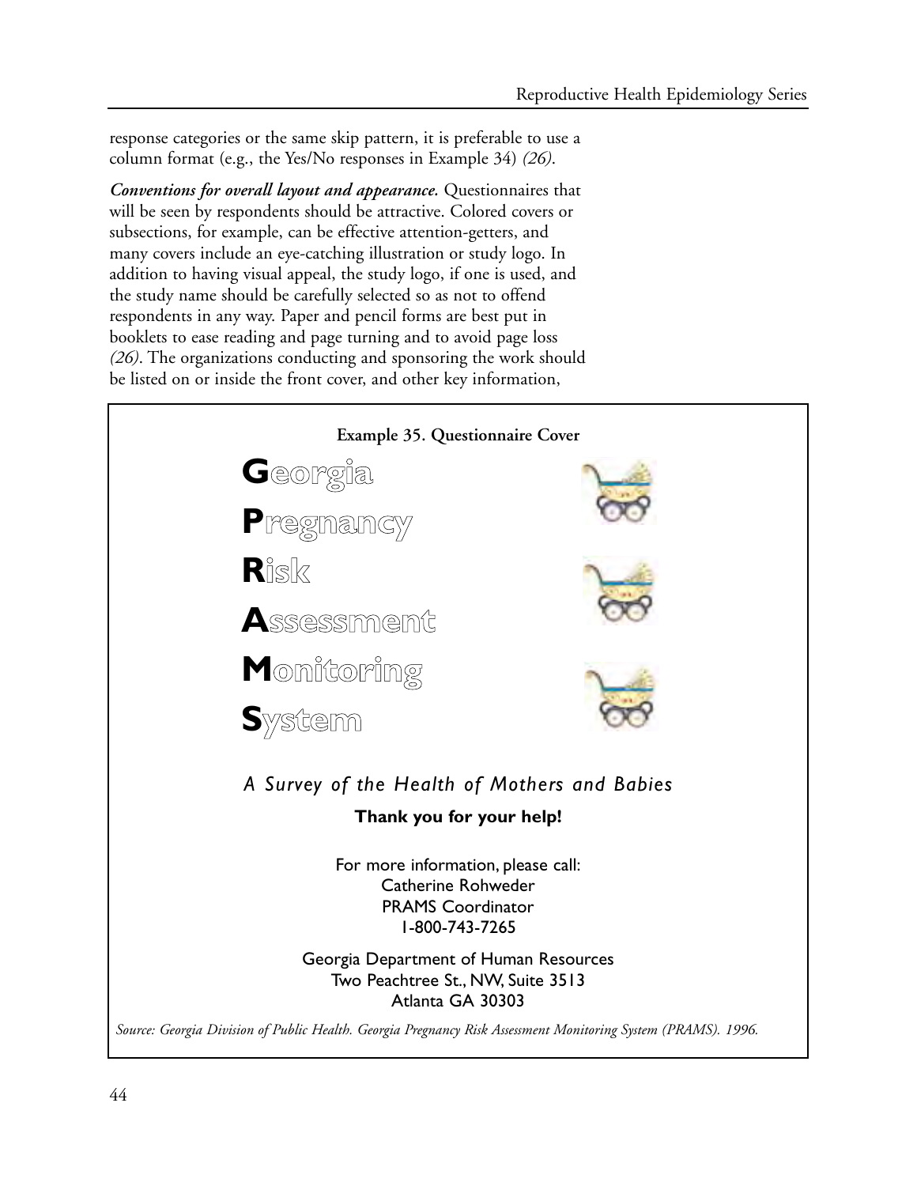response categories or the same skip pattern, it is preferable to use a column format (e.g., the Yes/No responses in Example 34) *(26)*.

***Conventions for overall layout and appearance.*** Questionnaires that will be seen by respondents should be attractive. Colored covers or subsections, for example, can be effective attention-getters, and many covers include an eye-catching illustration or study logo. In addition to having visual appeal, the study logo, if one is used, and the study name should be carefully selected so as not to offend respondents in any way. Paper and pencil forms are best put in booklets to ease reading and page turning and to avoid page loss *(26)*. The organizations conducting and sponsoring the work should be listed on or inside the front cover, and other key information,

**Example 35. Questionnaire Cover**

**G**eorgia

**P**regnancy

**R**isk

**A**ssessment

**M**onitoring

**S**ystem

*A Survey of the Health of Mothers and Babies*

**Thank you for your help!**

For more information, please call:
Catherine Rohweder
PRAMS Coordinator
1-800-743-7265

Georgia Department of Human Resources
Two Peachtree St., NW, Suite 3513
Atlanta GA 30303

*Source: Georgia Division of Public Health. Georgia Pregnancy Risk Assessment Monitoring System (PRAMS). 1996.*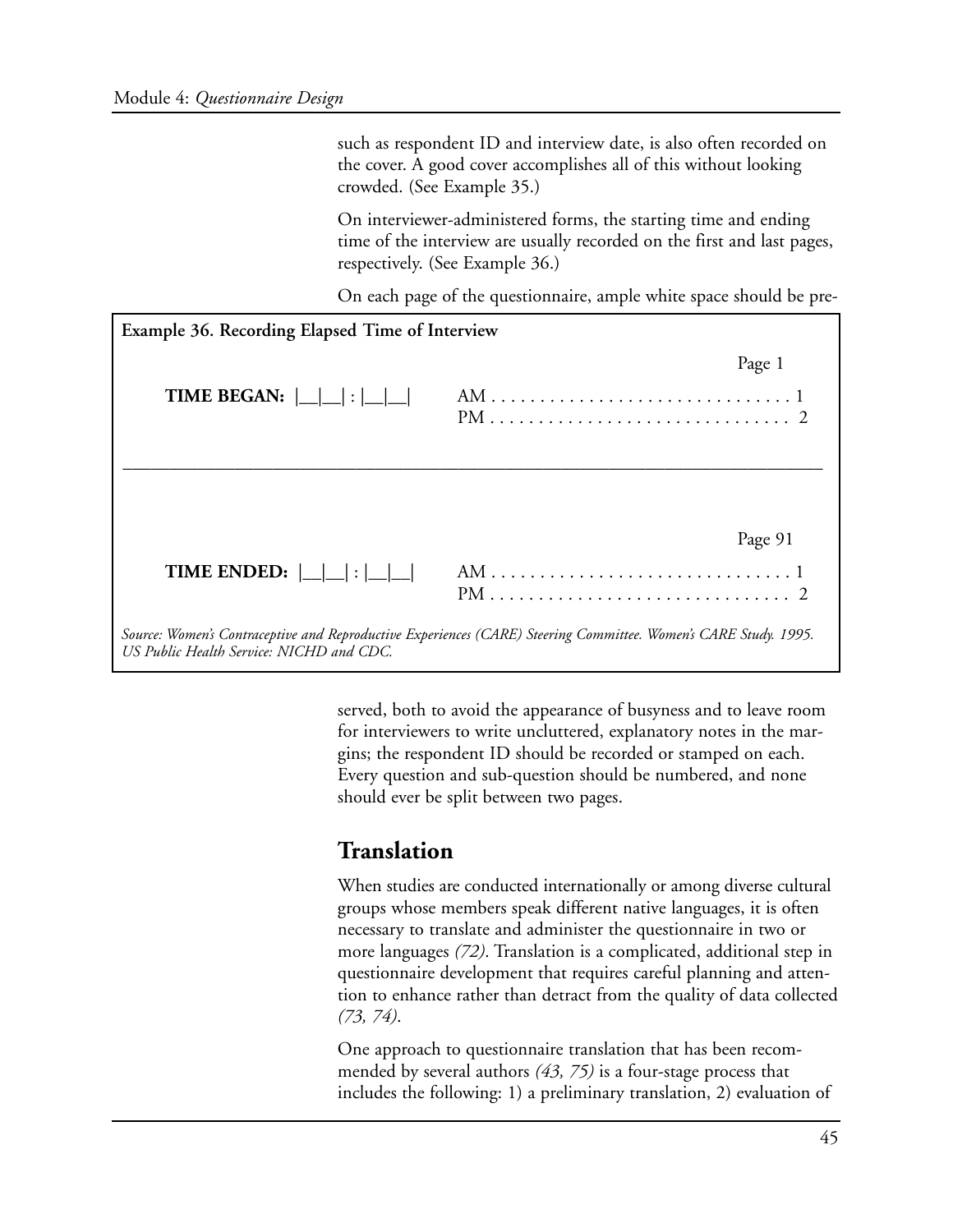such as respondent ID and interview date, is also often recorded on the cover. A good cover accomplishes all of this without looking crowded. (See Example 35.)

On interviewer-administered forms, the starting time and ending time of the interview are usually recorded on the first and last pages, respectively. (See Example 36.)

On each page of the questionnaire, ample white space should be preserved, both to avoid the appearance of busyness and to leave room for interviewers to write uncluttered, explanatory notes in the margins; the respondent ID should be recorded or stamped on each. Every question and sub-question should be numbered, and none should ever be split between two pages.

**Example 36. Recording Elapsed Time of Interview**

Page 1

**TIME BEGAN:** |__|__| : |__|__|

AM . . . . . . . . . . . . . . . . . . . . . . . . . . . . . . 1
PM . . . . . . . . . . . . . . . . . . . . . . . . . . . . . . 2

---

Page 91

**TIME ENDED:** |__|__| : |__|__|

AM . . . . . . . . . . . . . . . . . . . . . . . . . . . . . . 1
PM . . . . . . . . . . . . . . . . . . . . . . . . . . . . . . 2

*Source: Women's Contraceptive and Reproductive Experiences (CARE) Steering Committee. Women's CARE Study. 1995. US Public Health Service: NICHD and CDC.*

## Translation

When studies are conducted internationally or among diverse cultural groups whose members speak different native languages, it is often necessary to translate and administer the questionnaire in two or more languages *(72)*. Translation is a complicated, additional step in questionnaire development that requires careful planning and attention to enhance rather than detract from the quality of data collected *(73, 74)*.

One approach to questionnaire translation that has been recommended by several authors *(43, 75)* is a four-stage process that includes the following: 1) a preliminary translation, 2) evaluation of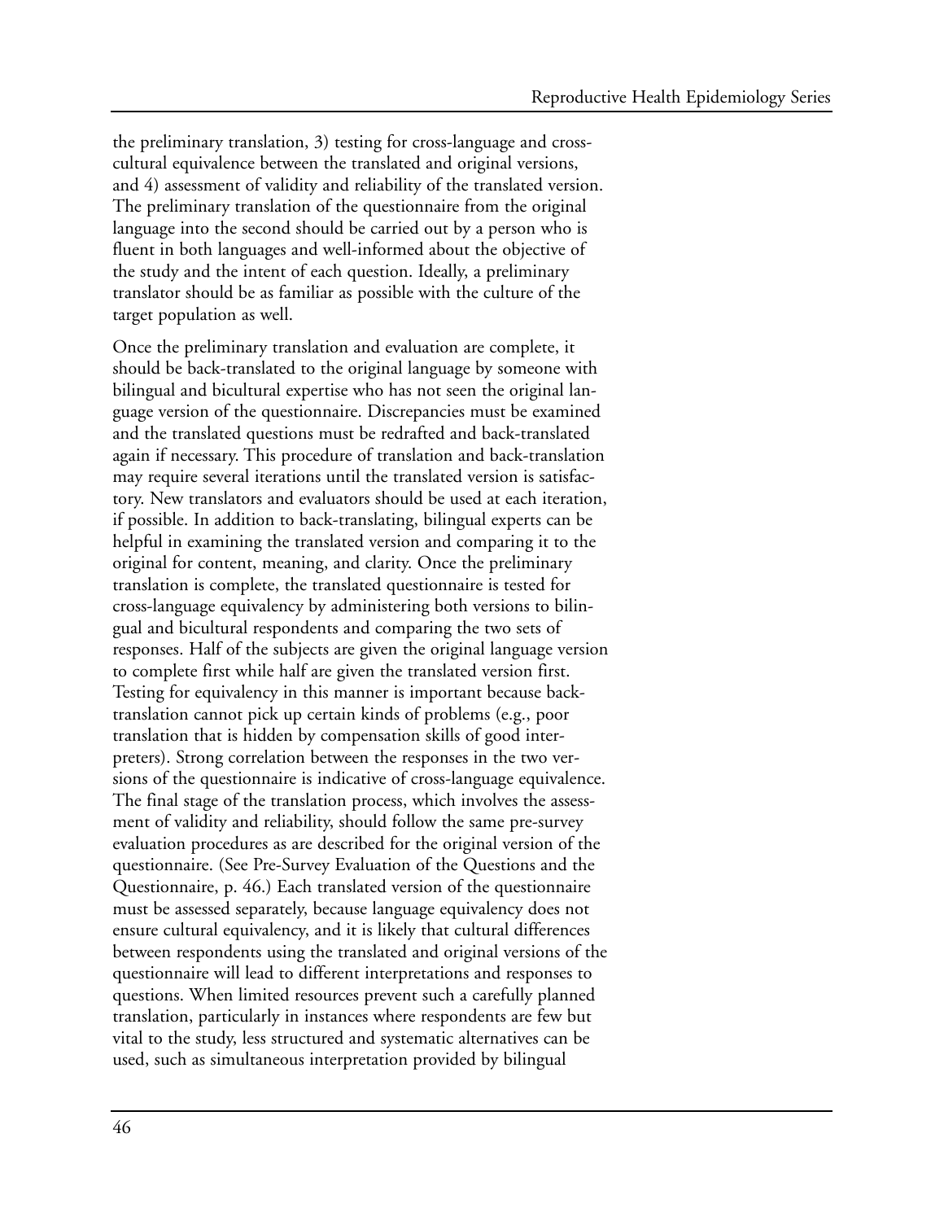the preliminary translation, 3) testing for cross-language and cross-cultural equivalence between the translated and original versions, and 4) assessment of validity and reliability of the translated version. The preliminary translation of the questionnaire from the original language into the second should be carried out by a person who is fluent in both languages and well-informed about the objective of the study and the intent of each question. Ideally, a preliminary translator should be as familiar as possible with the culture of the target population as well.

Once the preliminary translation and evaluation are complete, it should be back-translated to the original language by someone with bilingual and bicultural expertise who has not seen the original language version of the questionnaire. Discrepancies must be examined and the translated questions must be redrafted and back-translated again if necessary. This procedure of translation and back-translation may require several iterations until the translated version is satisfactory. New translators and evaluators should be used at each iteration, if possible. In addition to back-translating, bilingual experts can be helpful in examining the translated version and comparing it to the original for content, meaning, and clarity. Once the preliminary translation is complete, the translated questionnaire is tested for cross-language equivalency by administering both versions to bilingual and bicultural respondents and comparing the two sets of responses. Half of the subjects are given the original language version to complete first while half are given the translated version first. Testing for equivalency in this manner is important because back-translation cannot pick up certain kinds of problems (e.g., poor translation that is hidden by compensation skills of good interpreters). Strong correlation between the responses in the two versions of the questionnaire is indicative of cross-language equivalence. The final stage of the translation process, which involves the assessment of validity and reliability, should follow the same pre-survey evaluation procedures as are described for the original version of the questionnaire. (See Pre-Survey Evaluation of the Questions and the Questionnaire, p. 46.) Each translated version of the questionnaire must be assessed separately, because language equivalency does not ensure cultural equivalency, and it is likely that cultural differences between respondents using the translated and original versions of the questionnaire will lead to different interpretations and responses to questions. When limited resources prevent such a carefully planned translation, particularly in instances where respondents are few but vital to the study, less structured and systematic alternatives can be used, such as simultaneous interpretation provided by bilingual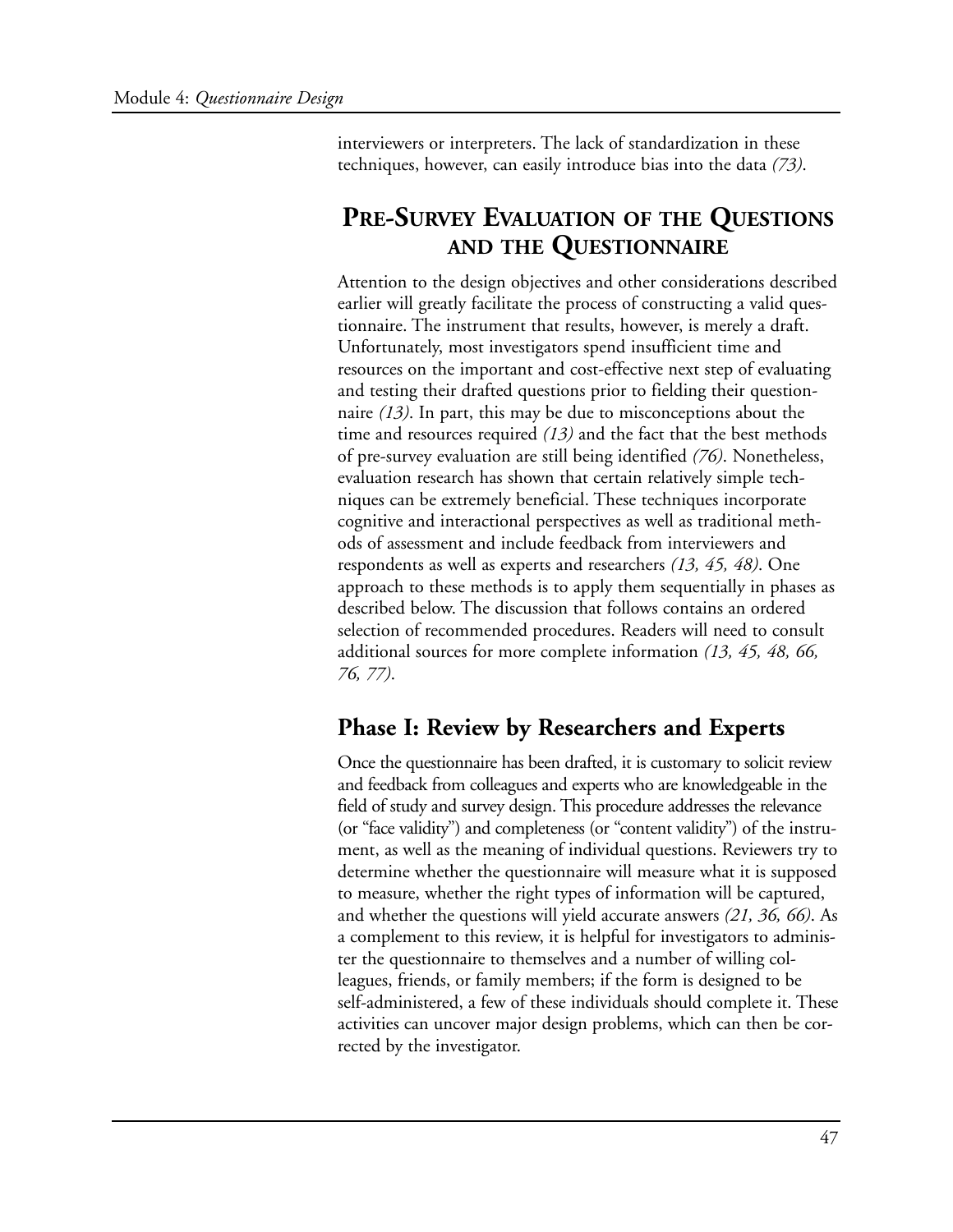interviewers or interpreters. The lack of standardization in these techniques, however, can easily introduce bias into the data *(73)*.

## PRE-SURVEY EVALUATION OF THE QUESTIONS AND THE QUESTIONNAIRE

Attention to the design objectives and other considerations described earlier will greatly facilitate the process of constructing a valid questionnaire. The instrument that results, however, is merely a draft. Unfortunately, most investigators spend insufficient time and resources on the important and cost-effective next step of evaluating and testing their drafted questions prior to fielding their questionnaire *(13)*. In part, this may be due to misconceptions about the time and resources required *(13)* and the fact that the best methods of pre-survey evaluation are still being identified *(76)*. Nonetheless, evaluation research has shown that certain relatively simple techniques can be extremely beneficial. These techniques incorporate cognitive and interactional perspectives as well as traditional methods of assessment and include feedback from interviewers and respondents as well as experts and researchers *(13, 45, 48)*. One approach to these methods is to apply them sequentially in phases as described below. The discussion that follows contains an ordered selection of recommended procedures. Readers will need to consult additional sources for more complete information *(13, 45, 48, 66, 76, 77)*.

### Phase I: Review by Researchers and Experts

Once the questionnaire has been drafted, it is customary to solicit review and feedback from colleagues and experts who are knowledgeable in the field of study and survey design. This procedure addresses the relevance (or "face validity") and completeness (or "content validity") of the instrument, as well as the meaning of individual questions. Reviewers try to determine whether the questionnaire will measure what it is supposed to measure, whether the right types of information will be captured, and whether the questions will yield accurate answers *(21, 36, 66)*. As a complement to this review, it is helpful for investigators to administer the questionnaire to themselves and a number of willing colleagues, friends, or family members; if the form is designed to be self-administered, a few of these individuals should complete it. These activities can uncover major design problems, which can then be corrected by the investigator.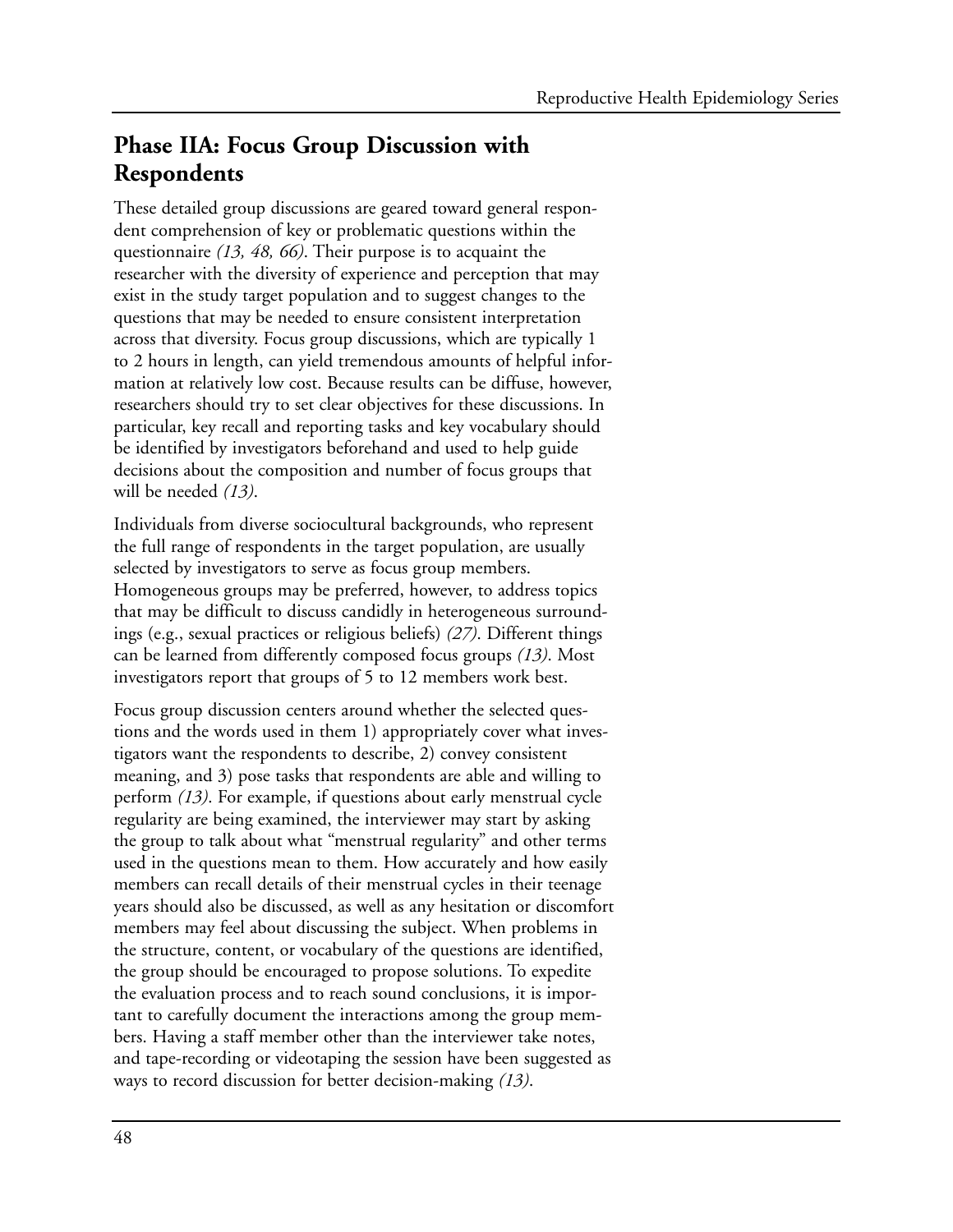## Phase IIA: Focus Group Discussion with Respondents

These detailed group discussions are geared toward general respondent comprehension of key or problematic questions within the questionnaire *(13, 48, 66)*. Their purpose is to acquaint the researcher with the diversity of experience and perception that may exist in the study target population and to suggest changes to the questions that may be needed to ensure consistent interpretation across that diversity. Focus group discussions, which are typically 1 to 2 hours in length, can yield tremendous amounts of helpful information at relatively low cost. Because results can be diffuse, however, researchers should try to set clear objectives for these discussions. In particular, key recall and reporting tasks and key vocabulary should be identified by investigators beforehand and used to help guide decisions about the composition and number of focus groups that will be needed *(13)*.

Individuals from diverse sociocultural backgrounds, who represent the full range of respondents in the target population, are usually selected by investigators to serve as focus group members. Homogeneous groups may be preferred, however, to address topics that may be difficult to discuss candidly in heterogeneous surroundings (e.g., sexual practices or religious beliefs) *(27)*. Different things can be learned from differently composed focus groups *(13)*. Most investigators report that groups of 5 to 12 members work best.

Focus group discussion centers around whether the selected questions and the words used in them 1) appropriately cover what investigators want the respondents to describe, 2) convey consistent meaning, and 3) pose tasks that respondents are able and willing to perform *(13)*. For example, if questions about early menstrual cycle regularity are being examined, the interviewer may start by asking the group to talk about what "menstrual regularity" and other terms used in the questions mean to them. How accurately and how easily members can recall details of their menstrual cycles in their teenage years should also be discussed, as well as any hesitation or discomfort members may feel about discussing the subject. When problems in the structure, content, or vocabulary of the questions are identified, the group should be encouraged to propose solutions. To expedite the evaluation process and to reach sound conclusions, it is important to carefully document the interactions among the group members. Having a staff member other than the interviewer take notes, and tape-recording or videotaping the session have been suggested as ways to record discussion for better decision-making *(13)*.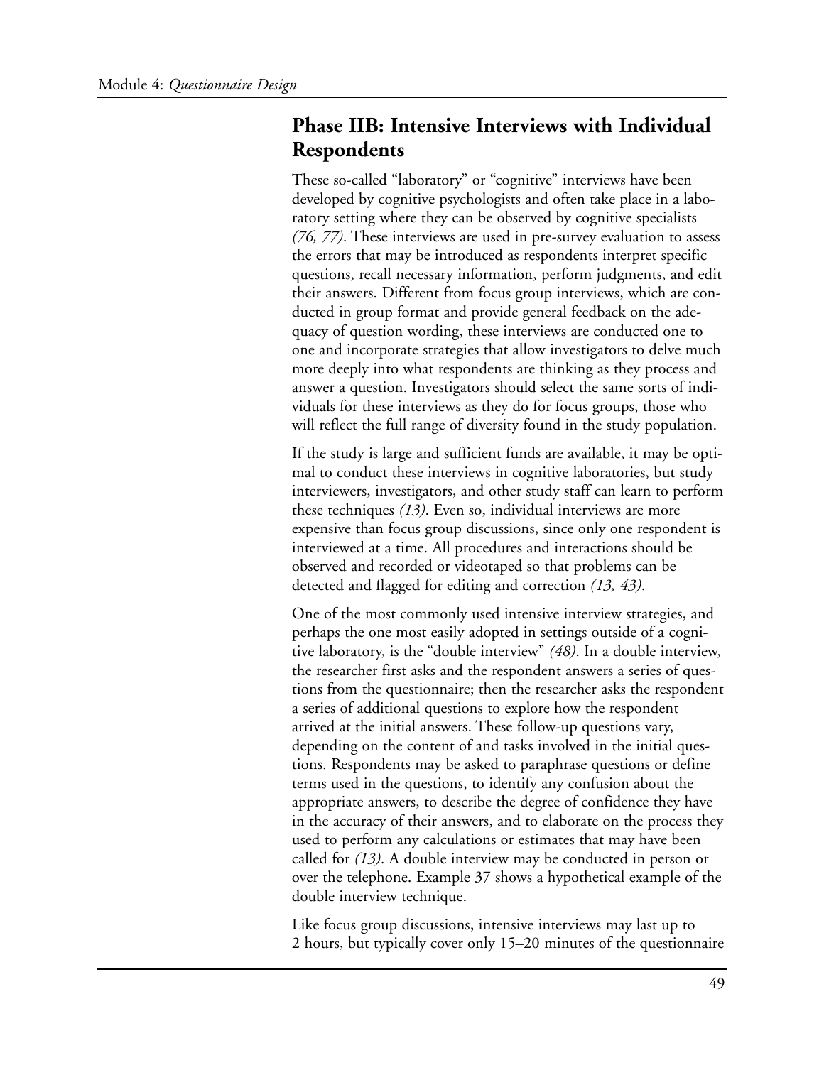## Phase IIB: Intensive Interviews with Individual Respondents

These so-called "laboratory" or "cognitive" interviews have been developed by cognitive psychologists and often take place in a laboratory setting where they can be observed by cognitive specialists *(76, 77)*. These interviews are used in pre-survey evaluation to assess the errors that may be introduced as respondents interpret specific questions, recall necessary information, perform judgments, and edit their answers. Different from focus group interviews, which are conducted in group format and provide general feedback on the adequacy of question wording, these interviews are conducted one to one and incorporate strategies that allow investigators to delve much more deeply into what respondents are thinking as they process and answer a question. Investigators should select the same sorts of individuals for these interviews as they do for focus groups, those who will reflect the full range of diversity found in the study population.

If the study is large and sufficient funds are available, it may be optimal to conduct these interviews in cognitive laboratories, but study interviewers, investigators, and other study staff can learn to perform these techniques *(13)*. Even so, individual interviews are more expensive than focus group discussions, since only one respondent is interviewed at a time. All procedures and interactions should be observed and recorded or videotaped so that problems can be detected and flagged for editing and correction *(13, 43)*.

One of the most commonly used intensive interview strategies, and perhaps the one most easily adopted in settings outside of a cognitive laboratory, is the "double interview" *(48)*. In a double interview, the researcher first asks and the respondent answers a series of questions from the questionnaire; then the researcher asks the respondent a series of additional questions to explore how the respondent arrived at the initial answers. These follow-up questions vary, depending on the content of and tasks involved in the initial questions. Respondents may be asked to paraphrase questions or define terms used in the questions, to identify any confusion about the appropriate answers, to describe the degree of confidence they have in the accuracy of their answers, and to elaborate on the process they used to perform any calculations or estimates that may have been called for *(13)*. A double interview may be conducted in person or over the telephone. Example 37 shows a hypothetical example of the double interview technique.

Like focus group discussions, intensive interviews may last up to 2 hours, but typically cover only 15–20 minutes of the questionnaire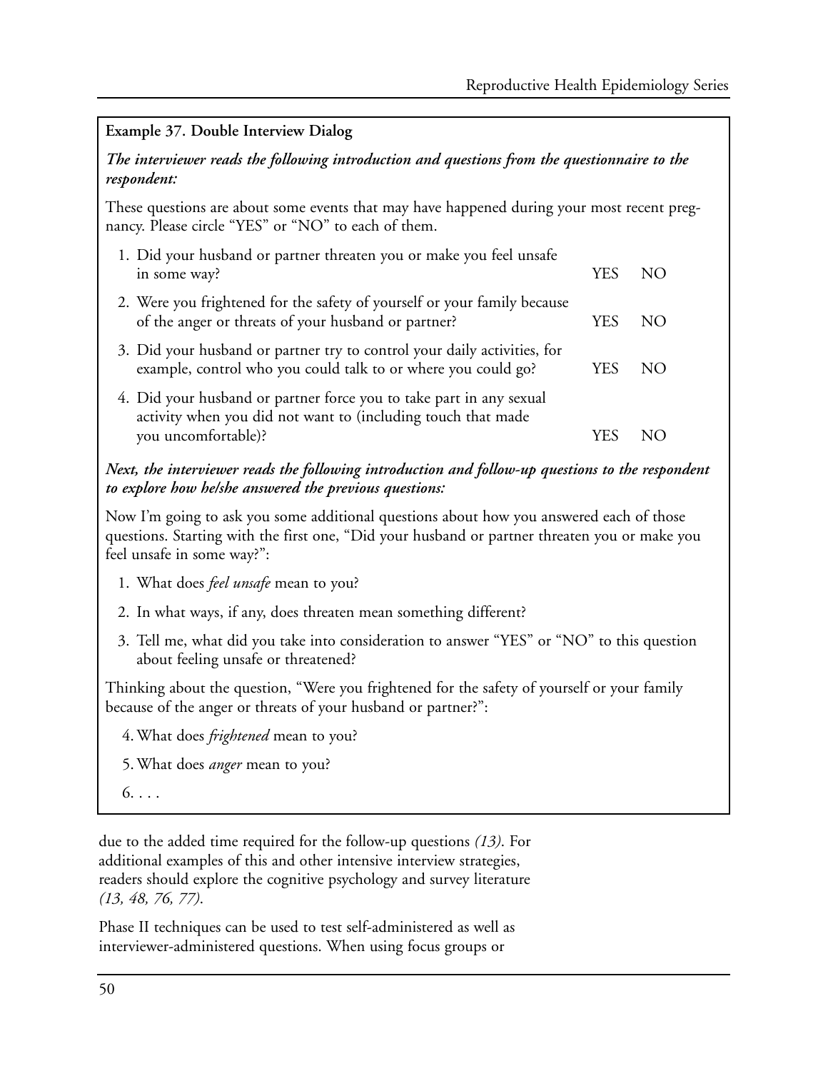**Example 37. Double Interview Dialog**

***The interviewer reads the following introduction and questions from the questionnaire to the respondent:***

These questions are about some events that may have happened during your most recent pregnancy. Please circle "YES" or "NO" to each of them.

1. Did your husband or partner threaten you or make you feel unsafe in some way? YES NO
2. Were you frightened for the safety of yourself or your family because of the anger or threats of your husband or partner? YES NO
3. Did your husband or partner try to control your daily activities, for example, control who you could talk to or where you could go? YES NO
4. Did your husband or partner force you to take part in any sexual activity when you did not want to (including touch that made you uncomfortable)? YES NO

***Next, the interviewer reads the following introduction and follow-up questions to the respondent to explore how he/she answered the previous questions:***

Now I'm going to ask you some additional questions about how you answered each of those questions. Starting with the first one, "Did your husband or partner threaten you or make you feel unsafe in some way?":

1. What does *feel unsafe* mean to you?
2. In what ways, if any, does threaten mean something different?
3. Tell me, what did you take into consideration to answer "YES" or "NO" to this question about feeling unsafe or threatened?

Thinking about the question, "Were you frightened for the safety of yourself or your family because of the anger or threats of your husband or partner?":

4. What does *frightened* mean to you?
5. What does *anger* mean to you?
6. . . .

due to the added time required for the follow-up questions *(13)*. For additional examples of this and other intensive interview strategies, readers should explore the cognitive psychology and survey literature *(13, 48, 76, 77)*.

Phase II techniques can be used to test self-administered as well as interviewer-administered questions. When using focus groups or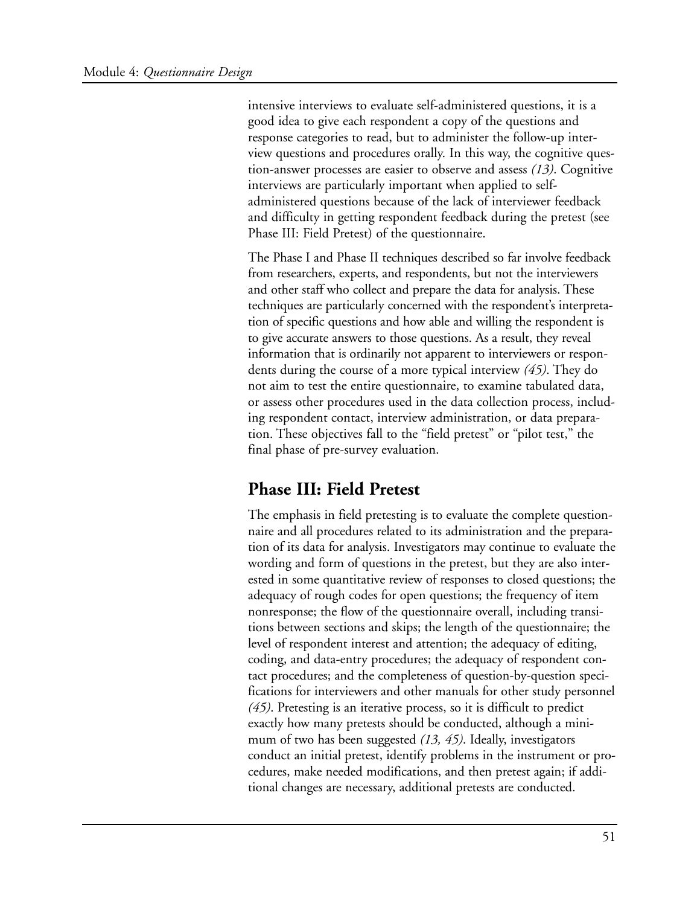intensive interviews to evaluate self-administered questions, it is a good idea to give each respondent a copy of the questions and response categories to read, but to administer the follow-up interview questions and procedures orally. In this way, the cognitive question-answer processes are easier to observe and assess *(13)*. Cognitive interviews are particularly important when applied to self-administered questions because of the lack of interviewer feedback and difficulty in getting respondent feedback during the pretest (see Phase III: Field Pretest) of the questionnaire.

The Phase I and Phase II techniques described so far involve feedback from researchers, experts, and respondents, but not the interviewers and other staff who collect and prepare the data for analysis. These techniques are particularly concerned with the respondent's interpretation of specific questions and how able and willing the respondent is to give accurate answers to those questions. As a result, they reveal information that is ordinarily not apparent to interviewers or respondents during the course of a more typical interview *(45)*. They do not aim to test the entire questionnaire, to examine tabulated data, or assess other procedures used in the data collection process, including respondent contact, interview administration, or data preparation. These objectives fall to the "field pretest" or "pilot test," the final phase of pre-survey evaluation.

## Phase III: Field Pretest

The emphasis in field pretesting is to evaluate the complete questionnaire and all procedures related to its administration and the preparation of its data for analysis. Investigators may continue to evaluate the wording and form of questions in the pretest, but they are also interested in some quantitative review of responses to closed questions; the adequacy of rough codes for open questions; the frequency of item nonresponse; the flow of the questionnaire overall, including transitions between sections and skips; the length of the questionnaire; the level of respondent interest and attention; the adequacy of editing, coding, and data-entry procedures; the adequacy of respondent contact procedures; and the completeness of question-by-question specifications for interviewers and other manuals for other study personnel *(45)*. Pretesting is an iterative process, so it is difficult to predict exactly how many pretests should be conducted, although a minimum of two has been suggested *(13, 45)*. Ideally, investigators conduct an initial pretest, identify problems in the instrument or procedures, make needed modifications, and then pretest again; if additional changes are necessary, additional pretests are conducted.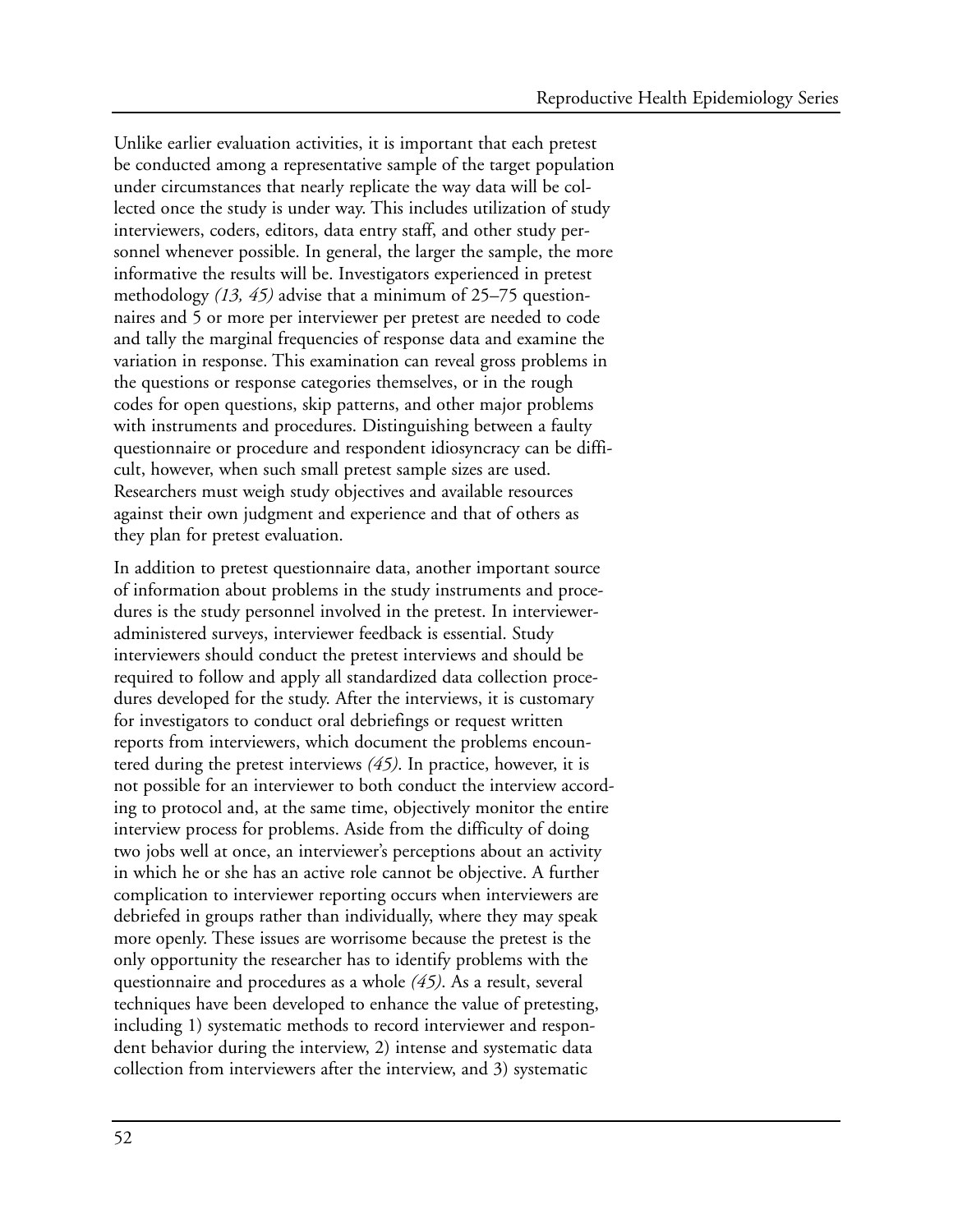Unlike earlier evaluation activities, it is important that each pretest be conducted among a representative sample of the target population under circumstances that nearly replicate the way data will be collected once the study is under way. This includes utilization of study interviewers, coders, editors, data entry staff, and other study personnel whenever possible. In general, the larger the sample, the more informative the results will be. Investigators experienced in pretest methodology *(13, 45)* advise that a minimum of 25–75 questionnaires and 5 or more per interviewer per pretest are needed to code and tally the marginal frequencies of response data and examine the variation in response. This examination can reveal gross problems in the questions or response categories themselves, or in the rough codes for open questions, skip patterns, and other major problems with instruments and procedures. Distinguishing between a faulty questionnaire or procedure and respondent idiosyncracy can be difficult, however, when such small pretest sample sizes are used. Researchers must weigh study objectives and available resources against their own judgment and experience and that of others as they plan for pretest evaluation.

In addition to pretest questionnaire data, another important source of information about problems in the study instruments and procedures is the study personnel involved in the pretest. In interviewer-administered surveys, interviewer feedback is essential. Study interviewers should conduct the pretest interviews and should be required to follow and apply all standardized data collection procedures developed for the study. After the interviews, it is customary for investigators to conduct oral debriefings or request written reports from interviewers, which document the problems encountered during the pretest interviews *(45)*. In practice, however, it is not possible for an interviewer to both conduct the interview according to protocol and, at the same time, objectively monitor the entire interview process for problems. Aside from the difficulty of doing two jobs well at once, an interviewer's perceptions about an activity in which he or she has an active role cannot be objective. A further complication to interviewer reporting occurs when interviewers are debriefed in groups rather than individually, where they may speak more openly. These issues are worrisome because the pretest is the only opportunity the researcher has to identify problems with the questionnaire and procedures as a whole *(45)*. As a result, several techniques have been developed to enhance the value of pretesting, including 1) systematic methods to record interviewer and respondent behavior during the interview, 2) intense and systematic data collection from interviewers after the interview, and 3) systematic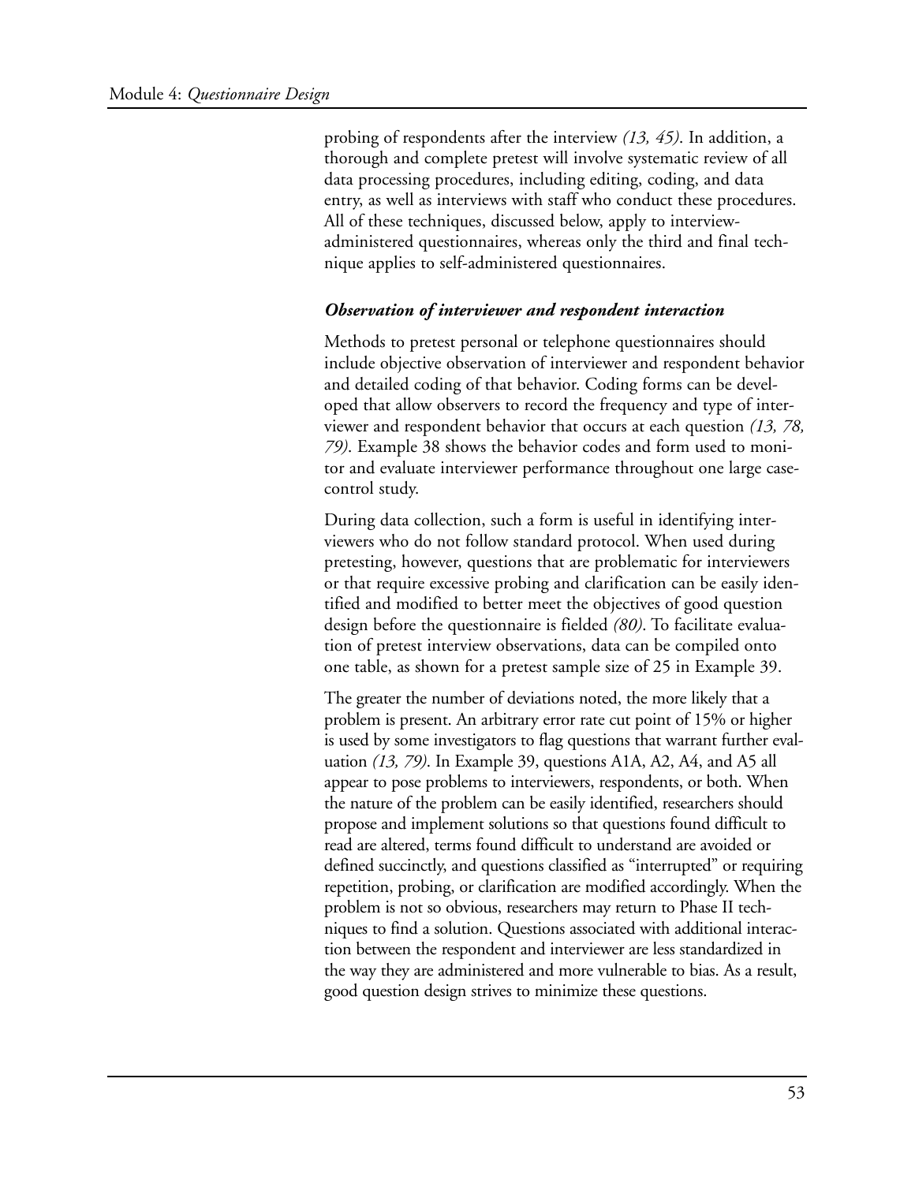probing of respondents after the interview *(13, 45)*. In addition, a thorough and complete pretest will involve systematic review of all data processing procedures, including editing, coding, and data entry, as well as interviews with staff who conduct these procedures. All of these techniques, discussed below, apply to interview-administered questionnaires, whereas only the third and final technique applies to self-administered questionnaires.

### *Observation of interviewer and respondent interaction*

Methods to pretest personal or telephone questionnaires should include objective observation of interviewer and respondent behavior and detailed coding of that behavior. Coding forms can be developed that allow observers to record the frequency and type of interviewer and respondent behavior that occurs at each question *(13, 78, 79)*. Example 38 shows the behavior codes and form used to monitor and evaluate interviewer performance throughout one large case-control study.

During data collection, such a form is useful in identifying interviewers who do not follow standard protocol. When used during pretesting, however, questions that are problematic for interviewers or that require excessive probing and clarification can be easily identified and modified to better meet the objectives of good question design before the questionnaire is fielded *(80)*. To facilitate evaluation of pretest interview observations, data can be compiled onto one table, as shown for a pretest sample size of 25 in Example 39.

The greater the number of deviations noted, the more likely that a problem is present. An arbitrary error rate cut point of 15% or higher is used by some investigators to flag questions that warrant further evaluation *(13, 79)*. In Example 39, questions A1A, A2, A4, and A5 all appear to pose problems to interviewers, respondents, or both. When the nature of the problem can be easily identified, researchers should propose and implement solutions so that questions found difficult to read are altered, terms found difficult to understand are avoided or defined succinctly, and questions classified as "interrupted" or requiring repetition, probing, or clarification are modified accordingly. When the problem is not so obvious, researchers may return to Phase II techniques to find a solution. Questions associated with additional interaction between the respondent and interviewer are less standardized in the way they are administered and more vulnerable to bias. As a result, good question design strives to minimize these questions.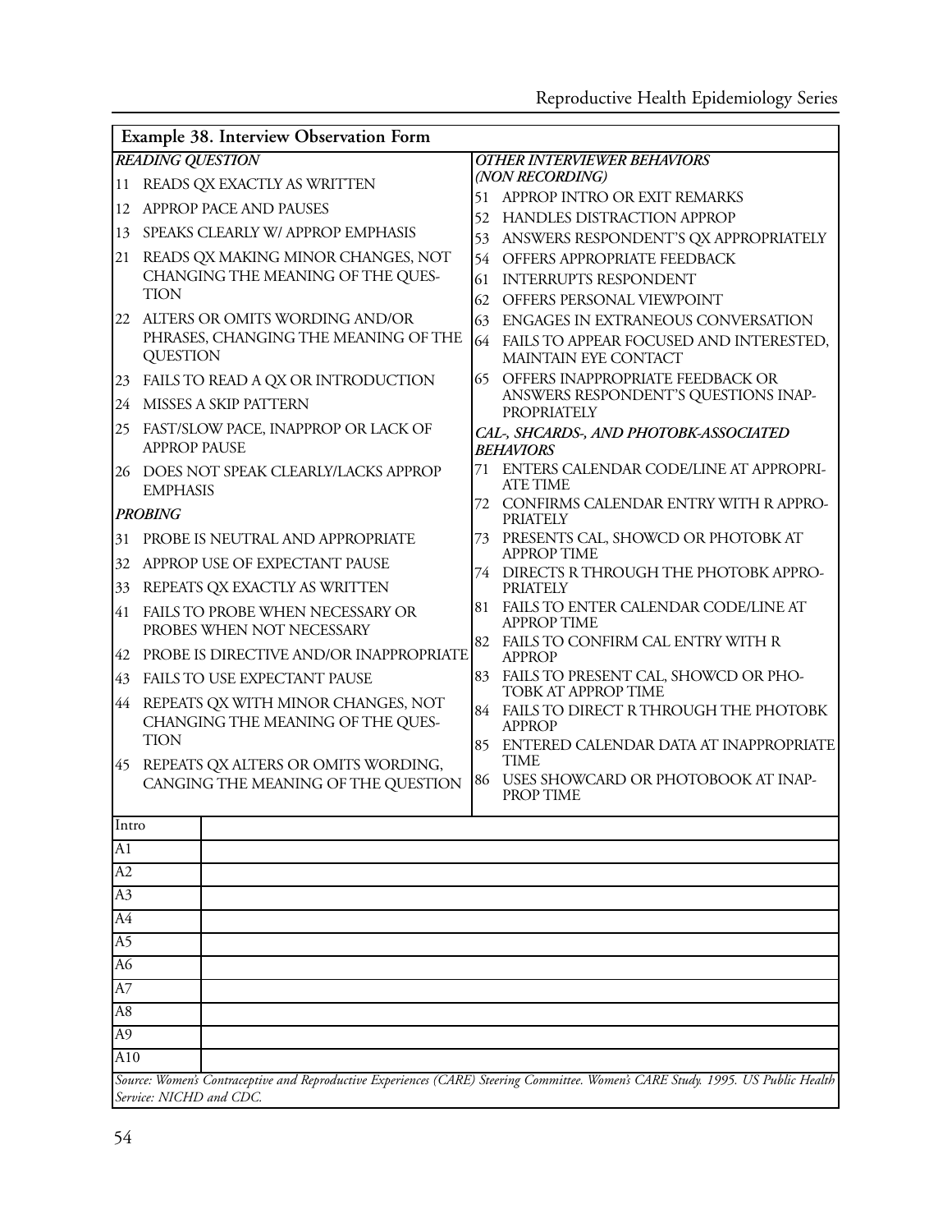**Example 38. Interview Observation Form**

***READING QUESTION***

11 READS QX EXACTLY AS WRITTEN

12 APPROP PACE AND PAUSES

13 SPEAKS CLEARLY W/ APPROP EMPHASIS

21 READS QX MAKING MINOR CHANGES, NOT CHANGING THE MEANING OF THE QUESTION

22 ALTERS OR OMITS WORDING AND/OR PHRASES, CHANGING THE MEANING OF THE QUESTION

23 FAILS TO READ A QX OR INTRODUCTION

24 MISSES A SKIP PATTERN

25 FAST/SLOW PACE, INAPPROP OR LACK OF APPROP PAUSE

26 DOES NOT SPEAK CLEARLY/LACKS APPROP EMPHASIS

***PROBING***

31 PROBE IS NEUTRAL AND APPROPRIATE

32 APPROP USE OF EXPECTANT PAUSE

33 REPEATS QX EXACTLY AS WRITTEN

41 FAILS TO PROBE WHEN NECESSARY OR PROBES WHEN NOT NECESSARY

42 PROBE IS DIRECTIVE AND/OR INAPPROPRIATE

43 FAILS TO USE EXPECTANT PAUSE

44 REPEATS QX WITH MINOR CHANGES, NOT CHANGING THE MEANING OF THE QUESTION

45 REPEATS QX ALTERS OR OMITS WORDING, CANGING THE MEANING OF THE QUESTION

***OTHER INTERVIEWER BEHAVIORS (NON RECORDING)***

51 APPROP INTRO OR EXIT REMARKS

52 HANDLES DISTRACTION APPROP

53 ANSWERS RESPONDENT'S QX APPROPRIATELY

54 OFFERS APPROPRIATE FEEDBACK

61 INTERRUPTS RESPONDENT

62 OFFERS PERSONAL VIEWPOINT

63 ENGAGES IN EXTRANEOUS CONVERSATION

64 FAILS TO APPEAR FOCUSED AND INTERESTED, MAINTAIN EYE CONTACT

65 OFFERS INAPPROPRIATE FEEDBACK OR ANSWERS RESPONDENT'S QUESTIONS INAPPROPRIATELY

***CAL-, SHCARDS-, AND PHOTOBK-ASSOCIATED BEHAVIORS***

71 ENTERS CALENDAR CODE/LINE AT APPROPRIATE TIME

72 CONFIRMS CALENDAR ENTRY WITH R APPROPRIATELY

73 PRESENTS CAL, SHOWCD OR PHOTOBK AT APPROP TIME

74 DIRECTS R THROUGH THE PHOTOBK APPROPRIATELY

81 FAILS TO ENTER CALENDAR CODE/LINE AT APPROP TIME

82 FAILS TO CONFIRM CAL ENTRY WITH R APPROP

83 FAILS TO PRESENT CAL, SHOWCD OR PHOTOBK AT APPROP TIME

84 FAILS TO DIRECT R THROUGH THE PHOTOBK APPROP

85 ENTERED CALENDAR DATA AT INAPPROPRIATE TIME

86 USES SHOWCARD OR PHOTOBOOK AT INAPPROP TIME

| Intro | |
|---|---|
| A1 | |
| A2 | |
| A3 | |
| A4 | |
| A5 | |
| A6 | |
| A7 | |
| A8 | |
| A9 | |
| A10 | |

*Source: Women's Contraceptive and Reproductive Experiences (CARE) Steering Committee. Women's CARE Study. 1995. US Public Health Service: NICHD and CDC.*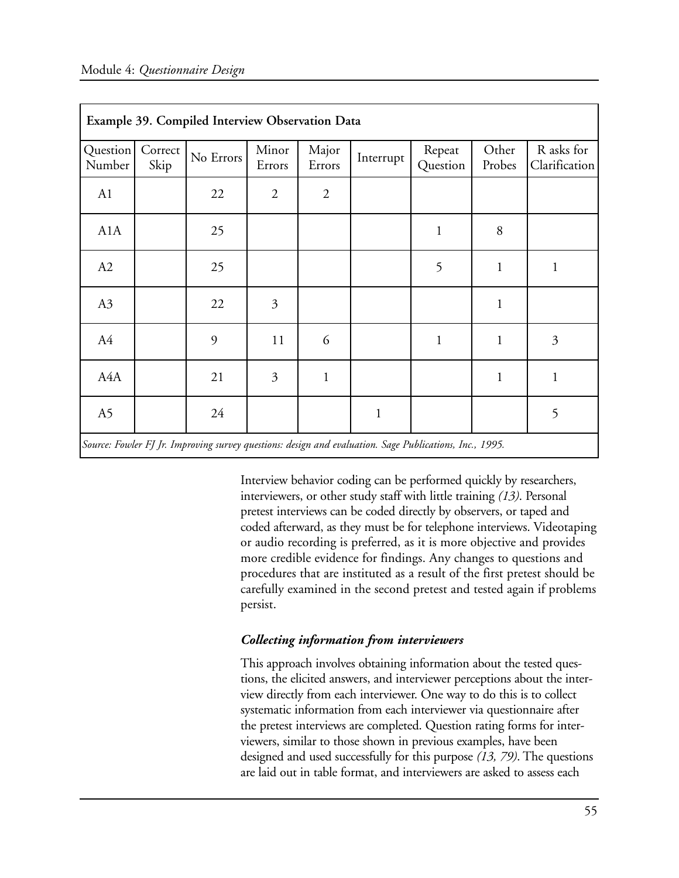**Example 39. Compiled Interview Observation Data**

| Question Number | Correct Skip | No Errors | Minor Errors | Major Errors | Interrupt | Repeat Question | Other Probes | R asks for Clarification |
|---|---|---|---|---|---|---|---|---|
| A1 | | 22 | 2 | 2 | | | | |
| A1A | | 25 | | | | 1 | 8 | |
| A2 | | 25 | | | | 5 | 1 | 1 |
| A3 | | 22 | 3 | | | | 1 | |
| A4 | | 9 | 11 | 6 | | 1 | 1 | 3 |
| A4A | | 21 | 3 | 1 | | | 1 | 1 |
| A5 | | 24 | | | 1 | | | 5 |

*Source: Fowler FJ Jr. Improving survey questions: design and evaluation. Sage Publications, Inc., 1995.*

Interview behavior coding can be performed quickly by researchers, interviewers, or other study staff with little training *(13)*. Personal pretest interviews can be coded directly by observers, or taped and coded afterward, as they must be for telephone interviews. Videotaping or audio recording is preferred, as it is more objective and provides more credible evidence for findings. Any changes to questions and procedures that are instituted as a result of the first pretest should be carefully examined in the second pretest and tested again if problems persist.

### *Collecting information from interviewers*

This approach involves obtaining information about the tested questions, the elicited answers, and interviewer perceptions about the interview directly from each interviewer. One way to do this is to collect systematic information from each interviewer via questionnaire after the pretest interviews are completed. Question rating forms for interviewers, similar to those shown in previous examples, have been designed and used successfully for this purpose *(13, 79)*. The questions are laid out in table format, and interviewers are asked to assess each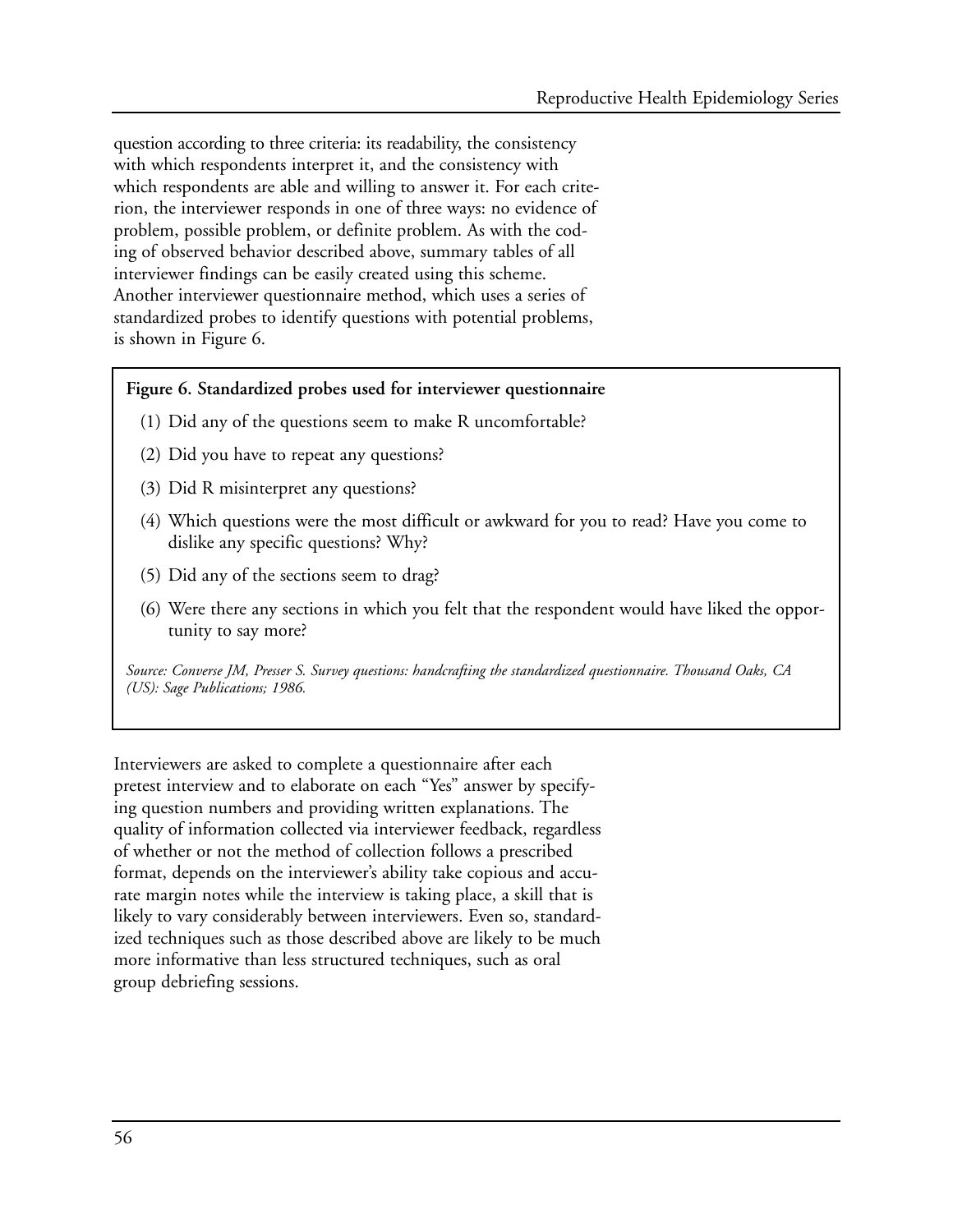question according to three criteria: its readability, the consistency with which respondents interpret it, and the consistency with which respondents are able and willing to answer it. For each criterion, the interviewer responds in one of three ways: no evidence of problem, possible problem, or definite problem. As with the coding of observed behavior described above, summary tables of all interviewer findings can be easily created using this scheme. Another interviewer questionnaire method, which uses a series of standardized probes to identify questions with potential problems, is shown in Figure 6.

**Figure 6. Standardized probes used for interviewer questionnaire**

(1) Did any of the questions seem to make R uncomfortable?

(2) Did you have to repeat any questions?

(3) Did R misinterpret any questions?

(4) Which questions were the most difficult or awkward for you to read? Have you come to dislike any specific questions? Why?

(5) Did any of the sections seem to drag?

(6) Were there any sections in which you felt that the respondent would have liked the opportunity to say more?

*Source: Converse JM, Presser S. Survey questions: handcrafting the standardized questionnaire. Thousand Oaks, CA (US): Sage Publications; 1986.*

Interviewers are asked to complete a questionnaire after each pretest interview and to elaborate on each "Yes" answer by specifying question numbers and providing written explanations. The quality of information collected via interviewer feedback, regardless of whether or not the method of collection follows a prescribed format, depends on the interviewer's ability take copious and accurate margin notes while the interview is taking place, a skill that is likely to vary considerably between interviewers. Even so, standardized techniques such as those described above are likely to be much more informative than less structured techniques, such as oral group debriefing sessions.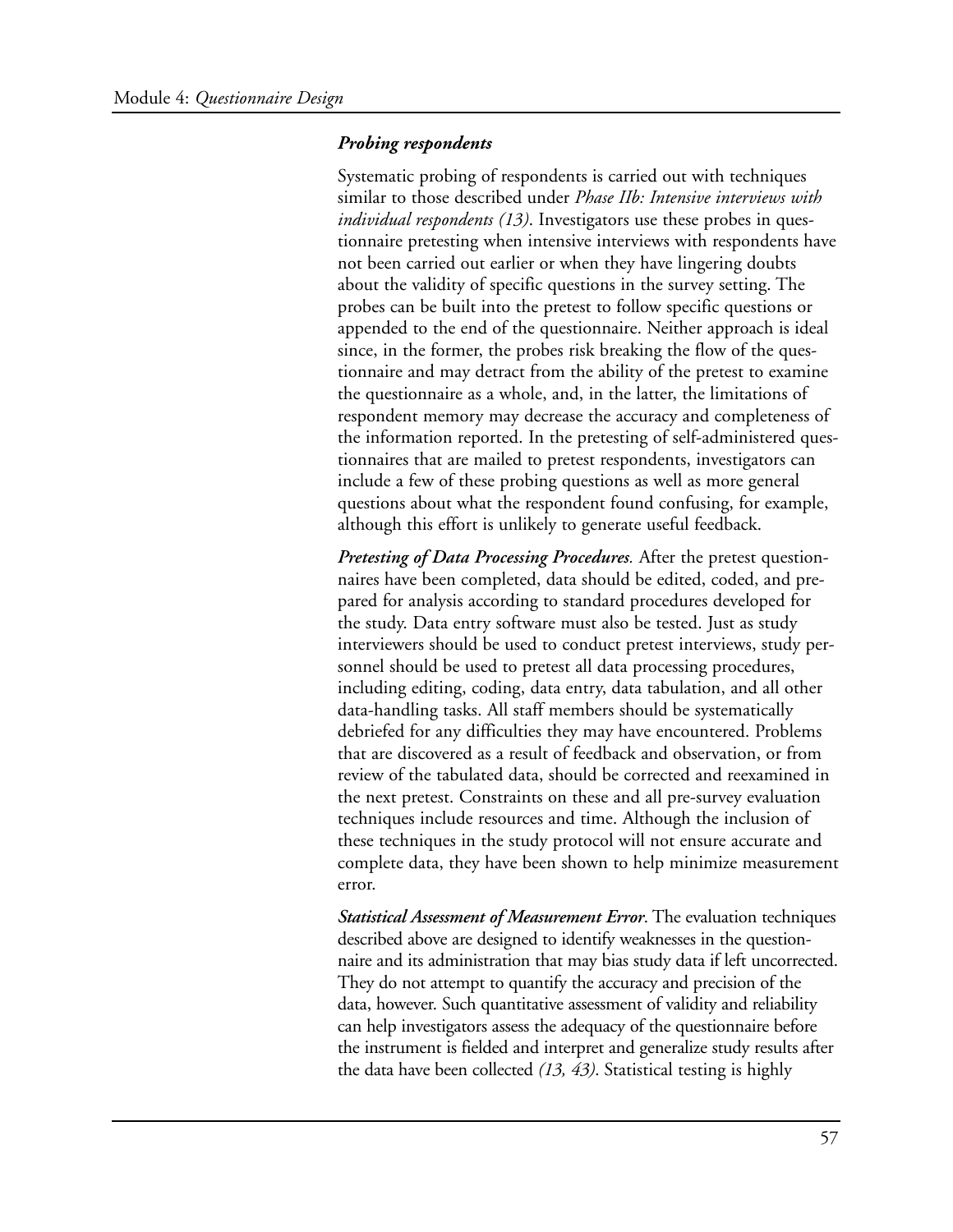### *Probing respondents*

Systematic probing of respondents is carried out with techniques similar to those described under *Phase IIb: Intensive interviews with individual respondents (13)*. Investigators use these probes in questionnaire pretesting when intensive interviews with respondents have not been carried out earlier or when they have lingering doubts about the validity of specific questions in the survey setting. The probes can be built into the pretest to follow specific questions or appended to the end of the questionnaire. Neither approach is ideal since, in the former, the probes risk breaking the flow of the questionnaire and may detract from the ability of the pretest to examine the questionnaire as a whole, and, in the latter, the limitations of respondent memory may decrease the accuracy and completeness of the information reported. In the pretesting of self-administered questionnaires that are mailed to pretest respondents, investigators can include a few of these probing questions as well as more general questions about what the respondent found confusing, for example, although this effort is unlikely to generate useful feedback.

***Pretesting of Data Processing Procedures.*** After the pretest questionnaires have been completed, data should be edited, coded, and prepared for analysis according to standard procedures developed for the study. Data entry software must also be tested. Just as study interviewers should be used to conduct pretest interviews, study personnel should be used to pretest all data processing procedures, including editing, coding, data entry, data tabulation, and all other data-handling tasks. All staff members should be systematically debriefed for any difficulties they may have encountered. Problems that are discovered as a result of feedback and observation, or from review of the tabulated data, should be corrected and reexamined in the next pretest. Constraints on these and all pre-survey evaluation techniques include resources and time. Although the inclusion of these techniques in the study protocol will not ensure accurate and complete data, they have been shown to help minimize measurement error.

***Statistical Assessment of Measurement Error*.** The evaluation techniques described above are designed to identify weaknesses in the questionnaire and its administration that may bias study data if left uncorrected. They do not attempt to quantify the accuracy and precision of the data, however. Such quantitative assessment of validity and reliability can help investigators assess the adequacy of the questionnaire before the instrument is fielded and interpret and generalize study results after the data have been collected *(13, 43)*. Statistical testing is highly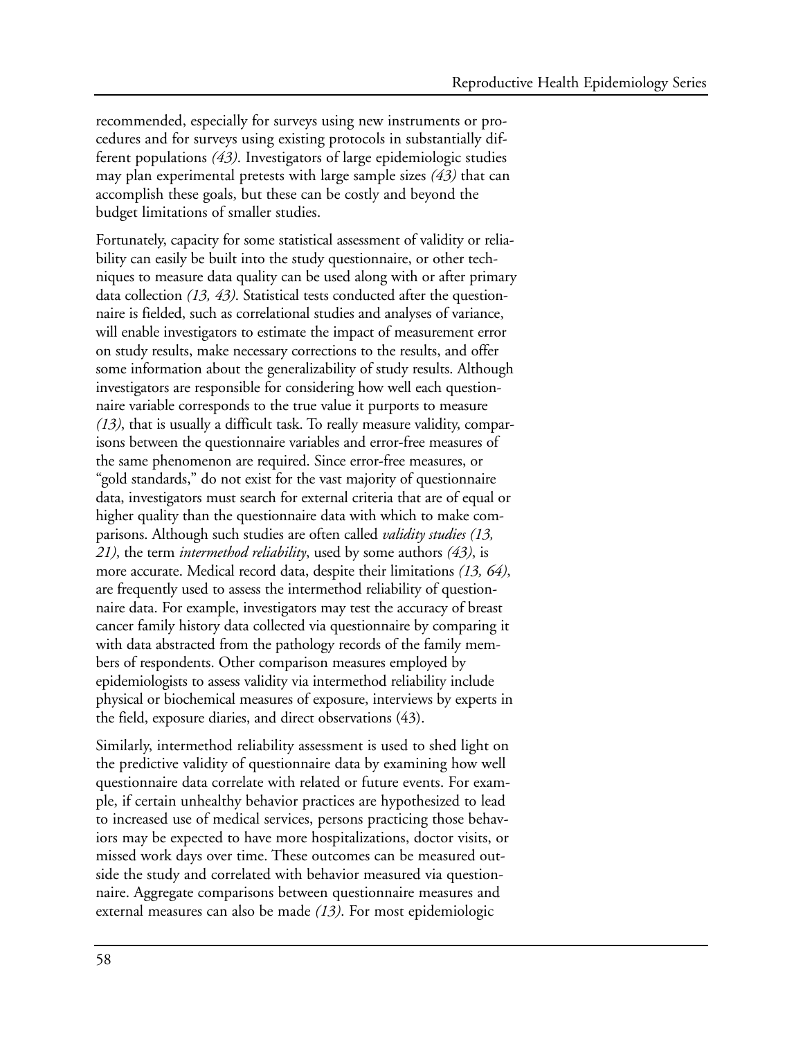recommended, especially for surveys using new instruments or procedures and for surveys using existing protocols in substantially different populations *(43)*. Investigators of large epidemiologic studies may plan experimental pretests with large sample sizes *(43)* that can accomplish these goals, but these can be costly and beyond the budget limitations of smaller studies.

Fortunately, capacity for some statistical assessment of validity or reliability can easily be built into the study questionnaire, or other techniques to measure data quality can be used along with or after primary data collection *(13, 43)*. Statistical tests conducted after the questionnaire is fielded, such as correlational studies and analyses of variance, will enable investigators to estimate the impact of measurement error on study results, make necessary corrections to the results, and offer some information about the generalizability of study results. Although investigators are responsible for considering how well each questionnaire variable corresponds to the true value it purports to measure *(13)*, that is usually a difficult task. To really measure validity, comparisons between the questionnaire variables and error-free measures of the same phenomenon are required. Since error-free measures, or "gold standards," do not exist for the vast majority of questionnaire data, investigators must search for external criteria that are of equal or higher quality than the questionnaire data with which to make comparisons. Although such studies are often called *validity studies (13, 21)*, the term *intermethod reliability*, used by some authors *(43)*, is more accurate. Medical record data, despite their limitations *(13, 64)*, are frequently used to assess the intermethod reliability of questionnaire data. For example, investigators may test the accuracy of breast cancer family history data collected via questionnaire by comparing it with data abstracted from the pathology records of the family members of respondents. Other comparison measures employed by epidemiologists to assess validity via intermethod reliability include physical or biochemical measures of exposure, interviews by experts in the field, exposure diaries, and direct observations (43).

Similarly, intermethod reliability assessment is used to shed light on the predictive validity of questionnaire data by examining how well questionnaire data correlate with related or future events. For example, if certain unhealthy behavior practices are hypothesized to lead to increased use of medical services, persons practicing those behaviors may be expected to have more hospitalizations, doctor visits, or missed work days over time. These outcomes can be measured outside the study and correlated with behavior measured via questionnaire. Aggregate comparisons between questionnaire measures and external measures can also be made *(13)*. For most epidemiologic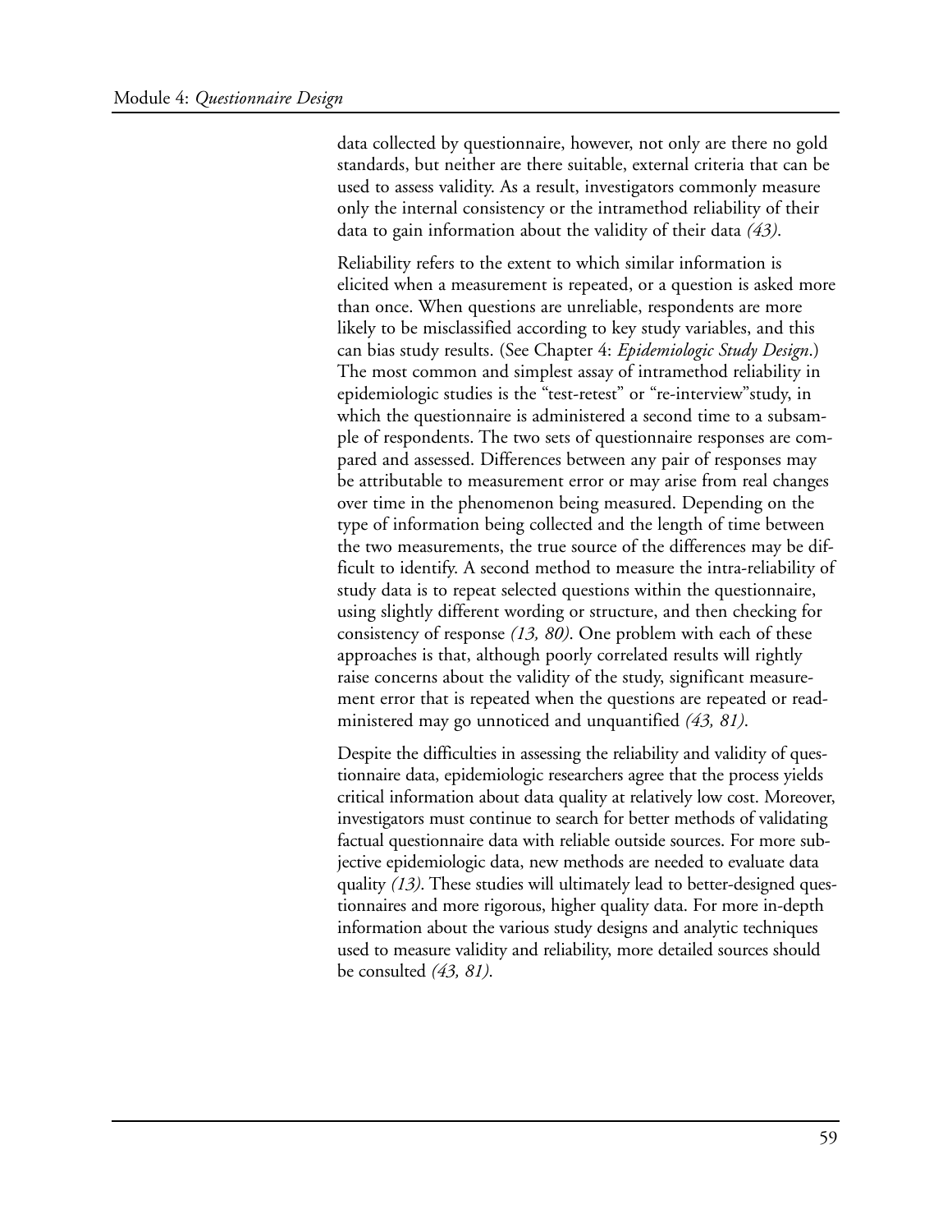data collected by questionnaire, however, not only are there no gold standards, but neither are there suitable, external criteria that can be used to assess validity. As a result, investigators commonly measure only the internal consistency or the intramethod reliability of their data to gain information about the validity of their data *(43)*.

Reliability refers to the extent to which similar information is elicited when a measurement is repeated, or a question is asked more than once. When questions are unreliable, respondents are more likely to be misclassified according to key study variables, and this can bias study results. (See Chapter 4: *Epidemiologic Study Design*.) The most common and simplest assay of intramethod reliability in epidemiologic studies is the "test-retest" or "re-interview"study, in which the questionnaire is administered a second time to a subsample of respondents. The two sets of questionnaire responses are compared and assessed. Differences between any pair of responses may be attributable to measurement error or may arise from real changes over time in the phenomenon being measured. Depending on the type of information being collected and the length of time between the two measurements, the true source of the differences may be difficult to identify. A second method to measure the intra-reliability of study data is to repeat selected questions within the questionnaire, using slightly different wording or structure, and then checking for consistency of response *(13, 80)*. One problem with each of these approaches is that, although poorly correlated results will rightly raise concerns about the validity of the study, significant measurement error that is repeated when the questions are repeated or readministered may go unnoticed and unquantified *(43, 81)*.

Despite the difficulties in assessing the reliability and validity of questionnaire data, epidemiologic researchers agree that the process yields critical information about data quality at relatively low cost. Moreover, investigators must continue to search for better methods of validating factual questionnaire data with reliable outside sources. For more subjective epidemiologic data, new methods are needed to evaluate data quality *(13)*. These studies will ultimately lead to better-designed questionnaires and more rigorous, higher quality data. For more in-depth information about the various study designs and analytic techniques used to measure validity and reliability, more detailed sources should be consulted *(43, 81)*.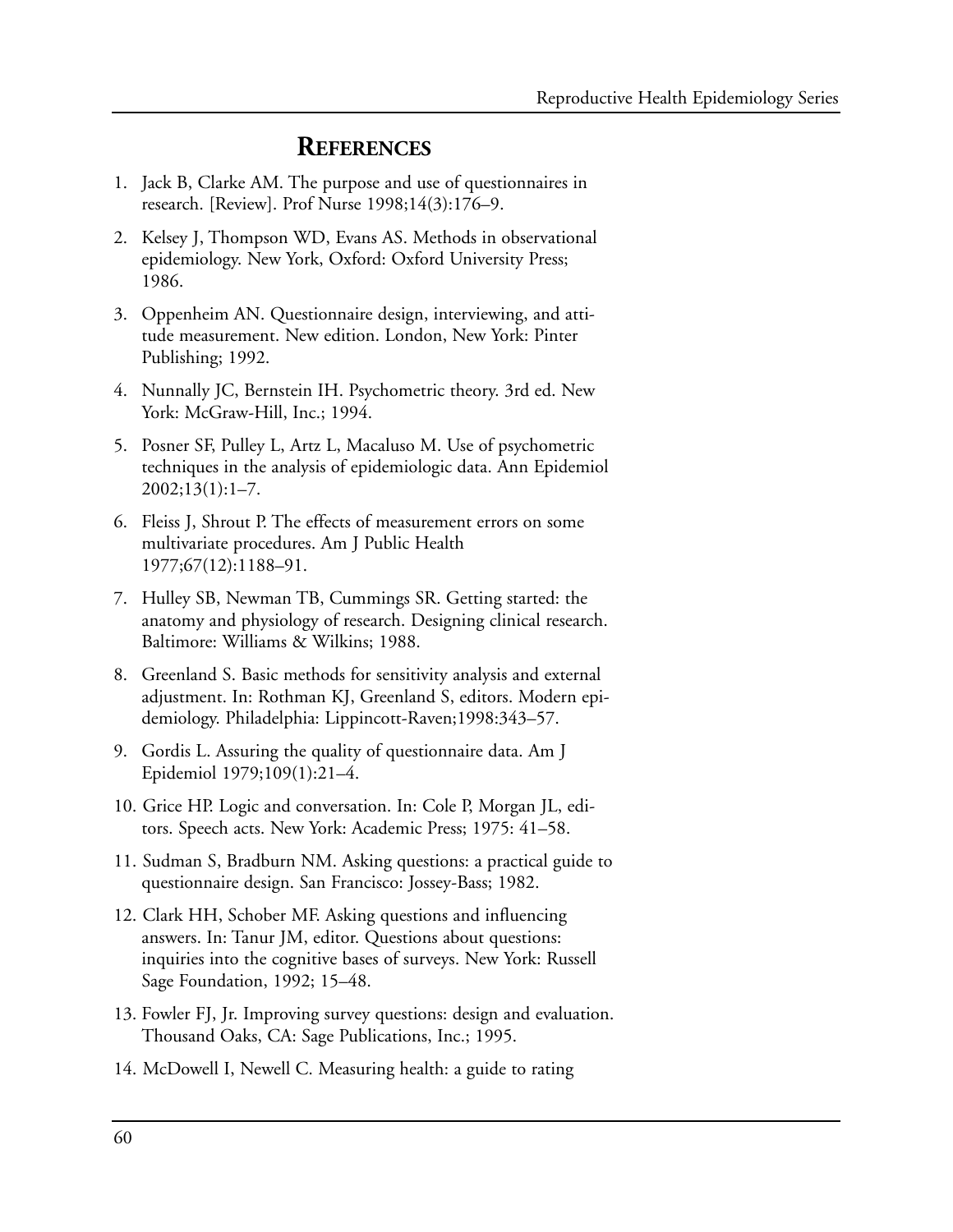## REFERENCES

1. Jack B, Clarke AM. The purpose and use of questionnaires in research. [Review]. Prof Nurse 1998;14(3):176–9.
2. Kelsey J, Thompson WD, Evans AS. Methods in observational epidemiology. New York, Oxford: Oxford University Press; 1986.
3. Oppenheim AN. Questionnaire design, interviewing, and attitude measurement. New edition. London, New York: Pinter Publishing; 1992.
4. Nunnally JC, Bernstein IH. Psychometric theory. 3rd ed. New York: McGraw-Hill, Inc.; 1994.
5. Posner SF, Pulley L, Artz L, Macaluso M. Use of psychometric techniques in the analysis of epidemiologic data. Ann Epidemiol 2002;13(1):1–7.
6. Fleiss J, Shrout P. The effects of measurement errors on some multivariate procedures. Am J Public Health 1977;67(12):1188–91.
7. Hulley SB, Newman TB, Cummings SR. Getting started: the anatomy and physiology of research. Designing clinical research. Baltimore: Williams & Wilkins; 1988.
8. Greenland S. Basic methods for sensitivity analysis and external adjustment. In: Rothman KJ, Greenland S, editors. Modern epidemiology. Philadelphia: Lippincott-Raven;1998:343–57.
9. Gordis L. Assuring the quality of questionnaire data. Am J Epidemiol 1979;109(1):21–4.
10. Grice HP. Logic and conversation. In: Cole P, Morgan JL, editors. Speech acts. New York: Academic Press; 1975: 41–58.
11. Sudman S, Bradburn NM. Asking questions: a practical guide to questionnaire design. San Francisco: Jossey-Bass; 1982.
12. Clark HH, Schober MF. Asking questions and influencing answers. In: Tanur JM, editor. Questions about questions: inquiries into the cognitive bases of surveys. New York: Russell Sage Foundation, 1992; 15–48.
13. Fowler FJ, Jr. Improving survey questions: design and evaluation. Thousand Oaks, CA: Sage Publications, Inc.; 1995.
14. McDowell I, Newell C. Measuring health: a guide to rating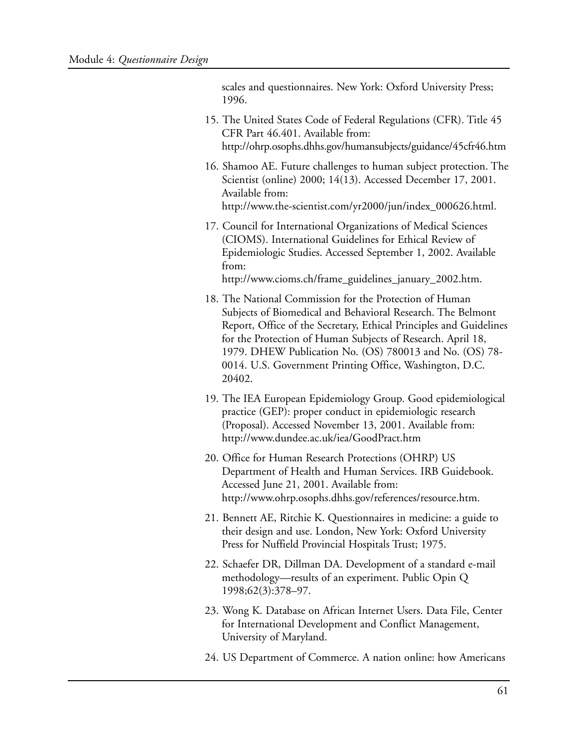scales and questionnaires. New York: Oxford University Press; 1996.

15. The United States Code of Federal Regulations (CFR). Title 45 CFR Part 46.401. Available from: http://ohrp.osophs.dhhs.gov/humansubjects/guidance/45cfr46.htm
16. Shamoo AE. Future challenges to human subject protection. The Scientist (online) 2000; 14(13). Accessed December 17, 2001. Available from: http://www.the-scientist.com/yr2000/jun/index_000626.html.
17. Council for International Organizations of Medical Sciences (CIOMS). International Guidelines for Ethical Review of Epidemiologic Studies. Accessed September 1, 2002. Available from: http://www.cioms.ch/frame_guidelines_january_2002.htm.
18. The National Commission for the Protection of Human Subjects of Biomedical and Behavioral Research. The Belmont Report, Office of the Secretary, Ethical Principles and Guidelines for the Protection of Human Subjects of Research. April 18, 1979. DHEW Publication No. (OS) 780013 and No. (OS) 78-0014. U.S. Government Printing Office, Washington, D.C. 20402.
19. The IEA European Epidemiology Group. Good epidemiological practice (GEP): proper conduct in epidemiologic research (Proposal). Accessed November 13, 2001. Available from: http://www.dundee.ac.uk/iea/GoodPract.htm
20. Office for Human Research Protections (OHRP) US Department of Health and Human Services. IRB Guidebook. Accessed June 21, 2001. Available from: http://www.ohrp.osophs.dhhs.gov/references/resource.htm.
21. Bennett AE, Ritchie K. Questionnaires in medicine: a guide to their design and use. London, New York: Oxford University Press for Nuffield Provincial Hospitals Trust; 1975.
22. Schaefer DR, Dillman DA. Development of a standard e-mail methodology—results of an experiment. Public Opin Q 1998;62(3):378–97.
23. Wong K. Database on African Internet Users. Data File, Center for International Development and Conflict Management, University of Maryland.
24. US Department of Commerce. A nation online: how Americans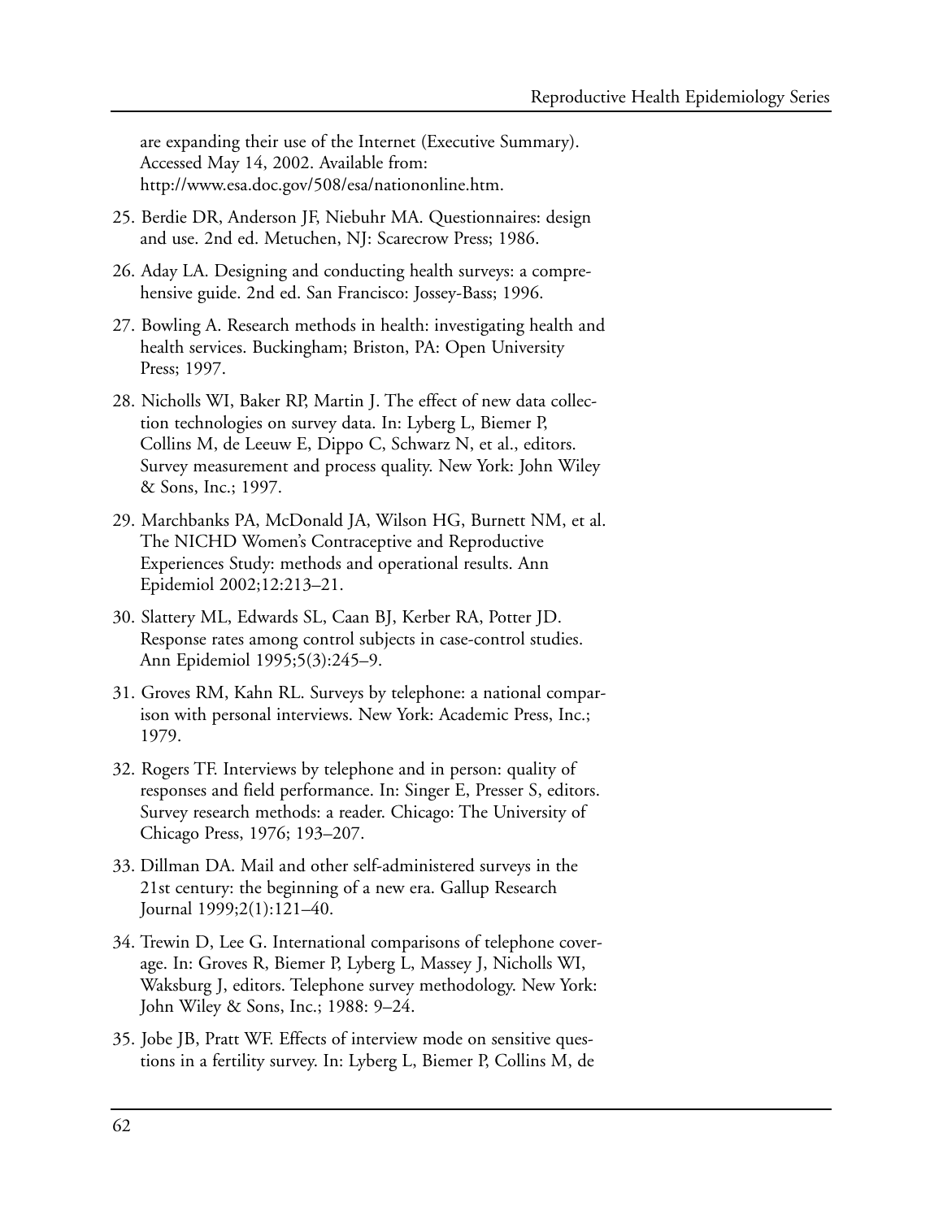are expanding their use of the Internet (Executive Summary). Accessed May 14, 2002. Available from: http://www.esa.doc.gov/508/esa/nationonline.htm.

25. Berdie DR, Anderson JF, Niebuhr MA. Questionnaires: design and use. 2nd ed. Metuchen, NJ: Scarecrow Press; 1986.

26. Aday LA. Designing and conducting health surveys: a comprehensive guide. 2nd ed. San Francisco: Jossey-Bass; 1996.

27. Bowling A. Research methods in health: investigating health and health services. Buckingham; Briston, PA: Open University Press; 1997.

28. Nicholls WI, Baker RP, Martin J. The effect of new data collection technologies on survey data. In: Lyberg L, Biemer P, Collins M, de Leeuw E, Dippo C, Schwarz N, et al., editors. Survey measurement and process quality. New York: John Wiley & Sons, Inc.; 1997.

29. Marchbanks PA, McDonald JA, Wilson HG, Burnett NM, et al. The NICHD Women's Contraceptive and Reproductive Experiences Study: methods and operational results. Ann Epidemiol 2002;12:213–21.

30. Slattery ML, Edwards SL, Caan BJ, Kerber RA, Potter JD. Response rates among control subjects in case-control studies. Ann Epidemiol 1995;5(3):245–9.

31. Groves RM, Kahn RL. Surveys by telephone: a national comparison with personal interviews. New York: Academic Press, Inc.; 1979.

32. Rogers TF. Interviews by telephone and in person: quality of responses and field performance. In: Singer E, Presser S, editors. Survey research methods: a reader. Chicago: The University of Chicago Press, 1976; 193–207.

33. Dillman DA. Mail and other self-administered surveys in the 21st century: the beginning of a new era. Gallup Research Journal 1999;2(1):121–40.

34. Trewin D, Lee G. International comparisons of telephone coverage. In: Groves R, Biemer P, Lyberg L, Massey J, Nicholls WI, Waksburg J, editors. Telephone survey methodology. New York: John Wiley & Sons, Inc.; 1988: 9–24.

35. Jobe JB, Pratt WF. Effects of interview mode on sensitive questions in a fertility survey. In: Lyberg L, Biemer P, Collins M, de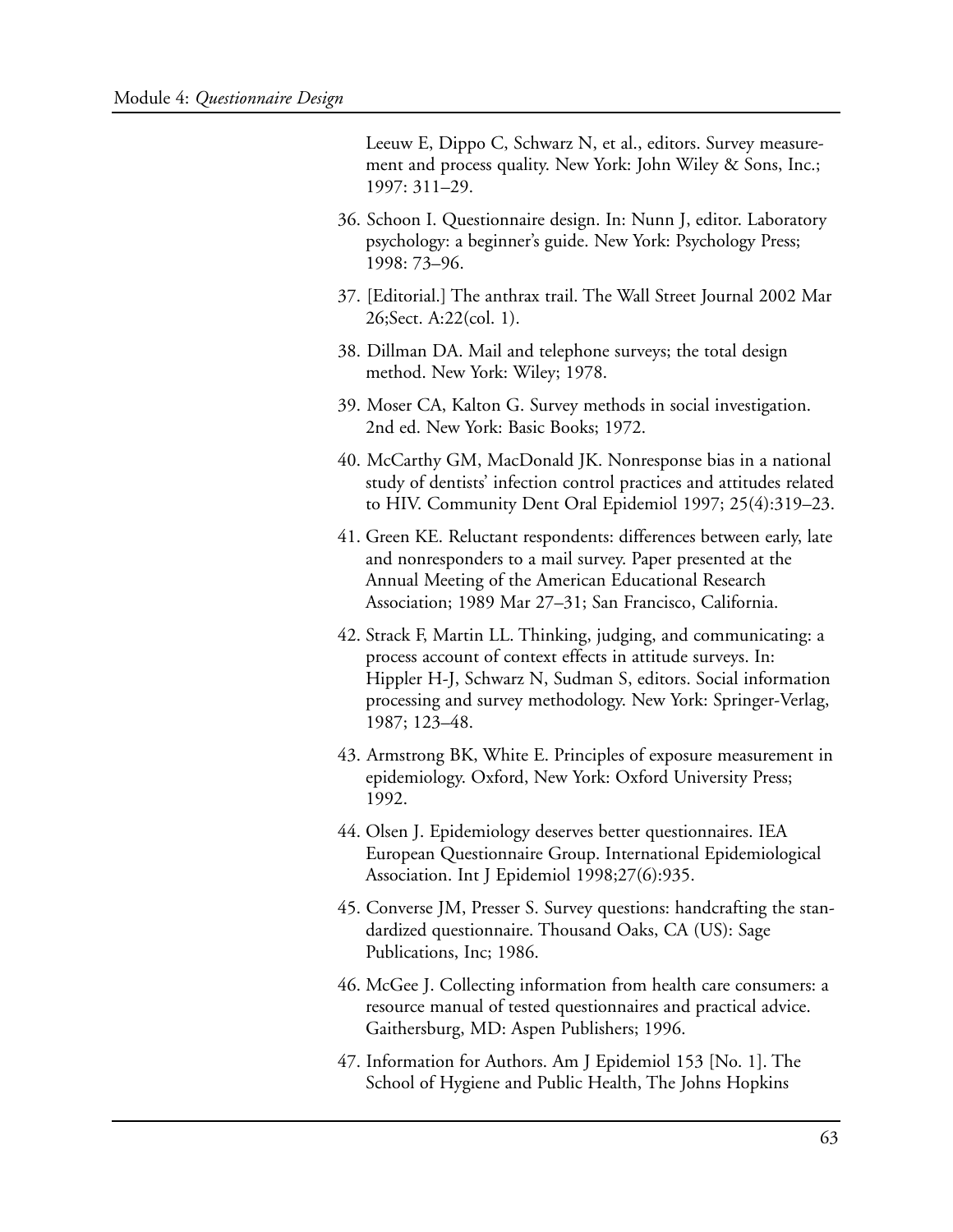Leeuw E, Dippo C, Schwarz N, et al., editors. Survey measurement and process quality. New York: John Wiley & Sons, Inc.; 1997: 311–29.

36. Schoon I. Questionnaire design. In: Nunn J, editor. Laboratory psychology: a beginner's guide. New York: Psychology Press; 1998: 73–96.

37. [Editorial.] The anthrax trail. The Wall Street Journal 2002 Mar 26;Sect. A:22(col. 1).

38. Dillman DA. Mail and telephone surveys; the total design method. New York: Wiley; 1978.

39. Moser CA, Kalton G. Survey methods in social investigation. 2nd ed. New York: Basic Books; 1972.

40. McCarthy GM, MacDonald JK. Nonresponse bias in a national study of dentists' infection control practices and attitudes related to HIV. Community Dent Oral Epidemiol 1997; 25(4):319–23.

41. Green KE. Reluctant respondents: differences between early, late and nonresponders to a mail survey. Paper presented at the Annual Meeting of the American Educational Research Association; 1989 Mar 27–31; San Francisco, California.

42. Strack F, Martin LL. Thinking, judging, and communicating: a process account of context effects in attitude surveys. In: Hippler H-J, Schwarz N, Sudman S, editors. Social information processing and survey methodology. New York: Springer-Verlag, 1987; 123–48.

43. Armstrong BK, White E. Principles of exposure measurement in epidemiology. Oxford, New York: Oxford University Press; 1992.

44. Olsen J. Epidemiology deserves better questionnaires. IEA European Questionnaire Group. International Epidemiological Association. Int J Epidemiol 1998;27(6):935.

45. Converse JM, Presser S. Survey questions: handcrafting the standardized questionnaire. Thousand Oaks, CA (US): Sage Publications, Inc; 1986.

46. McGee J. Collecting information from health care consumers: a resource manual of tested questionnaires and practical advice. Gaithersburg, MD: Aspen Publishers; 1996.

47. Information for Authors. Am J Epidemiol 153 [No. 1]. The School of Hygiene and Public Health, The Johns Hopkins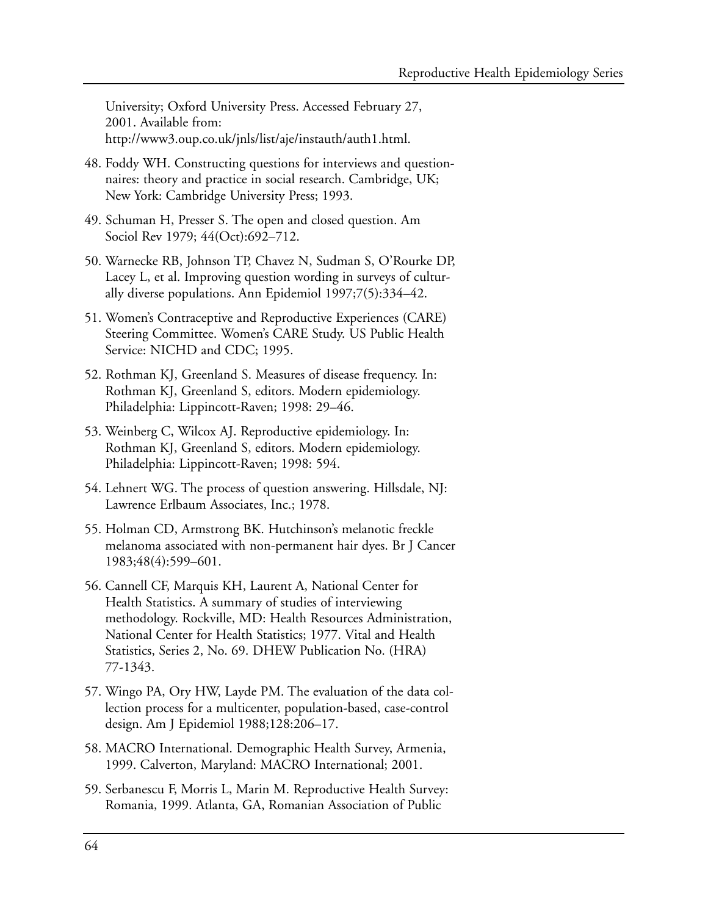University; Oxford University Press. Accessed February 27, 2001. Available from: http://www3.oup.co.uk/jnls/list/aje/instauth/auth1.html.

48. Foddy WH. Constructing questions for interviews and questionnaires: theory and practice in social research. Cambridge, UK; New York: Cambridge University Press; 1993.

49. Schuman H, Presser S. The open and closed question. Am Sociol Rev 1979; 44(Oct):692–712.

50. Warnecke RB, Johnson TP, Chavez N, Sudman S, O'Rourke DP, Lacey L, et al. Improving question wording in surveys of culturally diverse populations. Ann Epidemiol 1997;7(5):334–42.

51. Women's Contraceptive and Reproductive Experiences (CARE) Steering Committee. Women's CARE Study. US Public Health Service: NICHD and CDC; 1995.

52. Rothman KJ, Greenland S. Measures of disease frequency. In: Rothman KJ, Greenland S, editors. Modern epidemiology. Philadelphia: Lippincott-Raven; 1998: 29–46.

53. Weinberg C, Wilcox AJ. Reproductive epidemiology. In: Rothman KJ, Greenland S, editors. Modern epidemiology. Philadelphia: Lippincott-Raven; 1998: 594.

54. Lehnert WG. The process of question answering. Hillsdale, NJ: Lawrence Erlbaum Associates, Inc.; 1978.

55. Holman CD, Armstrong BK. Hutchinson's melanotic freckle melanoma associated with non-permanent hair dyes. Br J Cancer 1983;48(4):599–601.

56. Cannell CF, Marquis KH, Laurent A, National Center for Health Statistics. A summary of studies of interviewing methodology. Rockville, MD: Health Resources Administration, National Center for Health Statistics; 1977. Vital and Health Statistics, Series 2, No. 69. DHEW Publication No. (HRA) 77-1343.

57. Wingo PA, Ory HW, Layde PM. The evaluation of the data collection process for a multicenter, population-based, case-control design. Am J Epidemiol 1988;128:206–17.

58. MACRO International. Demographic Health Survey, Armenia, 1999. Calverton, Maryland: MACRO International; 2001.

59. Serbanescu F, Morris L, Marin M. Reproductive Health Survey: Romania, 1999. Atlanta, GA, Romanian Association of Public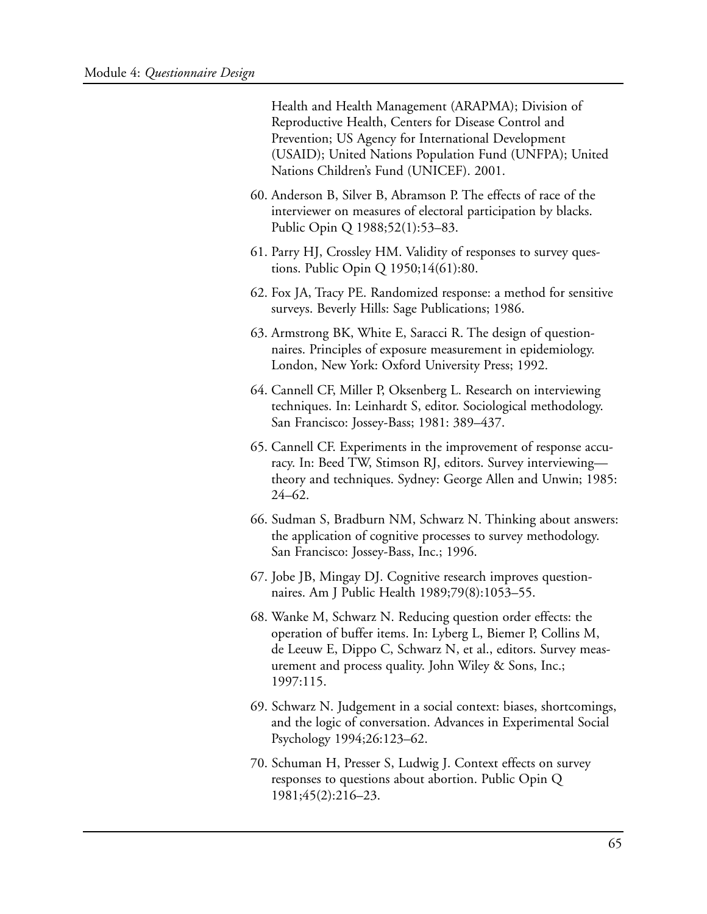Health and Health Management (ARAPMA); Division of Reproductive Health, Centers for Disease Control and Prevention; US Agency for International Development (USAID); United Nations Population Fund (UNFPA); United Nations Children's Fund (UNICEF). 2001.

60. Anderson B, Silver B, Abramson P. The effects of race of the interviewer on measures of electoral participation by blacks. Public Opin Q 1988;52(1):53–83.

61. Parry HJ, Crossley HM. Validity of responses to survey questions. Public Opin Q 1950;14(61):80.

62. Fox JA, Tracy PE. Randomized response: a method for sensitive surveys. Beverly Hills: Sage Publications; 1986.

63. Armstrong BK, White E, Saracci R. The design of questionnaires. Principles of exposure measurement in epidemiology. London, New York: Oxford University Press; 1992.

64. Cannell CF, Miller P, Oksenberg L. Research on interviewing techniques. In: Leinhardt S, editor. Sociological methodology. San Francisco: Jossey-Bass; 1981: 389–437.

65. Cannell CF. Experiments in the improvement of response accuracy. In: Beed TW, Stimson RJ, editors. Survey interviewing—theory and techniques. Sydney: George Allen and Unwin; 1985: 24–62.

66. Sudman S, Bradburn NM, Schwarz N. Thinking about answers: the application of cognitive processes to survey methodology. San Francisco: Jossey-Bass, Inc.; 1996.

67. Jobe JB, Mingay DJ. Cognitive research improves questionnaires. Am J Public Health 1989;79(8):1053–55.

68. Wanke M, Schwarz N. Reducing question order effects: the operation of buffer items. In: Lyberg L, Biemer P, Collins M, de Leeuw E, Dippo C, Schwarz N, et al., editors. Survey measurement and process quality. John Wiley & Sons, Inc.; 1997:115.

69. Schwarz N. Judgement in a social context: biases, shortcomings, and the logic of conversation. Advances in Experimental Social Psychology 1994;26:123–62.

70. Schuman H, Presser S, Ludwig J. Context effects on survey responses to questions about abortion. Public Opin Q 1981;45(2):216–23.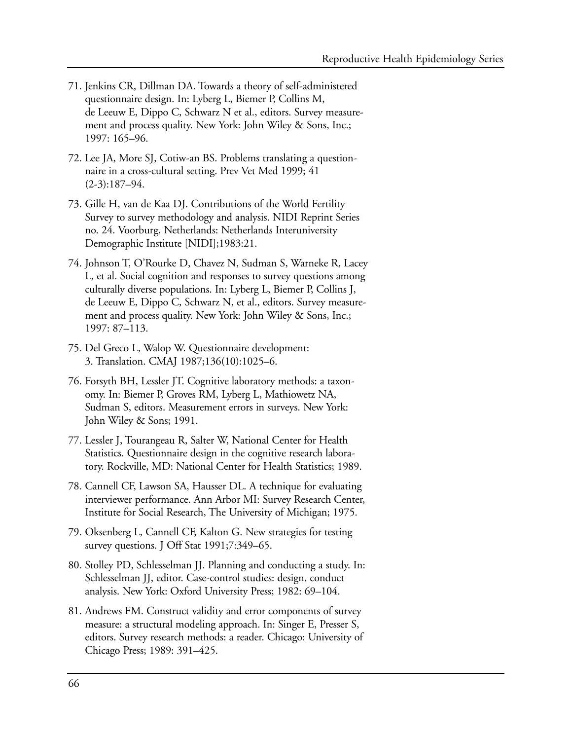71. Jenkins CR, Dillman DA. Towards a theory of self-administered questionnaire design. In: Lyberg L, Biemer P, Collins M, de Leeuw E, Dippo C, Schwarz N et al., editors. Survey measurement and process quality. New York: John Wiley & Sons, Inc.; 1997: 165–96.

72. Lee JA, More SJ, Cotiw-an BS. Problems translating a questionnaire in a cross-cultural setting. Prev Vet Med 1999; 41 (2-3):187–94.

73. Gille H, van de Kaa DJ. Contributions of the World Fertility Survey to survey methodology and analysis. NIDI Reprint Series no. 24. Voorburg, Netherlands: Netherlands Interuniversity Demographic Institute [NIDI];1983:21.

74. Johnson T, O'Rourke D, Chavez N, Sudman S, Warneke R, Lacey L, et al. Social cognition and responses to survey questions among culturally diverse populations. In: Lyberg L, Biemer P, Collins J, de Leeuw E, Dippo C, Schwarz N, et al., editors. Survey measurement and process quality. New York: John Wiley & Sons, Inc.; 1997: 87–113.

75. Del Greco L, Walop W. Questionnaire development: 3. Translation. CMAJ 1987;136(10):1025–6.

76. Forsyth BH, Lessler JT. Cognitive laboratory methods: a taxonomy. In: Biemer P, Groves RM, Lyberg L, Mathiowetz NA, Sudman S, editors. Measurement errors in surveys. New York: John Wiley & Sons; 1991.

77. Lessler J, Tourangeau R, Salter W, National Center for Health Statistics. Questionnaire design in the cognitive research laboratory. Rockville, MD: National Center for Health Statistics; 1989.

78. Cannell CF, Lawson SA, Hausser DL. A technique for evaluating interviewer performance. Ann Arbor MI: Survey Research Center, Institute for Social Research, The University of Michigan; 1975.

79. Oksenberg L, Cannell CF, Kalton G. New strategies for testing survey questions. J Off Stat 1991;7:349–65.

80. Stolley PD, Schlesselman JJ. Planning and conducting a study. In: Schlesselman JJ, editor. Case-control studies: design, conduct analysis. New York: Oxford University Press; 1982: 69–104.

81. Andrews FM. Construct validity and error components of survey measure: a structural modeling approach. In: Singer E, Presser S, editors. Survey research methods: a reader. Chicago: University of Chicago Press; 1989: 391–425.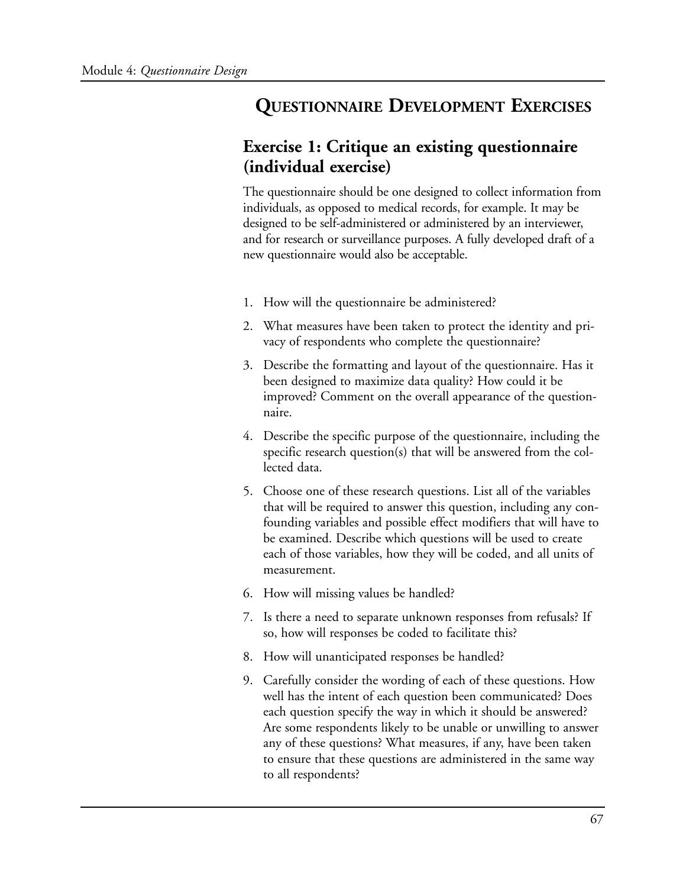# QUESTIONNAIRE DEVELOPMENT EXERCISES

## Exercise 1: Critique an existing questionnaire (individual exercise)

The questionnaire should be one designed to collect information from individuals, as opposed to medical records, for example. It may be designed to be self-administered or administered by an interviewer, and for research or surveillance purposes. A fully developed draft of a new questionnaire would also be acceptable.

1. How will the questionnaire be administered?
2. What measures have been taken to protect the identity and privacy of respondents who complete the questionnaire?
3. Describe the formatting and layout of the questionnaire. Has it been designed to maximize data quality? How could it be improved? Comment on the overall appearance of the questionnaire.
4. Describe the specific purpose of the questionnaire, including the specific research question(s) that will be answered from the collected data.
5. Choose one of these research questions. List all of the variables that will be required to answer this question, including any confounding variables and possible effect modifiers that will have to be examined. Describe which questions will be used to create each of those variables, how they will be coded, and all units of measurement.
6. How will missing values be handled?
7. Is there a need to separate unknown responses from refusals? If so, how will responses be coded to facilitate this?
8. How will unanticipated responses be handled?
9. Carefully consider the wording of each of these questions. How well has the intent of each question been communicated? Does each question specify the way in which it should be answered? Are some respondents likely to be unable or unwilling to answer any of these questions? What measures, if any, have been taken to ensure that these questions are administered in the same way to all respondents?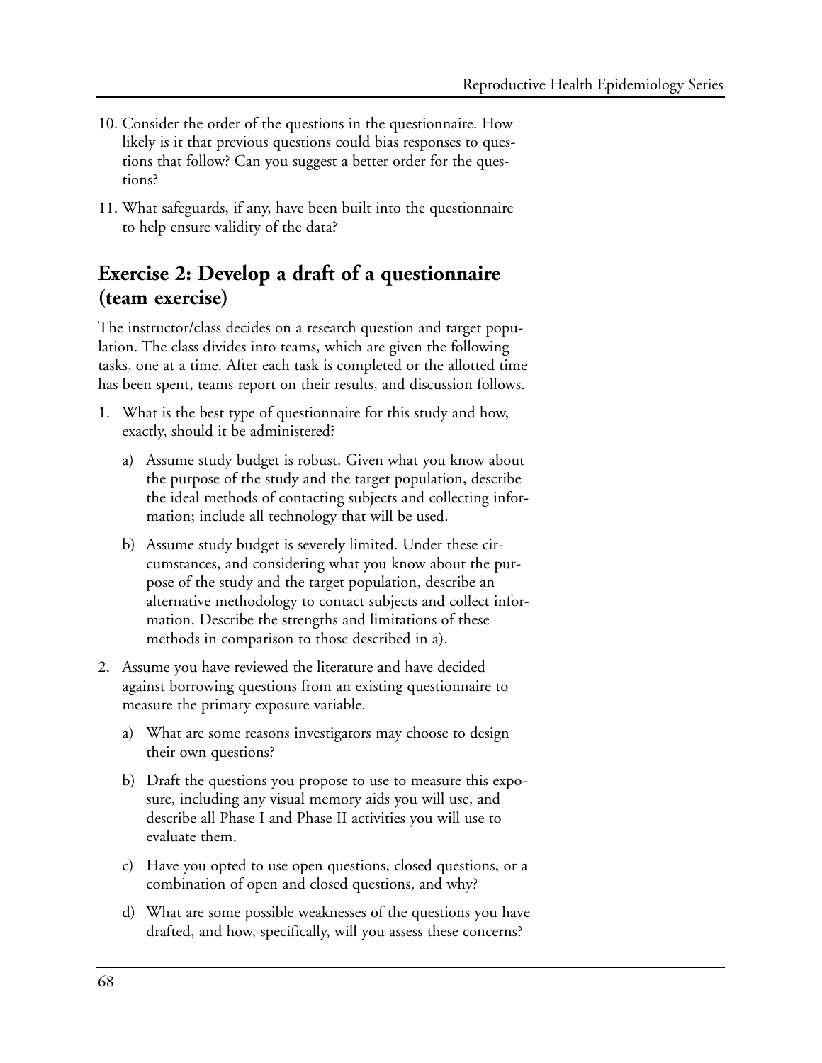10. Consider the order of the questions in the questionnaire. How likely is it that previous questions could bias responses to questions that follow? Can you suggest a better order for the questions?

11. What safeguards, if any, have been built into the questionnaire to help ensure validity of the data?

## Exercise 2: Develop a draft of a questionnaire (team exercise)

The instructor/class decides on a research question and target population. The class divides into teams, which are given the following tasks, one at a time. After each task is completed or the allotted time has been spent, teams report on their results, and discussion follows.

1. What is the best type of questionnaire for this study and how, exactly, should it be administered?

   a) Assume study budget is robust. Given what you know about the purpose of the study and the target population, describe the ideal methods of contacting subjects and collecting information; include all technology that will be used.

   b) Assume study budget is severely limited. Under these circumstances, and considering what you know about the purpose of the study and the target population, describe an alternative methodology to contact subjects and collect information. Describe the strengths and limitations of these methods in comparison to those described in a).

2. Assume you have reviewed the literature and have decided against borrowing questions from an existing questionnaire to measure the primary exposure variable.

   a) What are some reasons investigators may choose to design their own questions?

   b) Draft the questions you propose to use to measure this exposure, including any visual memory aids you will use, and describe all Phase I and Phase II activities you will use to evaluate them.

   c) Have you opted to use open questions, closed questions, or a combination of open and closed questions, and why?

   d) What are some possible weaknesses of the questions you have drafted, and how, specifically, will you assess these concerns?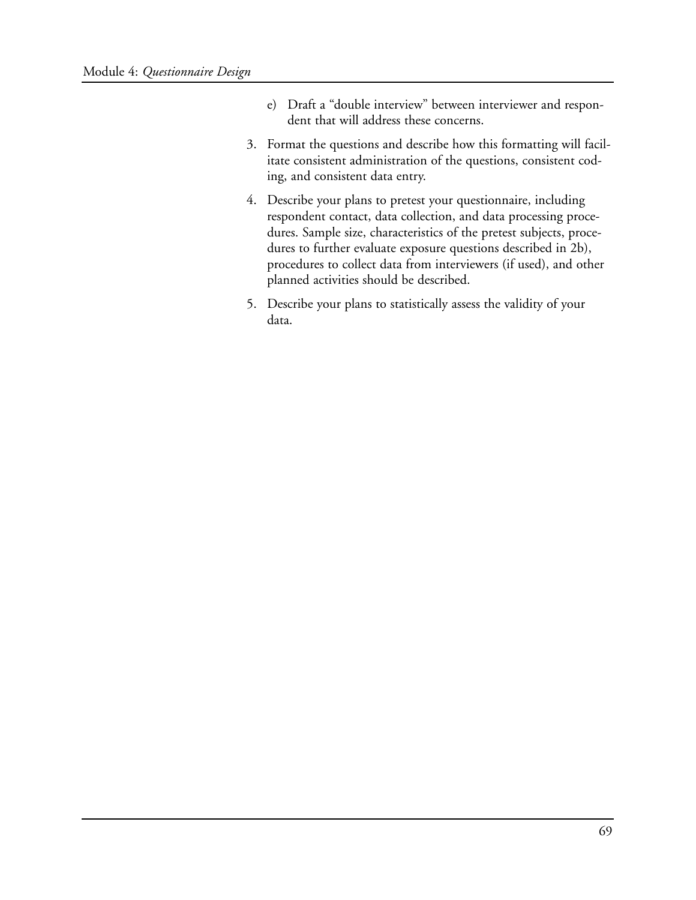e) Draft a "double interview" between interviewer and respondent that will address these concerns.

3. Format the questions and describe how this formatting will facilitate consistent administration of the questions, consistent coding, and consistent data entry.

4. Describe your plans to pretest your questionnaire, including respondent contact, data collection, and data processing procedures. Sample size, characteristics of the pretest subjects, procedures to further evaluate exposure questions described in 2b), procedures to collect data from interviewers (if used), and other planned activities should be described.

5. Describe your plans to statistically assess the validity of your data.